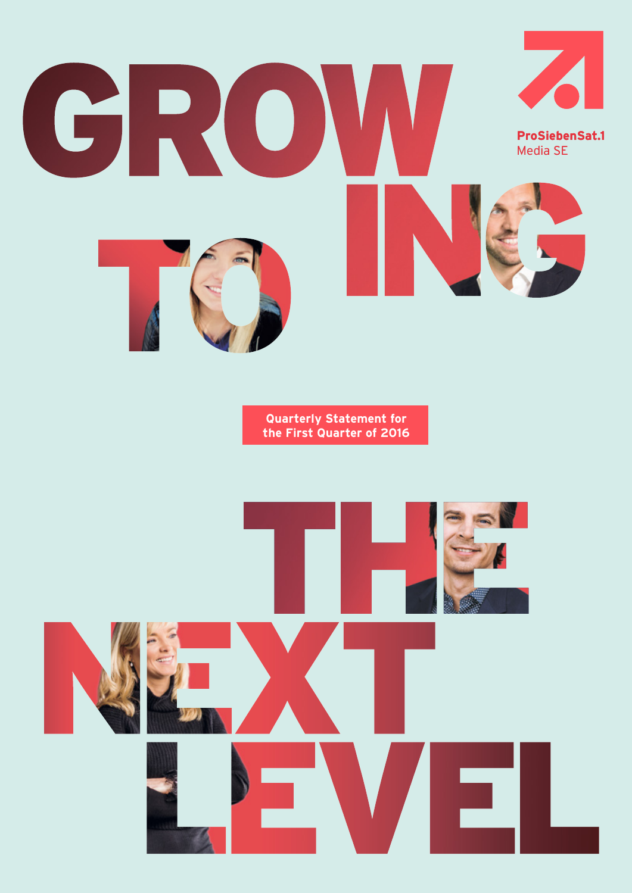# GROWING TO THE NEXT LEVEL

ProSiebenSat.1 Media SE

**Quarterly Statement for the First Quarter of 2016**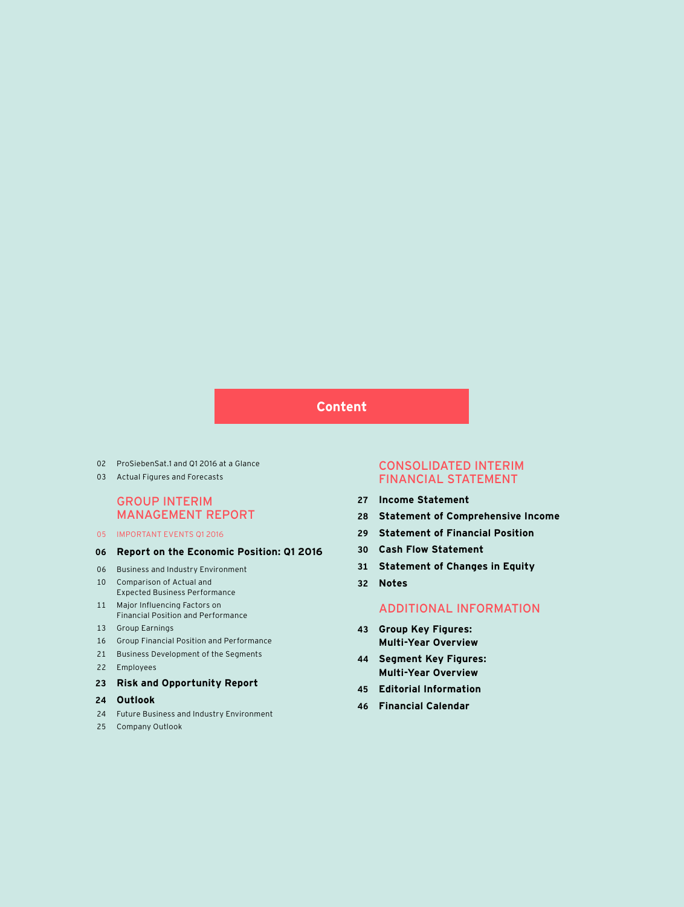# Content

02 ProSiebenSat.1 and Q1 2016 at a Glance

03 Actual Figures and Forecasts

## GROUP INTERIM MANAGEMENT REPORT

05 IMPORTANT EVENTS Q1 2016

**06 Report on the Economic Position: Q1 2016**

06 Business and Industry Environment

10 Comparison of Actual and Expected Business Performance

11 Major Influencing Factors on Financial Position and Performance

13 Group Earnings

16 Group Financial Position and Performance

21 Business Development of the Segments

22 Employees

**23 Risk and Opportunity Report**

**24 Outlook**

24 Future Business and Industry Environment

25 Company Outlook

## CONSOLIDATED INTERIM FINANCIAL STATEMENT

**27 Income Statement**

**28 Statement of Comprehensive Income**

**29 Statement of Financial Position**

**30 Cash Flow Statement**

**31 Statement of Changes in Equity**

**32 Notes**

## ADDITIONAL INFORMATION

**43 Group Key Figures: Multi-Year Overview**

**44 Segment Key Figures: Multi-Year Overview**

**45 Editorial Information**

**46 Financial Calendar**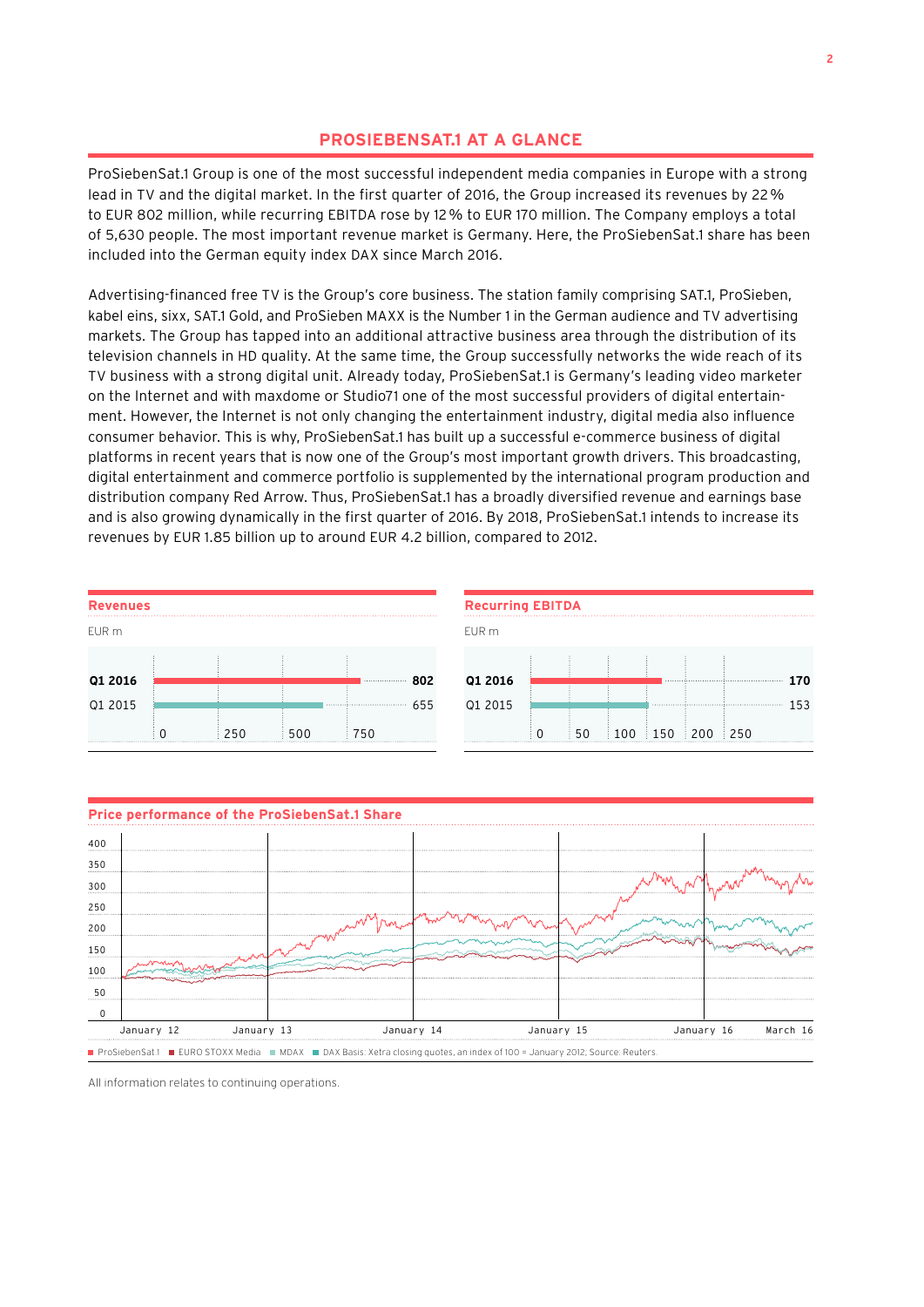# PROSIEBENSAT.1 AT A GLANCE

ProSiebenSat.1 Group is one of the most successful independent media companies in Europe with a strong lead in TV and the digital market. In the first quarter of 2016, the Group increased its revenues by 22 % to EUR 802 million, while recurring EBITDA rose by 12 % to EUR 170 million. The Company employs a total of 5,630 people. The most important revenue market is Germany. Here, the ProSiebenSat.1 share has been included into the German equity index DAX since March 2016.

Advertising-financed free TV is the Group's core business. The station family comprising SAT.1, ProSieben, kabel eins, sixx, SAT.1 Gold, and ProSieben MAXX is the Number 1 in the German audience and TV advertising markets. The Group has tapped into an additional attractive business area through the distribution of its television channels in HD quality. At the same time, the Group successfully networks the wide reach of its TV business with a strong digital unit. Already today, ProSiebenSat.1 is Germany's leading video marketer on the Internet and with maxdome or Studio71 one of the most successful providers of digital entertainment. However, the Internet is not only changing the entertainment industry, digital media also influence consumer behavior. This is why, ProSiebenSat.1 has built up a successful e-commerce business of digital platforms in recent years that is now one of the Group's most important growth drivers. This broadcasting, digital entertainment and commerce portfolio is supplemented by the international program production and distribution company Red Arrow. Thus, ProSiebenSat.1 has a broadly diversified revenue and earnings base and is also growing dynamically in the first quarter of 2016. By 2018, ProSiebenSat.1 intends to increase its revenues by EUR 1.85 billion up to around EUR 4.2 billion, compared to 2012.

**Revenues**

EUR m

| | |
|---|---|
| **Q1 2016** | **802** |
| Q1 2015 | 655 |

**Recurring EBITDA**

EUR m

| | |
|---|---|
| **Q1 2016** | **170** |
| Q1 2015 | 153 |

**Price performance of the ProSiebenSat.1 Share**

■ ProSiebenSat.1 ■ EURO STOXX Media ■ MDAX ■ DAX Basis: Xetra closing quotes, an index of 100 = January 2012; Source: Reuters.

All information relates to continuing operations.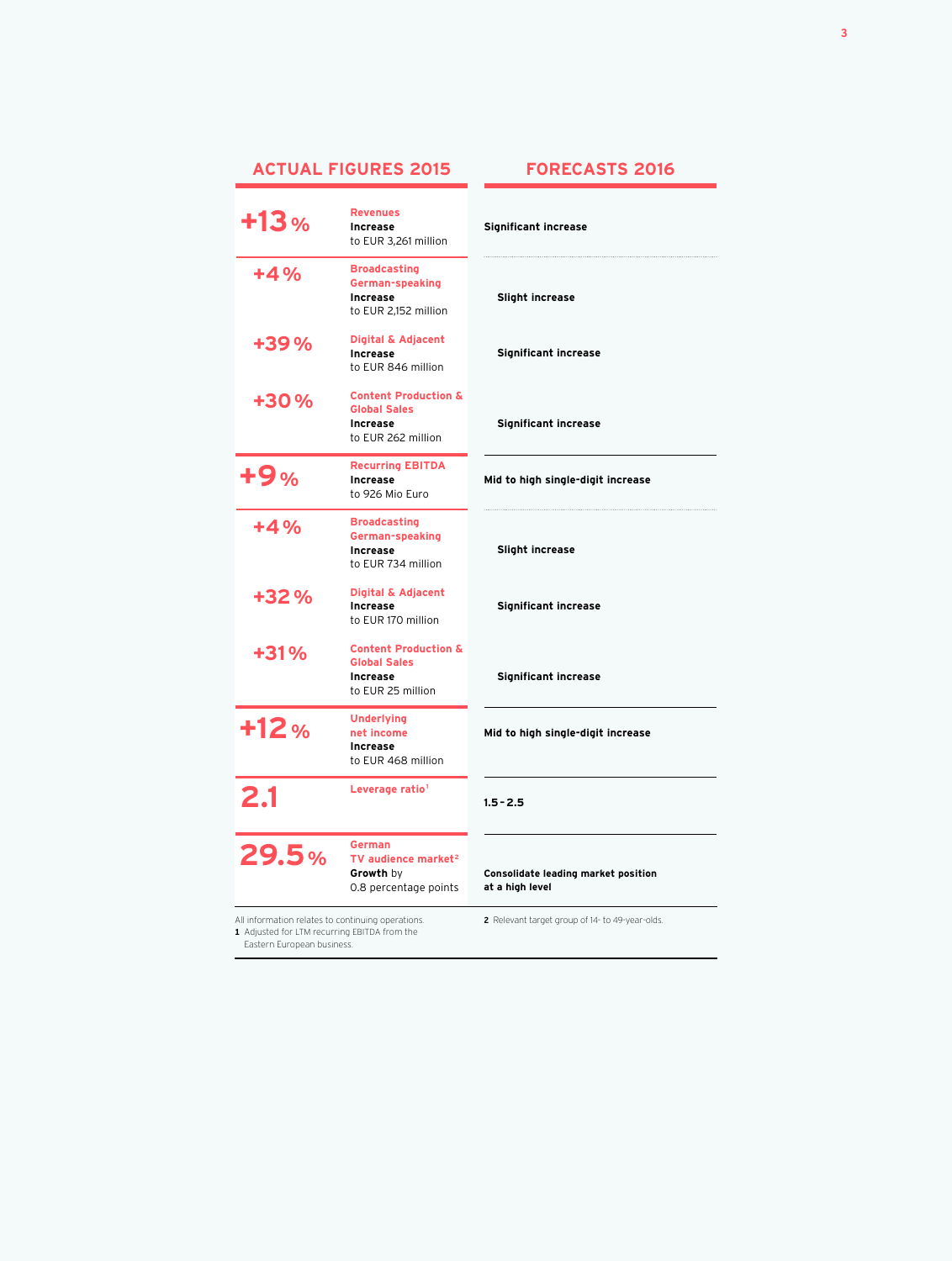| ACTUAL FIGURES 2015 | | FORECASTS 2016 |
|---|---|---|
| **+13 %** | **Revenues** Increase to EUR 3,261 million | Significant increase |
| +4 % | **Broadcasting German-speaking** Increase to EUR 2,152 million | Slight increase |
| +39 % | **Digital & Adjacent** Increase to EUR 846 million | Significant increase |
| +30 % | **Content Production & Global Sales** Increase to EUR 262 million | Significant increase |
| **+9 %** | **Recurring EBITDA** Increase to 926 Mio Euro | Mid to high single-digit increase |
| +4 % | **Broadcasting German-speaking** Increase to EUR 734 million | Slight increase |
| +32 % | **Digital & Adjacent** Increase to EUR 170 million | Significant increase |
| +31 % | **Content Production & Global Sales** Increase to EUR 25 million | Significant increase |
| **+12 %** | **Underlying net income** Increase to EUR 468 million | Mid to high single-digit increase |
| **2.1** | **Leverage ratio**[1] | 1.5 – 2.5 |
| **29.5 %** | **German TV audience market**[2] Growth by 0.8 percentage points | Consolidate leading market position at a high level |

All information relates to continuing operations.

1 Adjusted for LTM recurring EBITDA from the Eastern European business.

2 Relevant target group of 14- to 49-year-olds.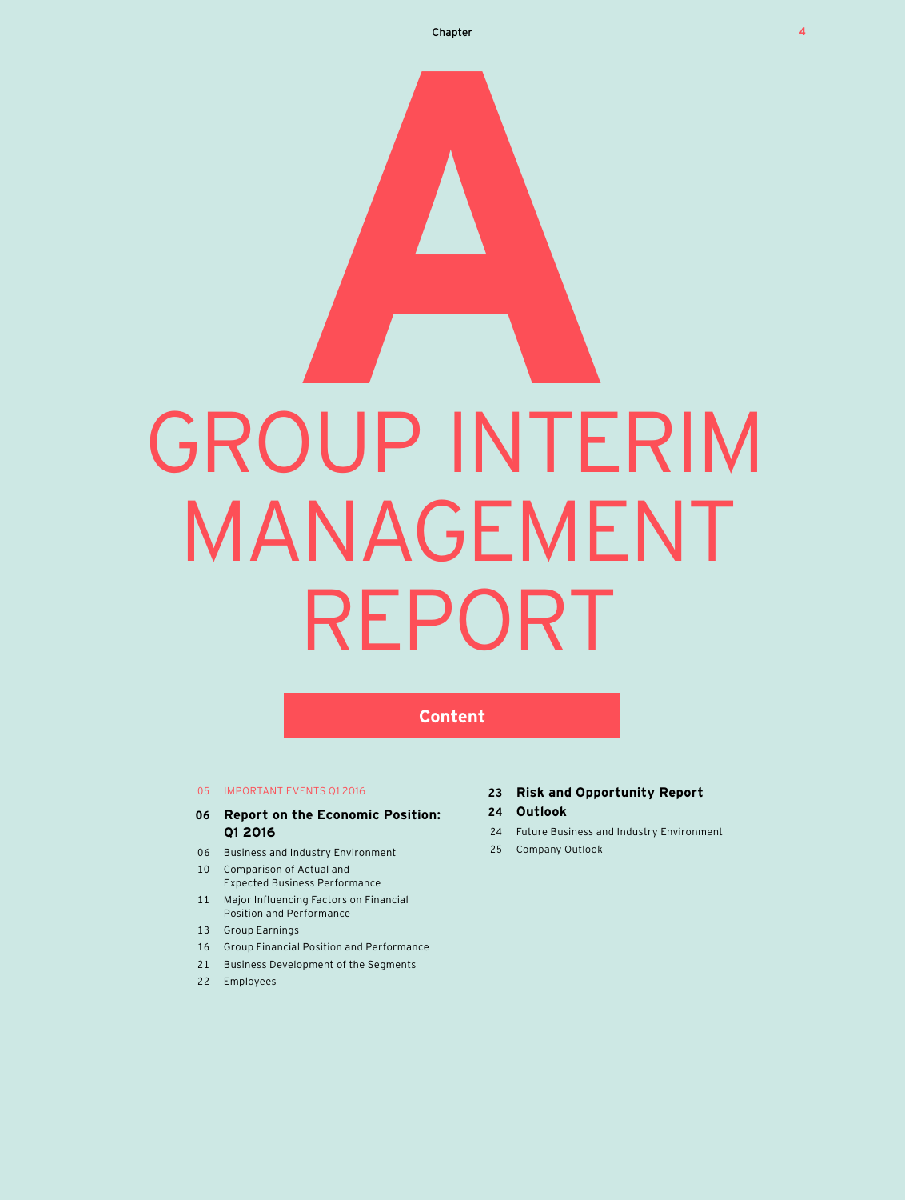# A

# GROUP INTERIM MANAGEMENT REPORT

## Content

05 IMPORTANT EVENTS Q1 2016

**06 Report on the Economic Position: Q1 2016**

06 Business and Industry Environment

10 Comparison of Actual and Expected Business Performance

11 Major Influencing Factors on Financial Position and Performance

13 Group Earnings

16 Group Financial Position and Performance

21 Business Development of the Segments

22 Employees

**23 Risk and Opportunity Report**

**24 Outlook**

24 Future Business and Industry Environment

25 Company Outlook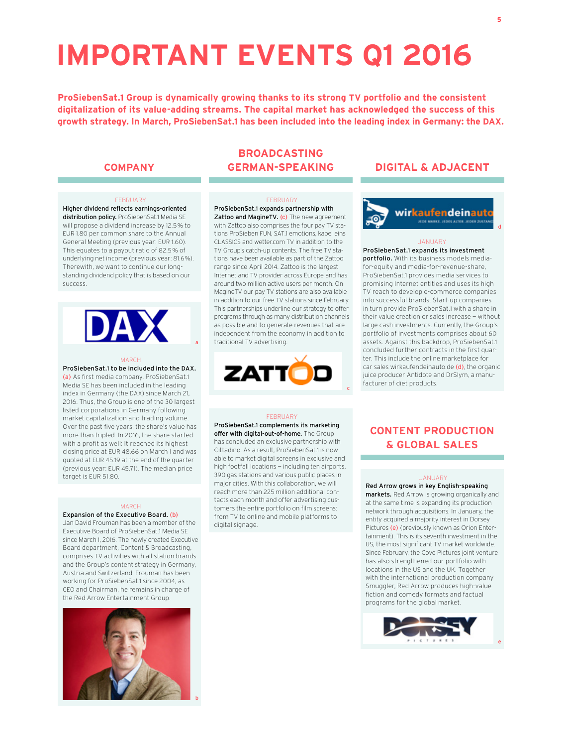# IMPORTANT EVENTS Q1 2016

**ProSiebenSat.1 Group is dynamically growing thanks to its strong TV portfolio and the consistent digitalization of its value-adding streams. The capital market has acknowledged the success of this growth strategy. In March, ProSiebenSat.1 has been included into the leading index in Germany: the DAX.**

## COMPANY

FEBRUARY

**Higher dividend reflects earnings-oriented distribution policy.** ProSiebenSat.1 Media SE will propose a dividend increase by 12.5% to EUR 1.80 per common share to the Annual General Meeting (previous year: EUR 1.60). This equates to a payout ratio of 82.5% of underlying net income (previous year: 81.6%). Therewith, we want to continue our long-standing dividend policy that is based on our success.

a

MARCH

**ProSiebenSat.1 to be included into the DAX.** (a) As first media company, ProSiebenSat.1 Media SE has been included in the leading index in Germany (the DAX) since March 21, 2016. Thus, the Group is one of the 30 largest listed corporations in Germany following market capitalization and trading volume. Over the past five years, the share's value has more than tripled. In 2016, the share started with a profit as well: It reached its highest closing price at EUR 48.66 on March 1 and was quoted at EUR 45.19 at the end of the quarter (previous year: EUR 45.71). The median price target is EUR 51.80.

MARCH

**Expansion of the Executive Board.** (b) Jan David Frouman has been a member of the Executive Board of ProSiebenSat.1 Media SE since March 1, 2016. The newly created Executive Board department, Content & Broadcasting, comprises TV activities with all station brands and the Group's content strategy in Germany, Austria and Switzerland. Frouman has been working for ProSiebenSat.1 since 2004; as CEO and Chairman, he remains in charge of the Red Arrow Entertainment Group.

b

## BROADCASTING GERMAN-SPEAKING

FEBRUARY

**ProSiebenSat.1 expands partnership with Zattoo and MagineTV.** (c) The new agreement with Zattoo also comprises the four pay TV stations ProSieben FUN, SAT.1 emotions, kabel eins CLASSICS and wetter.com TV in addition to the TV Group's catch-up contents. The free TV stations have been available as part of the Zattoo range since April 2014. Zattoo is the largest Internet and TV provider across Europe and has around two million active users per month. On MagineTV our pay TV stations are also available in addition to our free TV stations since February. This partnerships underline our strategy to offer programs through as many distribution channels as possible and to generate revenues that are independent from the economy in addition to traditional TV advertising.

c

FEBRUARY

**ProSiebenSat.1 complements its marketing offer with digital-out-of-home.** The Group has concluded an exclusive partnership with Cittadino. As a result, ProSiebenSat.1 is now able to market digital screens in exclusive and high footfall locations – including ten airports, 390 gas stations and various public places in major cities. With this collaboration, we will reach more than 225 million additional contacts each month and offer advertising customers the entire portfolio on film screens: from TV to online and mobile platforms to digital signage.

## DIGITAL & ADJACENT

d

JANUARY

**ProSiebenSat.1 expands its investment portfolio.** With its business models media-for-equity and media-for-revenue-share, ProSiebenSat.1 provides media services to promising Internet entities and uses its high TV reach to develop e-commerce companies into successful brands. Start-up companies in turn provide ProSiebenSat.1 with a share in their value creation or sales increase – without large cash investments. Currently, the Group's portfolio of investments comprises about 60 assets. Against this backdrop, ProSiebenSat.1 concluded further contracts in the first quarter. This include the online marketplace for car sales wirkaufendeinauto.de (d), the organic juice producer Antidote and DrSlym, a manufacturer of diet products.

## CONTENT PRODUCTION & GLOBAL SALES

JANUARY

**Red Arrow grows in key English-speaking markets.** Red Arrow is growing organically and at the same time is expanding its production network through acquisitions. In January, the entity acquired a majority interest in Dorsey Pictures (e) (previously known as Orion Entertainment). This is its seventh investment in the US, the most significant TV market worldwide. Since February, the Cove Pictures joint venture has also strengthened our portfolio with locations in the US and the UK. Together with the international production company Smuggler, Red Arrow produces high-value fiction and comedy formats and factual programs for the global market.

e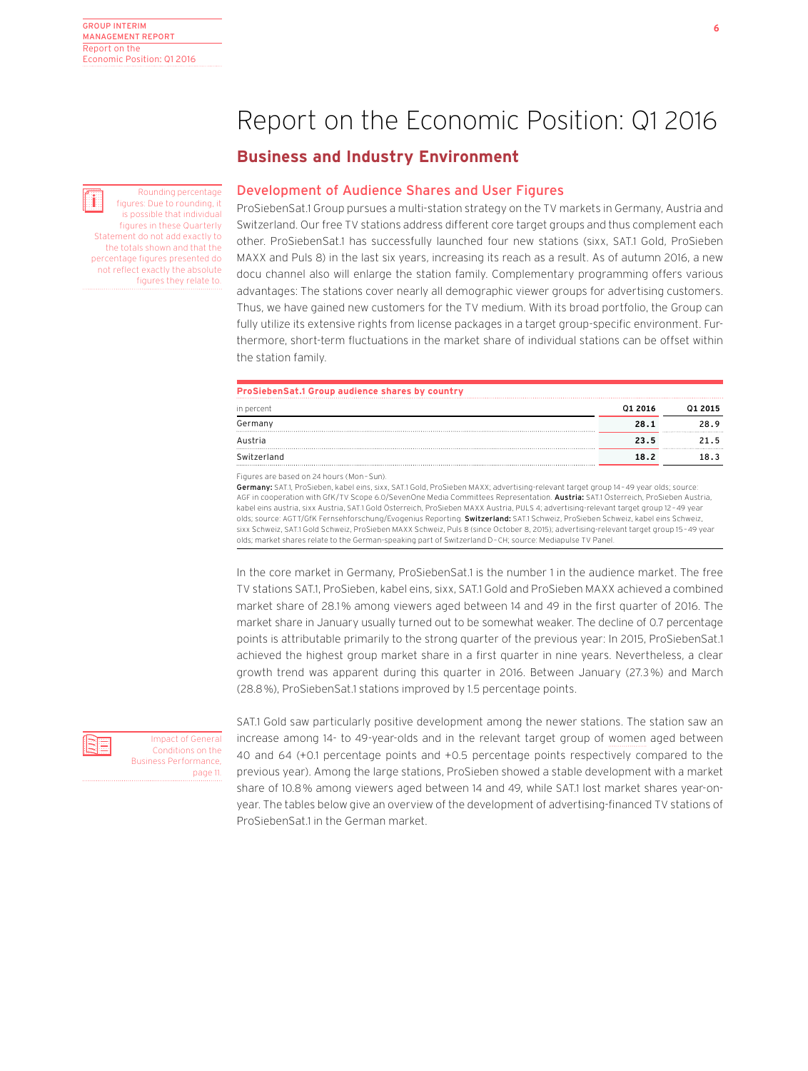# Report on the Economic Position: Q1 2016

## Business and Industry Environment

Rounding percentage figures. Due to rounding, it is possible that individual figures in these Quarterly Statement do not add exactly to the totals shown and that the percentage figures presented do not reflect exactly the absolute figures they relate to.

### Development of Audience Shares and User Figures

ProSiebenSat.1 Group pursues a multi-station strategy on the TV markets in Germany, Austria and Switzerland. Our free TV stations address different core target groups and thus complement each other. ProSiebenSat.1 has successfully launched four new stations (sixx, SAT.1 Gold, ProSieben MAXX and Puls 8) in the last six years, increasing its reach as a result. As of autumn 2016, a new docu channel also will enlarge the station family. Complementary programming offers various advantages: The stations cover nearly all demographic viewer groups for advertising customers. Thus, we have gained new customers for the TV medium. With its broad portfolio, the Group can fully utilize its extensive rights from license packages in a target group-specific environment. Furthermore, short-term fluctuations in the market share of individual stations can be offset within the station family.

**ProSiebenSat.1 Group audience shares by country**

| in percent | Q1 2016 | Q1 2015 |
|---|---|---|
| Germany | **28.1** | 28.9 |
| Austria | **23.5** | 21.5 |
| Switzerland | **18.2** | 18.3 |

Figures are based on 24 hours (Mon–Sun).
**Germany:** SAT.1, ProSieben, kabel eins, sixx, SAT.1 Gold, ProSieben MAXX; advertising-relevant target group 14–49 year olds; source: AGF in cooperation with GfK/TV Scope 6.0/SevenOne Media Committees Representation. **Austria:** SAT.1 Österreich, ProSieben Austria, kabel eins austria, sixx Austria, SAT.1 Gold Österreich, ProSieben MAXX Austria, PULS 4; advertising-relevant target group 12–49 year olds; source: AGTT/GfK Fernsehforschung/Evogenius Reporting. **Switzerland:** SAT.1 Schweiz, ProSieben Schweiz, kabel eins Schweiz, sixx Schweiz, SAT.1 Gold Schweiz, ProSieben MAXX Schweiz, Puls 8 (since October 8, 2015); advertising-relevant target group 15–49 year olds; market shares relate to the German-speaking part of Switzerland D-CH; source: Mediapulse TV Panel.

In the core market in Germany, ProSiebenSat.1 is the number 1 in the audience market. The free TV stations SAT.1, ProSieben, kabel eins, sixx, SAT.1 Gold and ProSieben MAXX achieved a combined market share of 28.1% among viewers aged between 14 and 49 in the first quarter of 2016. The market share in January usually turned out to be somewhat weaker. The decline of 0.7 percentage points is attributable primarily to the strong quarter of the previous year: In 2015, ProSiebenSat.1 achieved the highest group market share in a first quarter in nine years. Nevertheless, a clear growth trend was apparent during this quarter in 2016. Between January (27.3%) and March (28.8%), ProSiebenSat.1 stations improved by 1.5 percentage points.

Impact of General Conditions on the Business Performance, page 11.

SAT.1 Gold saw particularly positive development among the newer stations. The station saw an increase among 14- to 49-year-olds and in the relevant target group of women aged between 40 and 64 (+0.1 percentage points and +0.5 percentage points respectively compared to the previous year). Among the large stations, ProSieben showed a stable development with a market share of 10.8% among viewers aged between 14 and 49, while SAT.1 lost market shares year-on-year. The tables below give an overview of the development of advertising-financed TV stations of ProSiebenSat.1 in the German market.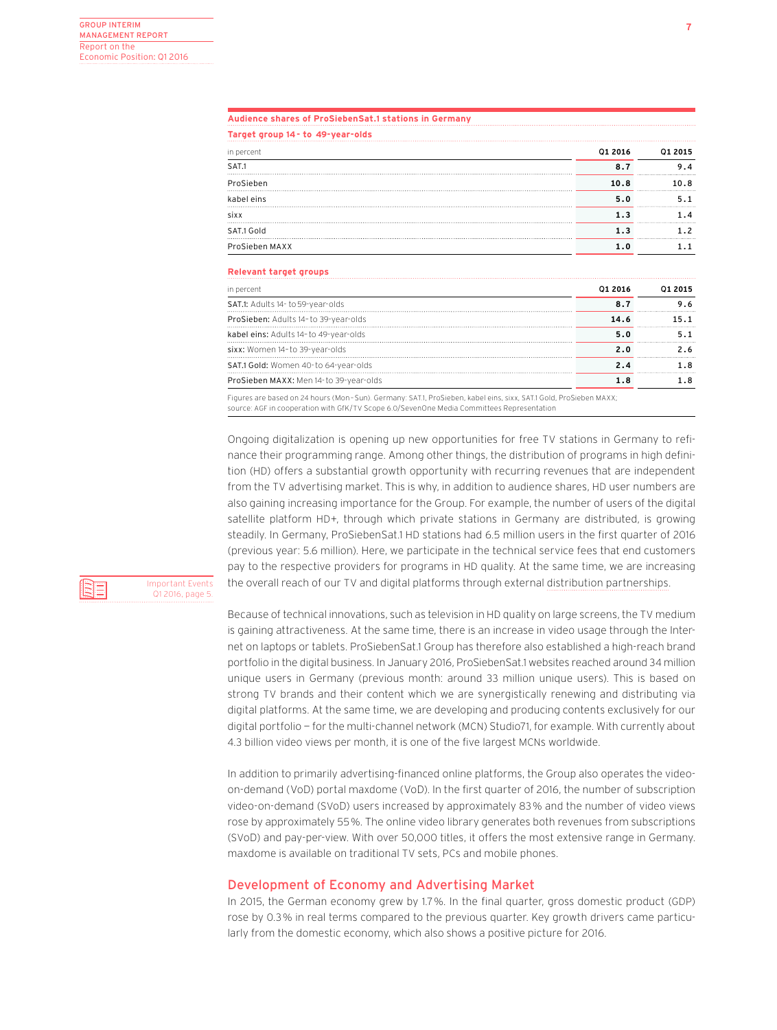**Audience shares of ProSiebenSat.1 stations in Germany**

**Target group 14- to 49-year-olds**

| in percent | Q1 2016 | Q1 2015 |
|---|---|---|
| SAT.1 | **8.7** | 9.4 |
| ProSieben | **10.8** | 10.8 |
| kabel eins | **5.0** | 5.1 |
| sixx | **1.3** | 1.4 |
| SAT.1 Gold | **1.3** | 1.2 |
| ProSieben MAXX | **1.0** | 1.1 |

**Relevant target groups**

| in percent | Q1 2016 | Q1 2015 |
|---|---|---|
| **SAT.1:** Adults 14- to 59-year-olds | **8.7** | 9.6 |
| **ProSieben:** Adults 14- to 39-year-olds | **14.6** | 15.1 |
| **kabel eins:** Adults 14- to 49-year-olds | **5.0** | 5.1 |
| **sixx:** Women 14- to 39-year-olds | **2.0** | 2.6 |
| **SAT.1 Gold:** Women 40- to 64-year-olds | **2.4** | 1.8 |
| **ProSieben MAXX:** Men 14- to 39-year-olds | **1.8** | 1.8 |

Figures are based on 24 hours (Mon–Sun). Germany: SAT.1, ProSieben, kabel eins, sixx, SAT.1 Gold, ProSieben MAXX; source: AGF in cooperation with GfK/TV Scope 6.0/SevenOne Media Committees Representation

Ongoing digitalization is opening up new opportunities for free TV stations in Germany to refinance their programming range. Among other things, the distribution of programs in high definition (HD) offers a substantial growth opportunity with recurring revenues that are independent from the TV advertising market. This is why, in addition to audience shares, HD user numbers are also gaining increasing importance for the Group. For example, the number of users of the digital satellite platform HD+, through which private stations in Germany are distributed, is growing steadily. In Germany, ProSiebenSat.1 HD stations had 6.5 million users in the first quarter of 2016 (previous year: 5.6 million). Here, we participate in the technical service fees that end customers pay to the respective providers for programs in HD quality. At the same time, we are increasing the overall reach of our TV and digital platforms through external distribution partnerships.

Important Events Q1 2016, page 5.

Because of technical innovations, such as television in HD quality on large screens, the TV medium is gaining attractiveness. At the same time, there is an increase in video usage through the Internet on laptops or tablets. ProSiebenSat.1 Group has therefore also established a high-reach brand portfolio in the digital business. In January 2016, ProSiebenSat.1 websites reached around 34 million unique users in Germany (previous month: around 33 million unique users). This is based on strong TV brands and their content which we are synergistically renewing and distributing via digital platforms. At the same time, we are developing and producing contents exclusively for our digital portfolio – for the multi-channel network (MCN) Studio71, for example. With currently about 4.3 billion video views per month, it is one of the five largest MCNs worldwide.

In addition to primarily advertising-financed online platforms, the Group also operates the video-on-demand (VoD) portal maxdome (VoD). In the first quarter of 2016, the number of subscription video-on-demand (SVoD) users increased by approximately 83% and the number of video views rose by approximately 55%. The online video library generates both revenues from subscriptions (SVoD) and pay-per-view. With over 50,000 titles, it offers the most extensive range in Germany. maxdome is available on traditional TV sets, PCs and mobile phones.

## Development of Economy and Advertising Market

In 2015, the German economy grew by 1.7%. In the final quarter, gross domestic product (GDP) rose by 0.3% in real terms compared to the previous quarter. Key growth drivers came particularly from the domestic economy, which also shows a positive picture for 2016.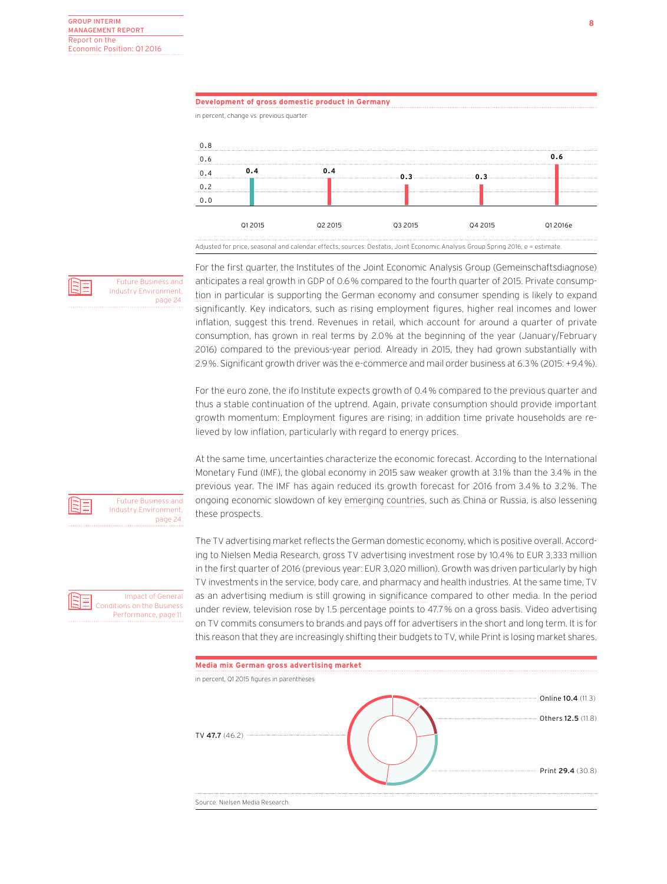**Development of gross domestic product in Germany**

in percent, change vs. previous quarter

| Q1 2015 | Q2 2015 | Q3 2015 | Q4 2015 | Q1 2016e |
|---|---|---|---|---|
| 0.4 | 0.4 | 0.3 | 0.3 | 0.6 |

Adjusted for price, seasonal and calendar effects; sources: Destatis, Joint Economic Analysis Group Spring 2016, e = estimate.

Future Business and Industry Environment, page 24.

For the first quarter, the Institutes of the Joint Economic Analysis Group (Gemeinschaftsdiagnose) anticipates a real growth in GDP of 0.6% compared to the fourth quarter of 2015. Private consumption in particular is supporting the German economy and consumer spending is likely to expand significantly. Key indicators, such as rising employment figures, higher real incomes and lower inflation, suggest this trend. Revenues in retail, which account for around a quarter of private consumption, has grown in real terms by 2.0% at the beginning of the year (January/February 2016) compared to the previous-year period. Already in 2015, they had grown substantially with 2.9%. Significant growth driver was the e-commerce and mail order business at 6.3% (2015: +9.4%).

For the euro zone, the ifo Institute expects growth of 0.4% compared to the previous quarter and thus a stable continuation of the uptrend. Again, private consumption should provide important growth momentum: Employment figures are rising; in addition time private households are relieved by low inflation, particularly with regard to energy prices.

Future Business and Industry Environment, page 24.

At the same time, uncertainties characterize the economic forecast. According to the International Monetary Fund (IMF), the global economy in 2015 saw weaker growth at 3.1% than the 3.4% in the previous year. The IMF has again reduced its growth forecast for 2016 from 3.4% to 3.2%. The ongoing economic slowdown of key emerging countries, such as China or Russia, is also lessening these prospects.

Impact of General Conditions on the Business Performance, page 11.

The TV advertising market reflects the German domestic economy, which is positive overall. According to Nielsen Media Research, gross TV advertising investment rose by 10.4% to EUR 3,333 million in the first quarter of 2016 (previous year: EUR 3,020 million). Growth was driven particularly by high TV investments in the service, body care, and pharmacy and health industries. At the same time, TV as an advertising medium is still growing in significance compared to other media. In the period under review, television rose by 1.5 percentage points to 47.7% on a gross basis. Video advertising on TV commits consumers to brands and pays off for advertisers in the short and long term. It is for this reason that they are increasingly shifting their budgets to TV, while Print is losing market shares.

**Media mix German gross advertising market**

in percent, Q1 2015 figures in parentheses

| Medium | Q1 2016 | (Q1 2015) |
|---|---|---|
| TV | 47.7 | (46.2) |
| Online | 10.4 | (11.3) |
| Others | 12.5 | (11.8) |
| Print | 29.4 | (30.8) |

Source: Nielsen Media Research.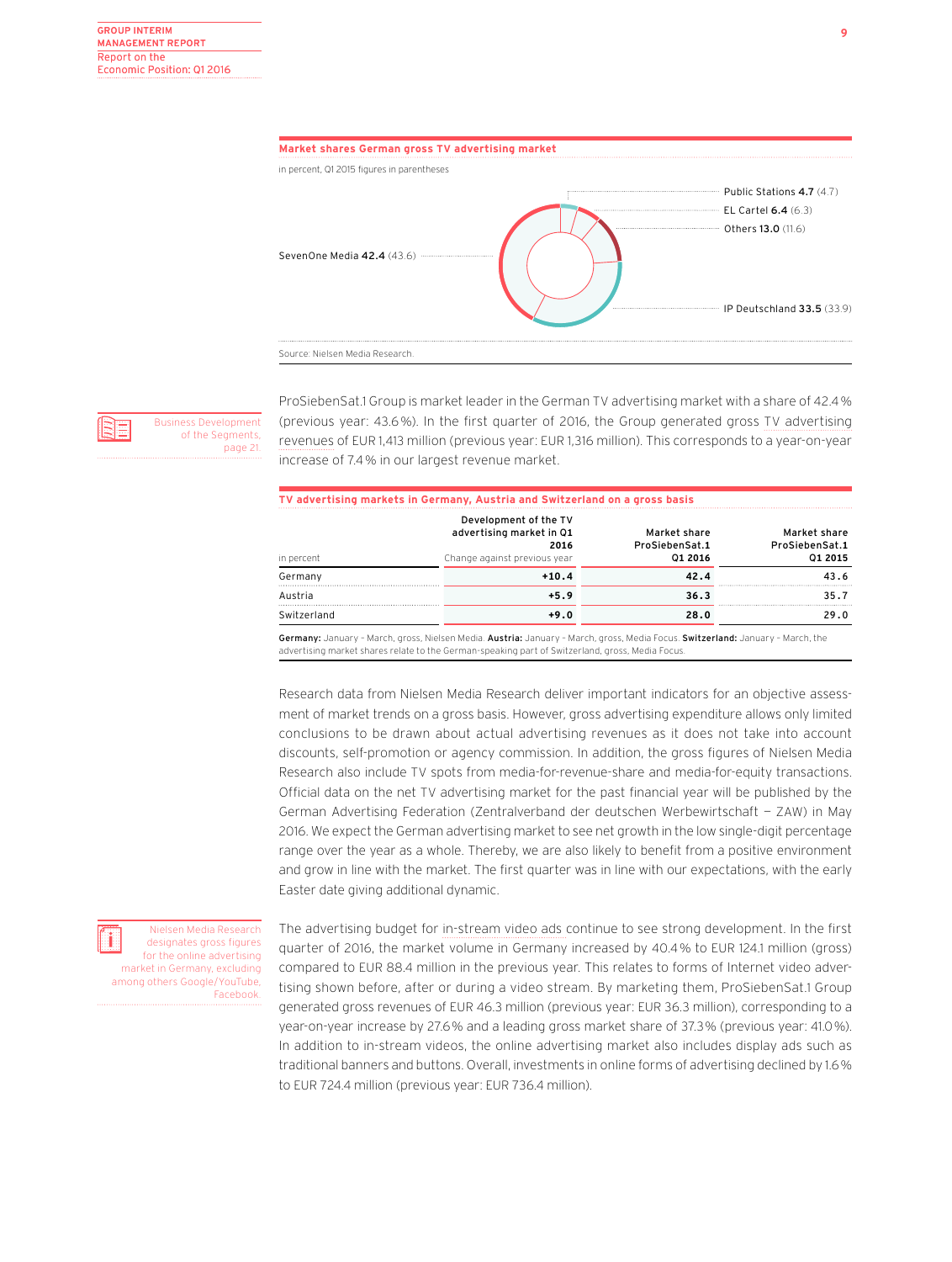**Market shares German gross TV advertising market**

in percent, Q1 2015 figures in parentheses

Public Stations 4.7 (4.7)
EL Cartel 6.4 (6.3)
Others 13.0 (11.6)
SevenOne Media 42.4 (43.6)
IP Deutschland 33.5 (33.9)

Source: Nielsen Media Research.

Business Development of the Segments, page 21.

ProSiebenSat.1 Group is market leader in the German TV advertising market with a share of 42.4% (previous year: 43.6%). In the first quarter of 2016, the Group generated gross TV advertising revenues of EUR 1,413 million (previous year: EUR 1,316 million). This corresponds to a year-on-year increase of 7.4% in our largest revenue market.

**TV advertising markets in Germany, Austria and Switzerland on a gross basis**

| in percent | Development of the TV advertising market in Q1 2016<br>Change against previous year | Market share ProSiebenSat.1 Q1 2016 | Market share ProSiebenSat.1 Q1 2015 |
|---|---|---|---|
| Germany | +10.4 | 42.4 | 43.6 |
| Austria | +5.9 | 36.3 | 35.7 |
| Switzerland | +9.0 | 28.0 | 29.0 |

**Germany:** January – March, gross, Nielsen Media. **Austria:** January – March, gross, Media Focus. **Switzerland:** January – March, the advertising market shares relate to the German-speaking part of Switzerland, gross, Media Focus.

Research data from Nielsen Media Research deliver important indicators for an objective assessment of market trends on a gross basis. However, gross advertising expenditure allows only limited conclusions to be drawn about actual advertising revenues as it does not take into account discounts, self-promotion or agency commission. In addition, the gross figures of Nielsen Media Research also include TV spots from media-for-revenue-share and media-for-equity transactions. Official data on the net TV advertising market for the past financial year will be published by the German Advertising Federation (Zentralverband der deutschen Werbewirtschaft — ZAW) in May 2016. We expect the German advertising market to see net growth in the low single-digit percentage range over the year as a whole. Thereby, we are also likely to benefit from a positive environment and grow in line with the market. The first quarter was in line with our expectations, with the early Easter date giving additional dynamic.

Nielsen Media Research designates gross figures for the online advertising market in Germany, excluding among others Google/YouTube, Facebook.

The advertising budget for in-stream video ads continue to see strong development. In the first quarter of 2016, the market volume in Germany increased by 40.4% to EUR 124.1 million (gross) compared to EUR 88.4 million in the previous year. This relates to forms of Internet video advertising shown before, after or during a video stream. By marketing them, ProSiebenSat.1 Group generated gross revenues of EUR 46.3 million (previous year: EUR 36.3 million), corresponding to a year-on-year increase by 27.6% and a leading gross market share of 37.3% (previous year: 41.0%). In addition to in-stream videos, the online advertising market also includes display ads such as traditional banners and buttons. Overall, investments in online forms of advertising declined by 1.6% to EUR 724.4 million (previous year: EUR 736.4 million).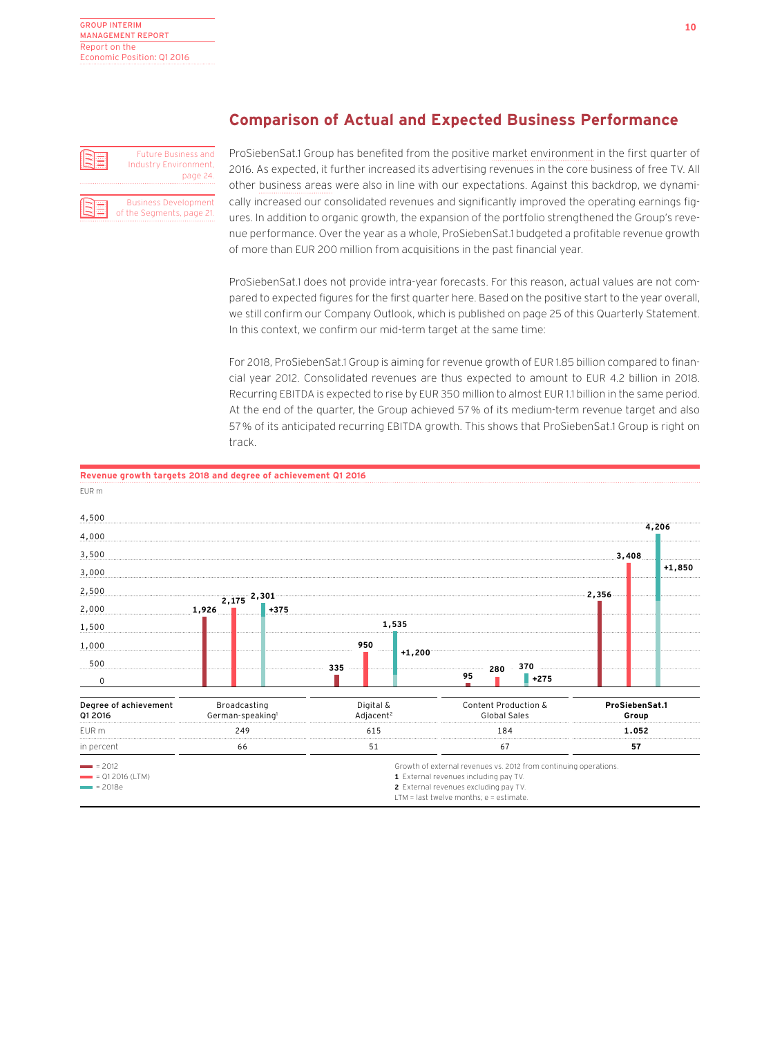## Comparison of Actual and Expected Business Performance

Future Business and Industry Environment, page 24.

Business Development of the Segments, page 21.

ProSiebenSat.1 Group has benefited from the positive market environment in the first quarter of 2016. As expected, it further increased its advertising revenues in the core business of free TV. All other business areas were also in line with our expectations. Against this backdrop, we dynamically increased our consolidated revenues and significantly improved the operating earnings figures. In addition to organic growth, the expansion of the portfolio strengthened the Group's revenue performance. Over the year as a whole, ProSiebenSat.1 budgeted a profitable revenue growth of more than EUR 200 million from acquisitions in the past financial year.

ProSiebenSat.1 does not provide intra-year forecasts. For this reason, actual values are not compared to expected figures for the first quarter here. Based on the positive start to the year overall, we still confirm our Company Outlook, which is published on page 25 of this Quarterly Statement. In this context, we confirm our mid-term target at the same time:

For 2018, ProSiebenSat.1 Group is aiming for revenue growth of EUR 1.85 billion compared to financial year 2012. Consolidated revenues are thus expected to amount to EUR 4.2 billion in 2018. Recurring EBITDA is expected to rise by EUR 350 million to almost EUR 1.1 billion in the same period. At the end of the quarter, the Group achieved 57% of its medium-term revenue target and also 57% of its anticipated recurring EBITDA growth. This shows that ProSiebenSat.1 Group is right on track.

**Revenue growth targets 2018 and degree of achievement Q1 2016**

EUR m

| | 2012 | Q1 2016 (LTM) | 2018e | Growth target |
|---|---|---|---|---|
| Broadcasting German-speaking[1] | 1,926 | 2,175 | 2,301 | +375 |
| Digital & Adjacent[2] | 335 | 950 | 1,535 | +1,200 |
| Content Production & Global Sales | 95 | 280 | 370 | +275 |
| ProSiebenSat.1 Group | 2,356 | 3,408 | 4,206 | +1,850 |

| Degree of achievement Q1 2016 | Broadcasting German-speaking[1] | Digital & Adjacent[2] | Content Production & Global Sales | **ProSiebenSat.1 Group** |
|---|---|---|---|---|
| EUR m | 249 | 615 | 184 | **1.052** |
| in percent | 66 | 51 | 67 | **57** |

Growth of external revenues vs. 2012 from continuing operations.
1 External revenues including pay TV.
2 External revenues excluding pay TV.
LTM = last twelve months; e = estimate.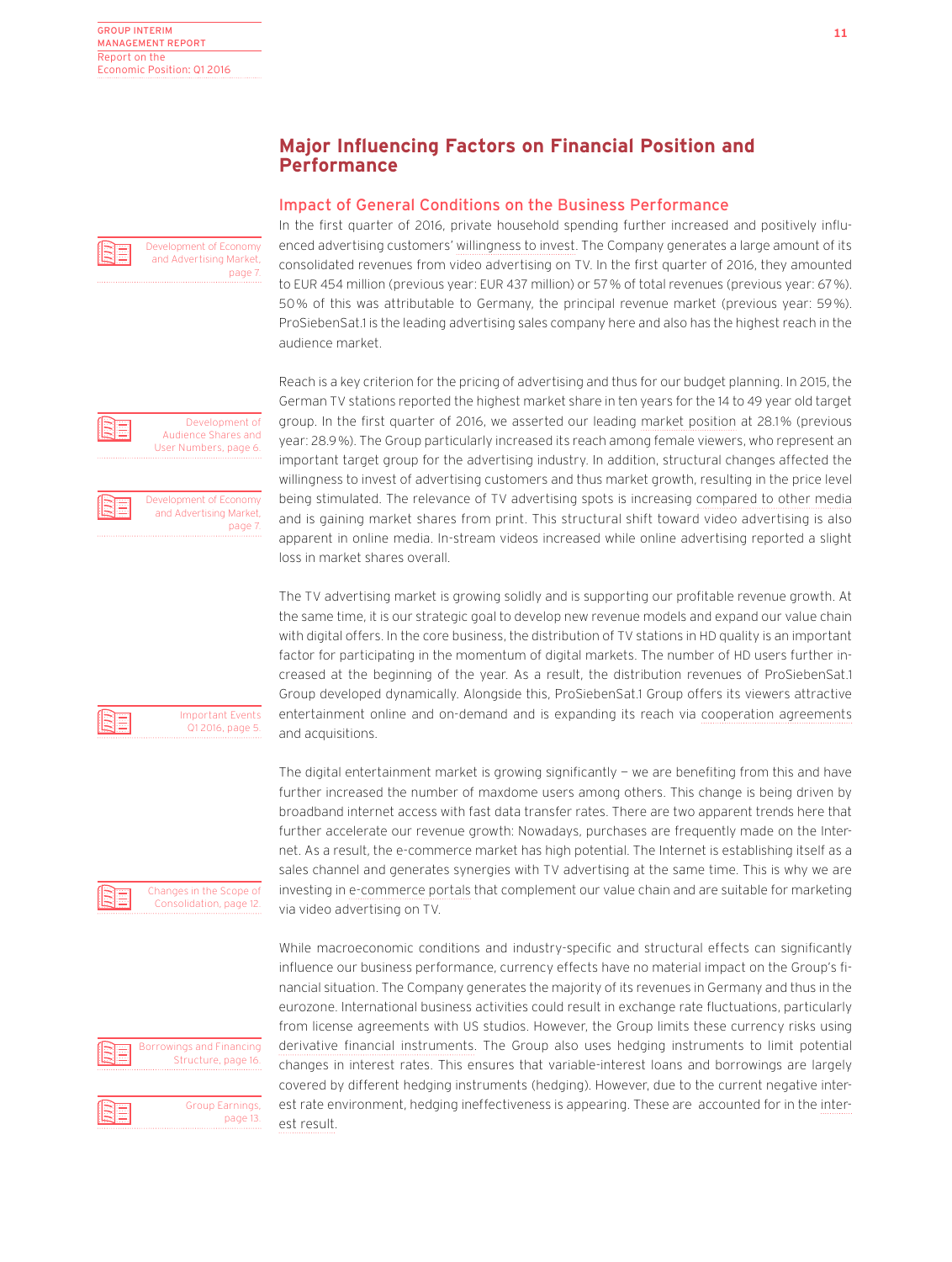## Major Influencing Factors on Financial Position and Performance

### Impact of General Conditions on the Business Performance

Development of Economy and Advertising Market, page 7.

In the first quarter of 2016, private household spending further increased and positively influenced advertising customers' willingness to invest. The Company generates a large amount of its consolidated revenues from video advertising on TV. In the first quarter of 2016, they amounted to EUR 454 million (previous year: EUR 437 million) or 57% of total revenues (previous year: 67%). 50% of this was attributable to Germany, the principal revenue market (previous year: 59%). ProSiebenSat.1 is the leading advertising sales company here and also has the highest reach in the audience market.

Development of Audience Shares and User Numbers, page 6.

Development of Economy and Advertising Market, page 7.

Reach is a key criterion for the pricing of advertising and thus for our budget planning. In 2015, the German TV stations reported the highest market share in ten years for the 14 to 49 year old target group. In the first quarter of 2016, we asserted our leading market position at 28.1% (previous year: 28.9%). The Group particularly increased its reach among female viewers, who represent an important target group for the advertising industry. In addition, structural changes affected the willingness to invest of advertising customers and thus market growth, resulting in the price level being stimulated. The relevance of TV advertising spots is increasing compared to other media and is gaining market shares from print. This structural shift toward video advertising is also apparent in online media. In-stream videos increased while online advertising reported a slight loss in market shares overall.

Important Events Q1 2016, page 5.

The TV advertising market is growing solidly and is supporting our profitable revenue growth. At the same time, it is our strategic goal to develop new revenue models and expand our value chain with digital offers. In the core business, the distribution of TV stations in HD quality is an important factor for participating in the momentum of digital markets. The number of HD users further increased at the beginning of the year. As a result, the distribution revenues of ProSiebenSat.1 Group developed dynamically. Alongside this, ProSiebenSat.1 Group offers its viewers attractive entertainment online and on-demand and is expanding its reach via cooperation agreements and acquisitions.

Changes in the Scope of Consolidation, page 12.

The digital entertainment market is growing significantly — we are benefiting from this and have further increased the number of maxdome users among others. This change is being driven by broadband internet access with fast data transfer rates. There are two apparent trends here that further accelerate our revenue growth: Nowadays, purchases are frequently made on the Internet. As a result, the e-commerce market has high potential. The Internet is establishing itself as a sales channel and generates synergies with TV advertising at the same time. This is why we are investing in e-commerce portals that complement our value chain and are suitable for marketing via video advertising on TV.

Borrowings and Financing Structure, page 16.

Group Earnings, page 13.

While macroeconomic conditions and industry-specific and structural effects can significantly influence our business performance, currency effects have no material impact on the Group's financial situation. The Company generates the majority of its revenues in Germany and thus in the eurozone. International business activities could result in exchange rate fluctuations, particularly from license agreements with US studios. However, the Group limits these currency risks using derivative financial instruments. The Group also uses hedging instruments to limit potential changes in interest rates. This ensures that variable-interest loans and borrowings are largely covered by different hedging instruments (hedging). However, due to the current negative interest rate environment, hedging ineffectiveness is appearing. These are accounted for in the interest result.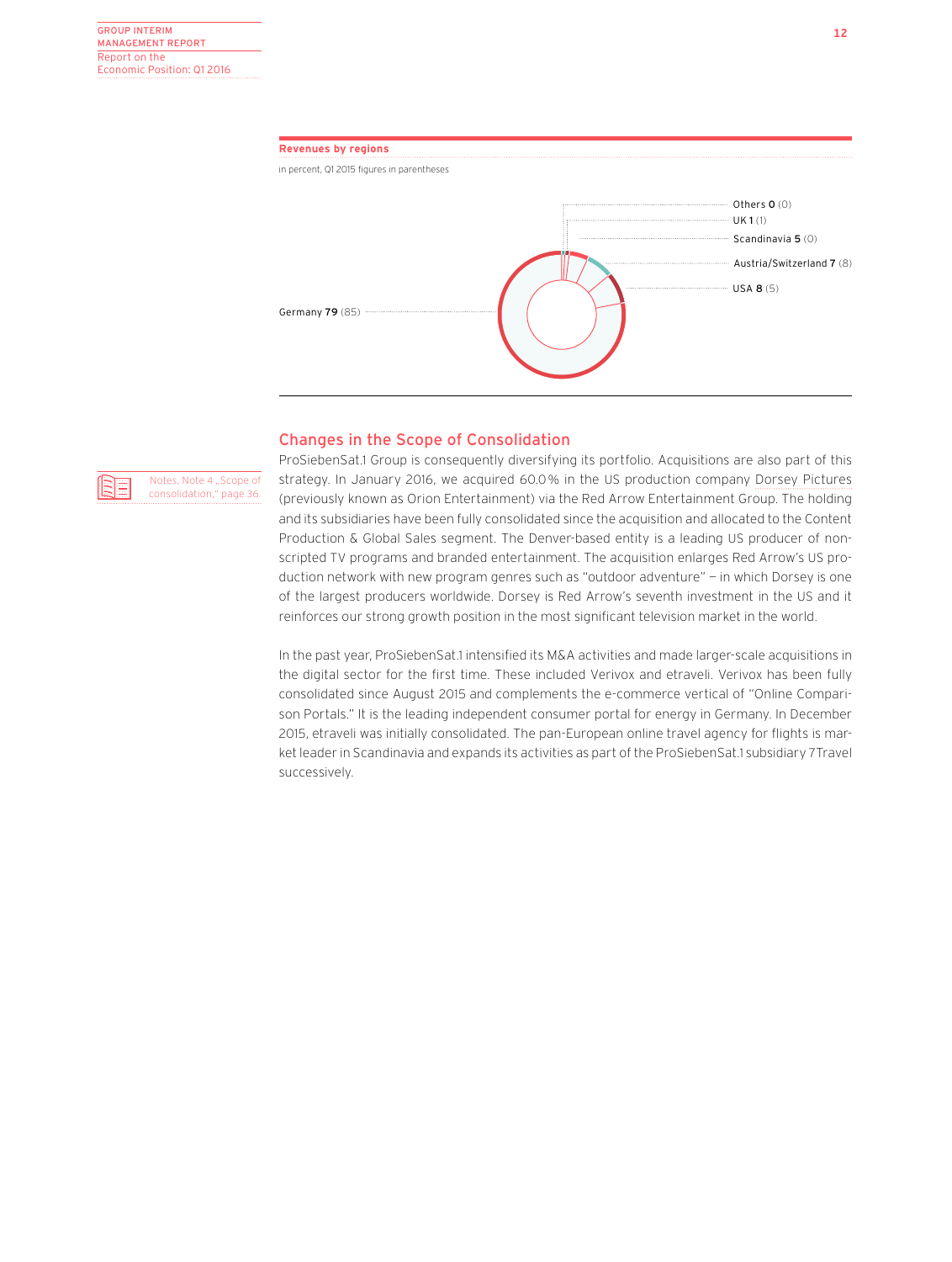**Revenues by regions**

in percent, Q1 2015 figures in parentheses

- Germany **79** (85)
- USA **8** (5)
- Austria/Switzerland **7** (8)
- Scandinavia **5** (0)
- UK **1** (1)
- Others **0** (0)

## Changes in the Scope of Consolidation

Notes, Note 4 „Scope of consolidation," page 36.

ProSiebenSat.1 Group is consequently diversifying its portfolio. Acquisitions are also part of this strategy. In January 2016, we acquired 60.0% in the US production company Dorsey Pictures (previously known as Orion Entertainment) via the Red Arrow Entertainment Group. The holding and its subsidiaries have been fully consolidated since the acquisition and allocated to the Content Production & Global Sales segment. The Denver-based entity is a leading US producer of non-scripted TV programs and branded entertainment. The acquisition enlarges Red Arrow's US production network with new program genres such as "outdoor adventure" — in which Dorsey is one of the largest producers worldwide. Dorsey is Red Arrow's seventh investment in the US and it reinforces our strong growth position in the most significant television market in the world.

In the past year, ProSiebenSat.1 intensified its M&A activities and made larger-scale acquisitions in the digital sector for the first time. These included Verivox and etraveli. Verivox has been fully consolidated since August 2015 and complements the e-commerce vertical of "Online Comparison Portals." It is the leading independent consumer portal for energy in Germany. In December 2015, etraveli was initially consolidated. The pan-European online travel agency for flights is market leader in Scandinavia and expands its activities as part of the ProSiebenSat.1 subsidiary 7Travel successively.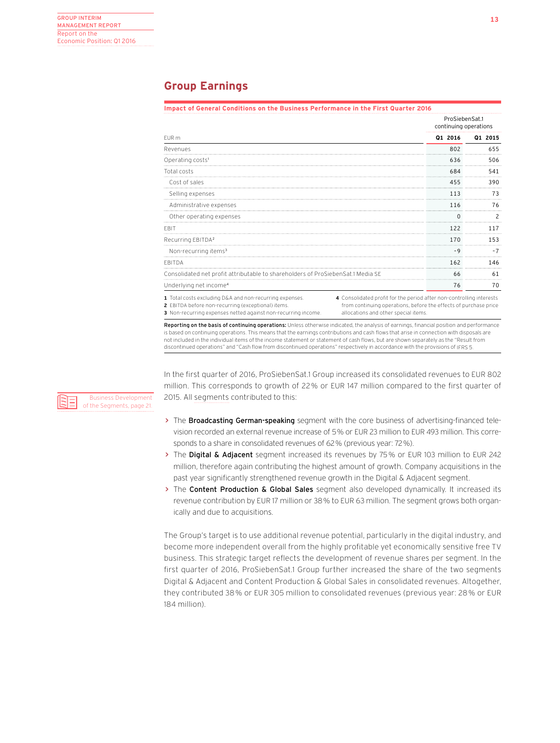## Group Earnings

**Impact of General Conditions on the Business Performance in the First Quarter 2016**

| EUR m | ProSiebenSat.1 continuing operations Q1 2016 | Q1 2015 |
|---|---|---|
| Revenues | 802 | 655 |
| Operating costs[1] | 636 | 506 |
| Total costs | 684 | 541 |
| Cost of sales | 455 | 390 |
| Selling expenses | 113 | 73 |
| Administrative expenses | 116 | 76 |
| Other operating expenses | 0 | 2 |
| EBIT | 122 | 117 |
| Recurring EBITDA[2] | 170 | 153 |
| Non-recurring items[3] | -9 | -7 |
| EBITDA | 162 | 146 |
| Consolidated net profit attributable to shareholders of ProSiebenSat.1 Media SE | 66 | 61 |
| Underlying net income[4] | 76 | 70 |

1 Total costs excluding D&A and non-recurring expenses.
2 EBITDA before non-recurring (exceptional) items.
3 Non-recurring expenses netted against non-recurring income.
4 Consolidated profit for the period after non-controlling interests from continuing operations, before the effects of purchase price allocations and other special items.

**Reporting on the basis of continuing operations:** Unless otherwise indicated, the analysis of earnings, financial position and performance is based on continuing operations. This means that the earnings contributions and cash flows that arise in connection with disposals are not included in the individual items of the income statement or statement of cash flows, but are shown separately as the "Result from discontinued operations" and "Cash flow from discontinued operations" respectively in accordance with the provisions of IFRS 5.

Business Development of the Segments, page 21.

In the first quarter of 2016, ProSiebenSat.1 Group increased its consolidated revenues to EUR 802 million. This corresponds to growth of 22% or EUR 147 million compared to the first quarter of 2015. All segments contributed to this:

- The **Broadcasting German-speaking** segment with the core business of advertising-financed television recorded an external revenue increase of 5% or EUR 23 million to EUR 493 million. This corresponds to a share in consolidated revenues of 62% (previous year: 72%).
- The **Digital & Adjacent** segment increased its revenues by 75% or EUR 103 million to EUR 242 million, therefore again contributing the highest amount of growth. Company acquisitions in the past year significantly strengthened revenue growth in the Digital & Adjacent segment.
- The **Content Production & Global Sales** segment also developed dynamically. It increased its revenue contribution by EUR 17 million or 38% to EUR 63 million. The segment grows both organically and due to acquisitions.

The Group's target is to use additional revenue potential, particularly in the digital industry, and become more independent overall from the highly profitable yet economically sensitive free TV business. This strategic target reflects the development of revenue shares per segment. In the first quarter of 2016, ProSiebenSat.1 Group further increased the share of the two segments Digital & Adjacent and Content Production & Global Sales in consolidated revenues. Altogether, they contributed 38% or EUR 305 million to consolidated revenues (previous year: 28% or EUR 184 million).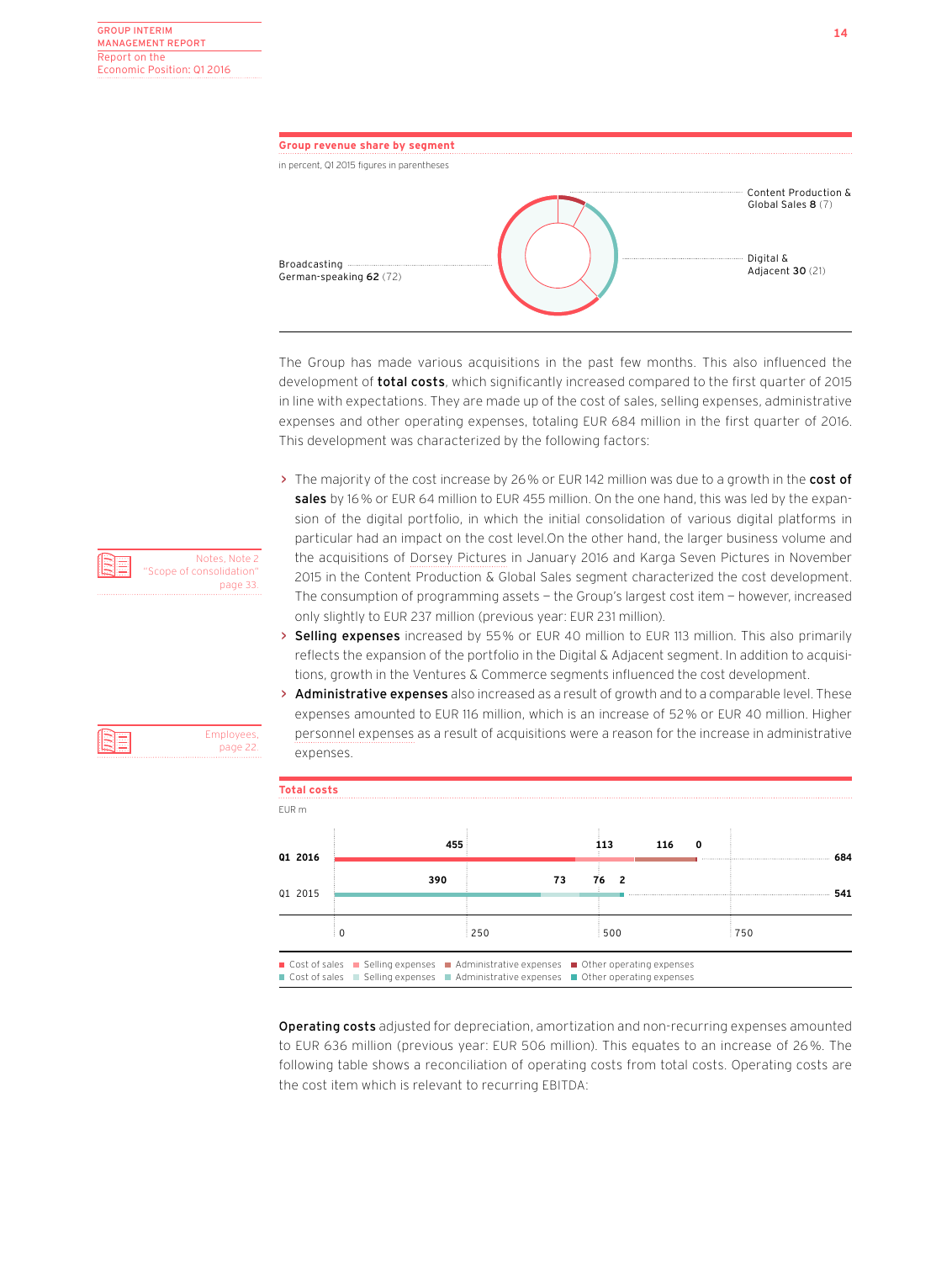**Group revenue share by segment**

in percent, Q1 2015 figures in parentheses

| Segment | Q1 2016 | Q1 2015 |
|---|---|---|
| Broadcasting German-speaking | 62 | (72) |
| Digital & Adjacent | 30 | (21) |
| Content Production & Global Sales | 8 | (7) |

The Group has made various acquisitions in the past few months. This also influenced the development of **total costs**, which significantly increased compared to the first quarter of 2015 in line with expectations. They are made up of the cost of sales, selling expenses, administrative expenses and other operating expenses, totaling EUR 684 million in the first quarter of 2016. This development was characterized by the following factors:

Notes, Note 2 "Scope of consolidation" page 33

- The majority of the cost increase by 26% or EUR 142 million was due to a growth in the **cost of sales** by 16% or EUR 64 million to EUR 455 million. On the one hand, this was led by the expansion of the digital portfolio, in which the initial consolidation of various digital platforms in particular had an impact on the cost level.On the other hand, the larger business volume and the acquisitions of Dorsey Pictures in January 2016 and Karga Seven Pictures in November 2015 in the Content Production & Global Sales segment characterized the cost development. The consumption of programming assets – the Group's largest cost item – however, increased only slightly to EUR 237 million (previous year: EUR 231 million).
- **Selling expenses** increased by 55% or EUR 40 million to EUR 113 million. This also primarily reflects the expansion of the portfolio in the Digital & Adjacent segment. In addition to acquisitions, growth in the Ventures & Commerce segments influenced the cost development.
- **Administrative expenses** also increased as a result of growth and to a comparable level. These expenses amounted to EUR 116 million, which is an increase of 52% or EUR 40 million. Higher personnel expenses as a result of acquisitions were a reason for the increase in administrative expenses.

Employees, page 22

**Total costs**

EUR m

| | Cost of sales | Selling expenses | Administrative expenses | Other operating expenses | Total |
|---|---|---|---|---|---|
| Q1 2016 | 455 | 113 | 116 | 0 | 684 |
| Q1 2015 | 390 | 73 | 76 | 2 | 541 |

**Operating costs** adjusted for depreciation, amortization and non-recurring expenses amounted to EUR 636 million (previous year: EUR 506 million). This equates to an increase of 26%. The following table shows a reconciliation of operating costs from total costs. Operating costs are the cost item which is relevant to recurring EBITDA: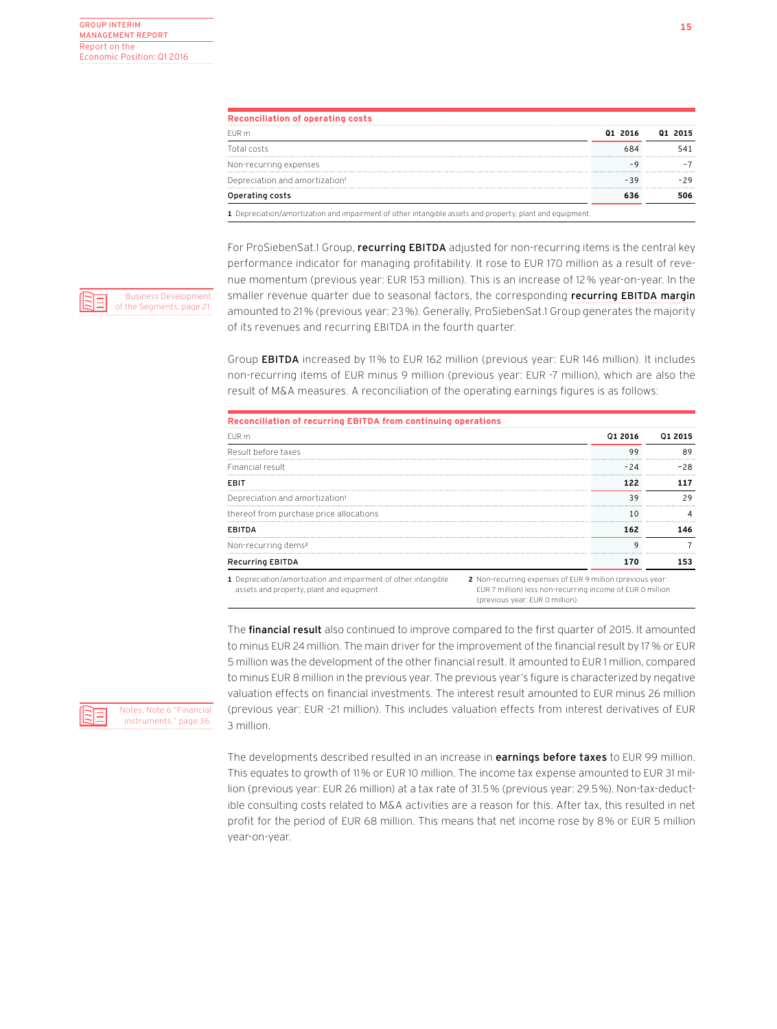**Reconciliation of operating costs**

| EUR m | Q1 2016 | Q1 2015 |
|---|---|---|
| Total costs | 684 | 541 |
| Non-recurring expenses | -9 | -7 |
| Depreciation and amortization[1] | -39 | -29 |
| **Operating costs** | **636** | **506** |

1 Depreciation/amortization and impairment of other intangible assets and property, plant and equipment.

Business Development of the Segments, page 21

For ProSiebenSat.1 Group, **recurring EBITDA** adjusted for non-recurring items is the central key performance indicator for managing profitability. It rose to EUR 170 million as a result of revenue momentum (previous year: EUR 153 million). This is an increase of 12% year-on-year. In the smaller revenue quarter due to seasonal factors, the corresponding **recurring EBITDA margin** amounted to 21% (previous year: 23%). Generally, ProSiebenSat.1 Group generates the majority of its revenues and recurring EBITDA in the fourth quarter.

Group **EBITDA** increased by 11% to EUR 162 million (previous year: EUR 146 million). It includes non-recurring items of EUR minus 9 million (previous year: EUR -7 million), which are also the result of M&A measures. A reconciliation of the operating earnings figures is as follows:

**Reconciliation of recurring EBITDA from continuing operations**

| EUR m | Q1 2016 | Q1 2015 |
|---|---|---|
| Result before taxes | 99 | 89 |
| Financial result | -24 | -28 |
| **EBIT** | **122** | **117** |
| Depreciation and amortization[1] | 39 | 29 |
| thereof from purchase price allocations | 10 | 4 |
| **EBITDA** | **162** | **146** |
| Non-recurring items[2] | 9 | 7 |
| **Recurring EBITDA** | **170** | **153** |

1 Depreciation/amortization and impairment of other intangible assets and property, plant and equipment.

2 Non-recurring expenses of EUR 9 million (previous year: EUR 7 million) less non-recurring income of EUR 0 million (previous year: EUR 0 million).

Notes, Note 6 "Financial instruments," page 36

The **financial result** also continued to improve compared to the first quarter of 2015. It amounted to minus EUR 24 million. The main driver for the improvement of the financial result by 17% or EUR 5 million was the development of the other financial result. It amounted to EUR 1 million, compared to minus EUR 8 million in the previous year. The previous year's figure is characterized by negative valuation effects on financial investments. The interest result amounted to EUR minus 26 million (previous year: EUR -21 million). This includes valuation effects from interest derivatives of EUR 3 million.

The developments described resulted in an increase in **earnings before taxes** to EUR 99 million. This equates to growth of 11% or EUR 10 million. The income tax expense amounted to EUR 31 million (previous year: EUR 26 million) at a tax rate of 31.5% (previous year: 29.5%). Non-tax-deductible consulting costs related to M&A activities are a reason for this. After tax, this resulted in net profit for the period of EUR 68 million. This means that net income rose by 8% or EUR 5 million year-on-year.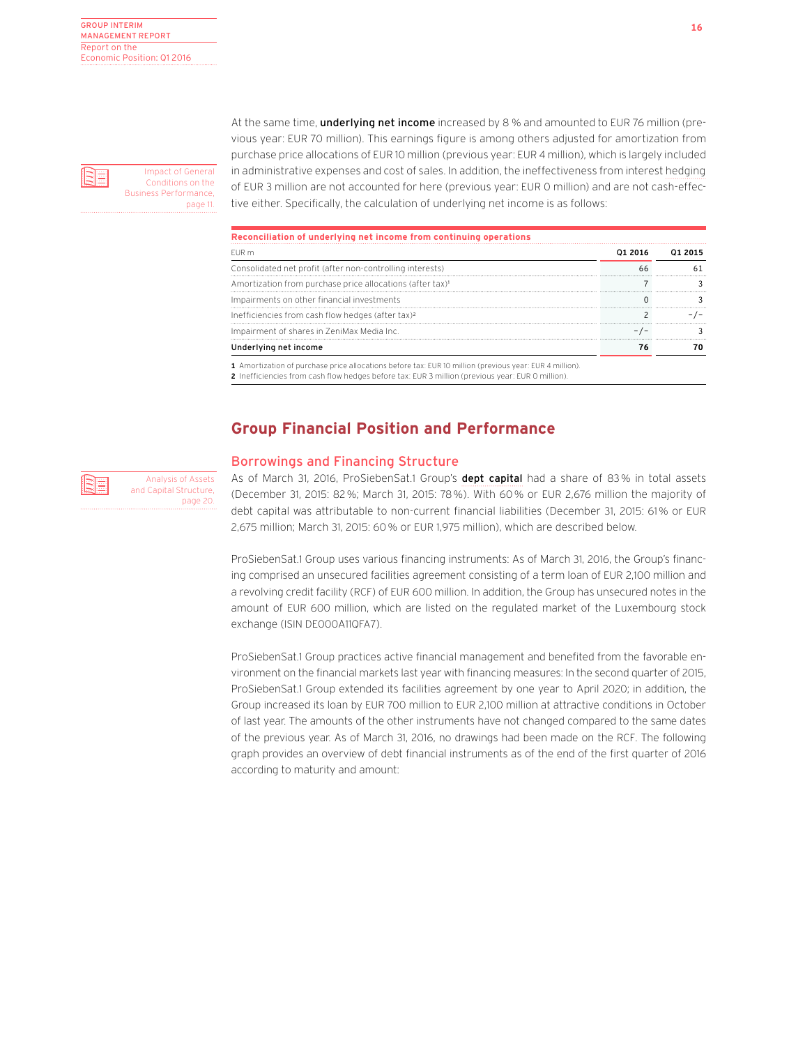Impact of General Conditions on the Business Performance, page 11.

At the same time, **underlying net income** increased by 8 % and amounted to EUR 76 million (previous year: EUR 70 million). This earnings figure is among others adjusted for amortization from purchase price allocations of EUR 10 million (previous year: EUR 4 million), which is largely included in administrative expenses and cost of sales. In addition, the ineffectiveness from interest hedging of EUR 3 million are not accounted for here (previous year: EUR 0 million) and are not cash-effective either. Specifically, the calculation of underlying net income is as follows:

**Reconciliation of underlying net income from continuing operations**

| EUR m | Q1 2016 | Q1 2015 |
|---|---|---|
| Consolidated net profit (after non-controlling interests) | 66 | 61 |
| Amortization from purchase price allocations (after tax)[1] | 7 | 3 |
| Impairments on other financial investments | 0 | 3 |
| Inefficiencies from cash flow hedges (after tax)[2] | 2 | -/- |
| Impairment of shares in ZeniMax Media Inc. | -/- | 3 |
| **Underlying net income** | **76** | **70** |

**1** Amortization of purchase price allocations before tax: EUR 10 million (previous year: EUR 4 million).
**2** Inefficiencies from cash flow hedges before tax: EUR 3 million (previous year: EUR 0 million).

## Group Financial Position and Performance

### Borrowings and Financing Structure

Analysis of Assets and Capital Structure, page 20.

As of March 31, 2016, ProSiebenSat.1 Group's **dept capital** had a share of 83 % in total assets (December 31, 2015: 82 %; March 31, 2015: 78 %). With 60 % or EUR 2,676 million the majority of debt capital was attributable to non-current financial liabilities (December 31, 2015: 61 % or EUR 2,675 million; March 31, 2015: 60 % or EUR 1,975 million), which are described below.

ProSiebenSat.1 Group uses various financing instruments: As of March 31, 2016, the Group's financing comprised an unsecured facilities agreement consisting of a term loan of EUR 2,100 million and a revolving credit facility (RCF) of EUR 600 million. In addition, the Group has unsecured notes in the amount of EUR 600 million, which are listed on the regulated market of the Luxembourg stock exchange (ISIN DE000A11QFA7).

ProSiebenSat.1 Group practices active financial management and benefited from the favorable environment on the financial markets last year with financing measures: In the second quarter of 2015, ProSiebenSat.1 Group extended its facilities agreement by one year to April 2020; in addition, the Group increased its loan by EUR 700 million to EUR 2,100 million at attractive conditions in October of last year. The amounts of the other instruments have not changed compared to the same dates of the previous year. As of March 31, 2016, no drawings had been made on the RCF. The following graph provides an overview of debt financial instruments as of the end of the first quarter of 2016 according to maturity and amount: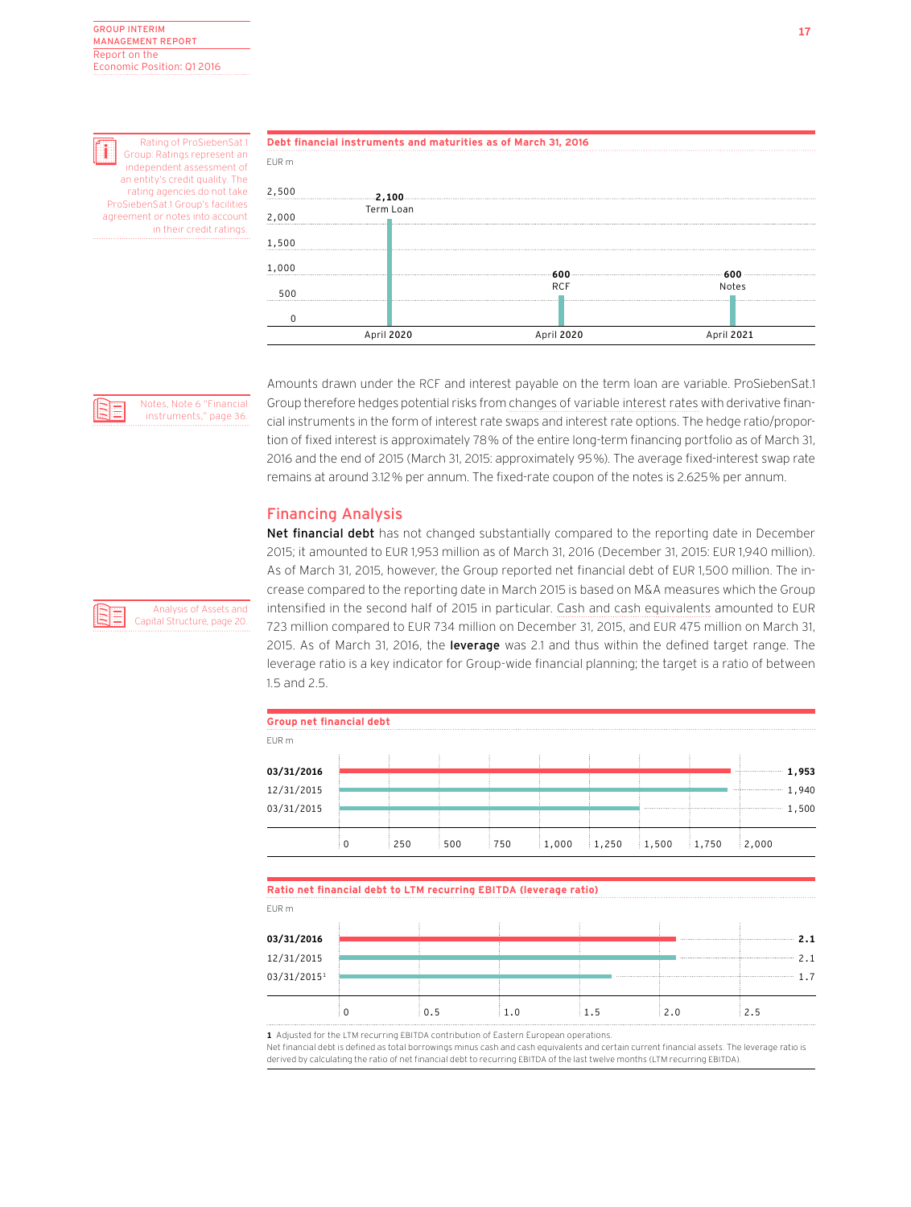Rating of ProSiebenSat.1 Group: Ratings represent an independent assessment of an entity's credit quality. The rating agencies do not take ProSiebenSat.1 Group's facilities agreement or notes into account in their credit ratings.

**Debt financial instruments and maturities as of March 31, 2016**

EUR m

| Instrument | Amount | Maturity |
|---|---|---|
| Term Loan | 2,100 | April 2020 |
| RCF | 600 | April 2020 |
| Notes | 600 | April 2021 |

Notes, Note 6 "Financial instruments," page 36.

Amounts drawn under the RCF and interest payable on the term loan are variable. ProSiebenSat.1 Group therefore hedges potential risks from changes of variable interest rates with derivative financial instruments in the form of interest rate swaps and interest rate options. The hedge ratio/proportion of fixed interest is approximately 78% of the entire long-term financing portfolio as of March 31, 2016 and the end of 2015 (March 31, 2015: approximately 95%). The average fixed-interest swap rate remains at around 3.12% per annum. The fixed-rate coupon of the notes is 2.625% per annum.

## Financing Analysis

Analysis of Assets and Capital Structure, page 20.

**Net financial debt** has not changed substantially compared to the reporting date in December 2015; it amounted to EUR 1,953 million as of March 31, 2016 (December 31, 2015: EUR 1,940 million). As of March 31, 2015, however, the Group reported net financial debt of EUR 1,500 million. The increase compared to the reporting date in March 2015 is based on M&A measures which the Group intensified in the second half of 2015 in particular. Cash and cash equivalents amounted to EUR 723 million compared to EUR 734 million on December 31, 2015, and EUR 475 million on March 31, 2015. As of March 31, 2016, the **leverage** was 2.1 and thus within the defined target range. The leverage ratio is a key indicator for Group-wide financial planning; the target is a ratio of between 1.5 and 2.5.

**Group net financial debt**

EUR m

| Date | Net financial debt |
|---|---|
| **03/31/2016** | **1,953** |
| 12/31/2015 | 1,940 |
| 03/31/2015 | 1,500 |

**Ratio net financial debt to LTM recurring EBITDA (leverage ratio)**

EUR m

| Date | Leverage ratio |
|---|---|
| **03/31/2016** | **2.1** |
| 12/31/2015 | 2.1 |
| 03/31/2015[1] | 1.7 |

**1** Adjusted for the LTM recurring EBITDA contribution of Eastern European operations.
Net financial debt is defined as total borrowings minus cash and cash equivalents and certain current financial assets. The leverage ratio is derived by calculating the ratio of net financial debt to recurring EBITDA of the last twelve months (LTM recurring EBITDA).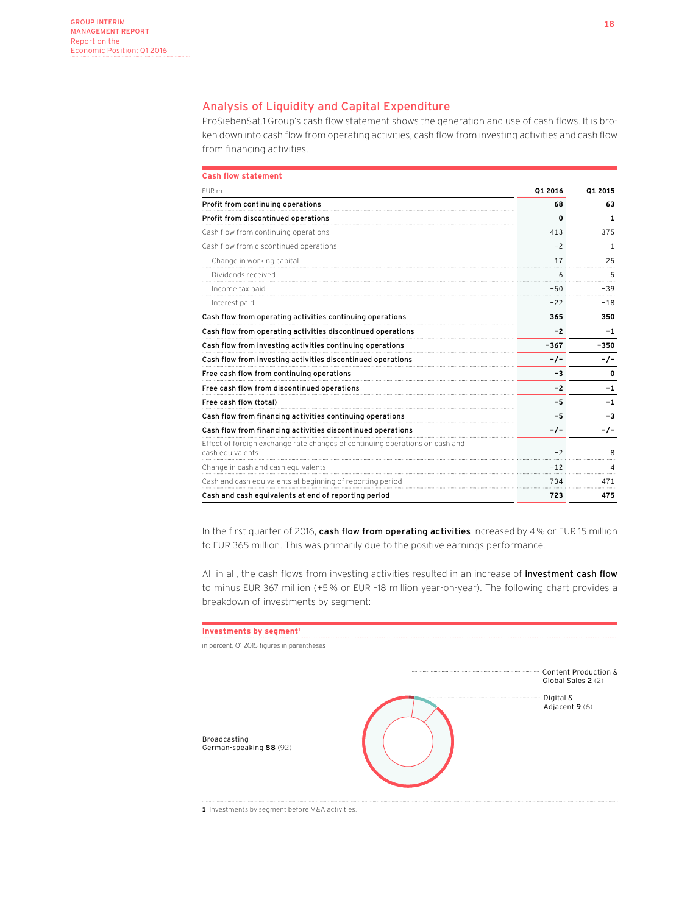## Analysis of Liquidity and Capital Expenditure

ProSiebenSat.1 Group's cash flow statement shows the generation and use of cash flows. It is broken down into cash flow from operating activities, cash flow from investing activities and cash flow from financing activities.

**Cash flow statement**

| EUR m | Q1 2016 | Q1 2015 |
|---|---|---|
| **Profit from continuing operations** | **68** | **63** |
| **Profit from discontinued operations** | **0** | **1** |
| Cash flow from continuing operations | 413 | 375 |
| Cash flow from discontinued operations | -2 | 1 |
| Change in working capital | 17 | 25 |
| Dividends received | 6 | 5 |
| Income tax paid | -50 | -39 |
| Interest paid | -22 | -18 |
| **Cash flow from operating activities continuing operations** | **365** | **350** |
| **Cash flow from operating activities discontinued operations** | **-2** | **-1** |
| **Cash flow from investing activities continuing operations** | **-367** | **-350** |
| **Cash flow from investing activities discontinued operations** | **-/-** | **-/-** |
| **Free cash flow from continuing operations** | **-3** | **0** |
| **Free cash flow from discontinued operations** | **-2** | **-1** |
| **Free cash flow (total)** | **-5** | **-1** |
| **Cash flow from financing activities continuing operations** | **-5** | **-3** |
| **Cash flow from financing activities discontinued operations** | **-/-** | **-/-** |
| Effect of foreign exchange rate changes of continuing operations on cash and cash equivalents | -2 | 8 |
| Change in cash and cash equivalents | -12 | 4 |
| Cash and cash equivalents at beginning of reporting period | 734 | 471 |
| **Cash and cash equivalents at end of reporting period** | **723** | **475** |

In the first quarter of 2016, **cash flow from operating activities** increased by 4% or EUR 15 million to EUR 365 million. This was primarily due to the positive earnings performance.

All in all, the cash flows from investing activities resulted in an increase of **investment cash flow** to minus EUR 367 million (+5% or EUR -18 million year-on-year). The following chart provides a breakdown of investments by segment:

**Investments by segment**[1]

in percent, Q1 2015 figures in parentheses

Content Production & Global Sales **2** (2)

Digital & Adjacent **9** (6)

Broadcasting German-speaking **88** (92)

1 Investments by segment before M&A activities.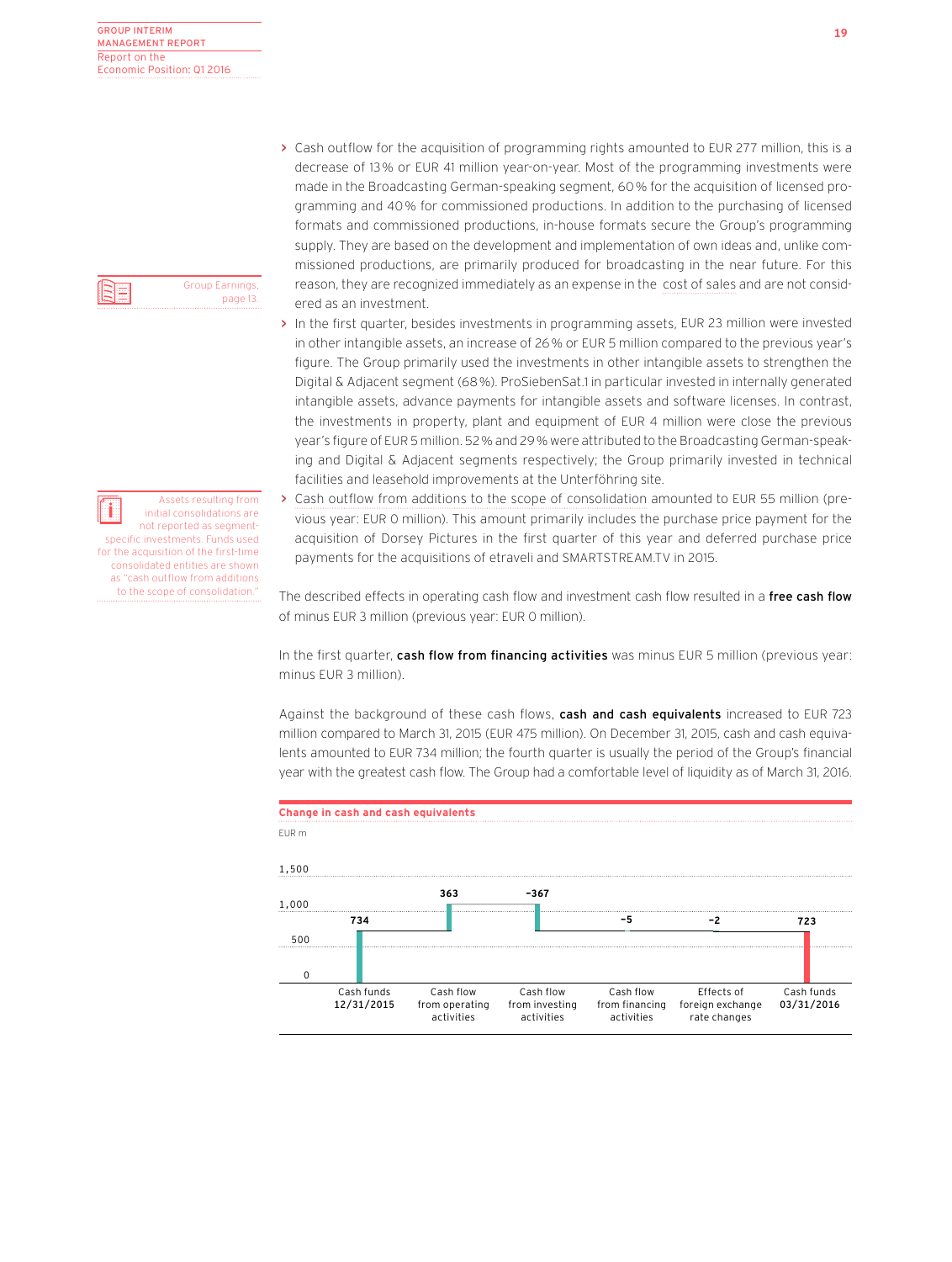- Cash outflow for the acquisition of programming rights amounted to EUR 277 million, this is a decrease of 13% or EUR 41 million year-on-year. Most of the programming investments were made in the Broadcasting German-speaking segment, 60% for the acquisition of licensed programming and 40% for commissioned productions. In addition to the purchasing of licensed formats and commissioned productions, in-house formats secure the Group's programming supply. They are based on the development and implementation of own ideas and, unlike commissioned productions, are primarily produced for broadcasting in the near future. For this reason, they are recognized immediately as an expense in the cost of sales and are not considered as an investment.
- In the first quarter, besides investments in programming assets, EUR 23 million were invested in other intangible assets, an increase of 26% or EUR 5 million compared to the previous year's figure. The Group primarily used the investments in other intangible assets to strengthen the Digital & Adjacent segment (68%). ProSiebenSat.1 in particular invested in internally generated intangible assets, advance payments for intangible assets and software licenses. In contrast, the investments in property, plant and equipment of EUR 4 million were close the previous year's figure of EUR 5 million. 52% and 29% were attributed to the Broadcasting German-speaking and Digital & Adjacent segments respectively; the Group primarily invested in technical facilities and leasehold improvements at the Unterföhring site.
- Cash outflow from additions to the scope of consolidation amounted to EUR 55 million (previous year: EUR 0 million). This amount primarily includes the purchase price payment for the acquisition of Dorsey Pictures in the first quarter of this year and deferred purchase price payments for the acquisitions of etraveli and SMARTSTREAM.TV in 2015.

Group Earnings, page 13.

Assets resulting from initial consolidations are not reported as segment-specific investments. Funds used for the acquisition of the first-time consolidated entities are shown as "cash outflow from additions to the scope of consolidation."

The described effects in operating cash flow and investment cash flow resulted in a **free cash flow** of minus EUR 3 million (previous year: EUR 0 million).

In the first quarter, **cash flow from financing activities** was minus EUR 5 million (previous year: minus EUR 3 million).

Against the background of these cash flows, **cash and cash equivalents** increased to EUR 723 million compared to March 31, 2015 (EUR 475 million). On December 31, 2015, cash and cash equivalents amounted to EUR 734 million; the fourth quarter is usually the period of the Group's financial year with the greatest cash flow. The Group had a comfortable level of liquidity as of March 31, 2016.

**Change in cash and cash equivalents**

EUR m

| Cash funds 12/31/2015 | Cash flow from operating activities | Cash flow from investing activities | Cash flow from financing activities | Effects of foreign exchange rate changes | Cash funds 03/31/2016 |
|---|---|---|---|---|---|
| 734 | 363 | –367 | –5 | –2 | 723 |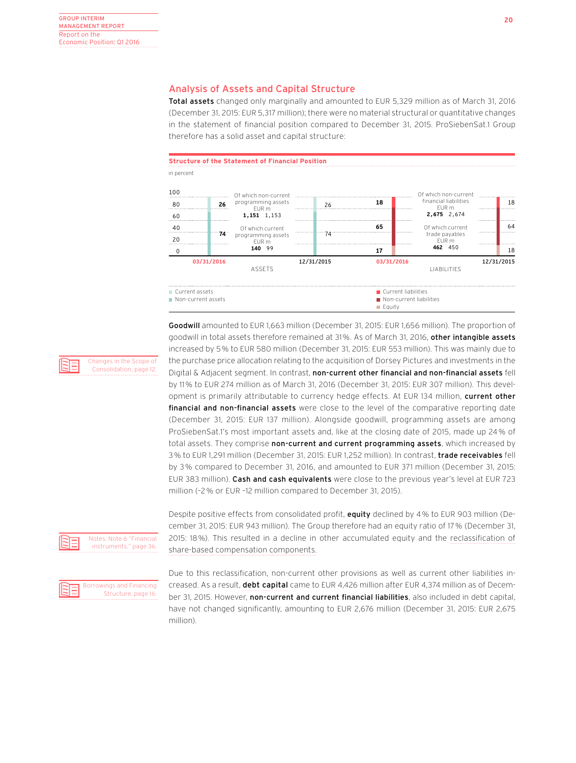## Analysis of Assets and Capital Structure

**Total assets** changed only marginally and amounted to EUR 5,329 million as of March 31, 2016 (December 31, 2015: EUR 5,317 million); there were no material structural or quantitative changes in the statement of financial position compared to December 31, 2015. ProSiebenSat.1 Group therefore has a solid asset and capital structure:

**Structure of the Statement of Financial Position**

in percent

| | 03/31/2016 | 12/31/2015 |
|---|---|---|
| **ASSETS** | | |
| Current assets | 26 | 26 |
| Non-current assets | 74 | 74 |
| Of which non-current programming assets (EUR m) | 1,151 | 1,153 |
| Of which current programming assets (EUR m) | 140 | 99 |
| **LIABILITIES** | | |
| Current liabilities | 18 | 18 |
| Non-current liabilities | 65 | 64 |
| Equity | 17 | 18 |
| Of which non-current financial liabilities (EUR m) | 2,675 | 2,674 |
| Of which current trade payables (EUR m) | 462 | 450 |

Changes in the Scope of Consolidation, page 12.

**Goodwill** amounted to EUR 1,663 million (December 31, 2015: EUR 1,656 million). The proportion of goodwill in total assets therefore remained at 31%. As of March 31, 2016, **other intangible assets** increased by 5% to EUR 580 million (December 31, 2015: EUR 553 million). This was mainly due to the purchase price allocation relating to the acquisition of Dorsey Pictures and investments in the Digital & Adjacent segment. In contrast, **non-current other financial and non-financial assets** fell by 11% to EUR 274 million as of March 31, 2016 (December 31, 2015: EUR 307 million). This development is primarily attributable to currency hedge effects. At EUR 134 million, **current other financial and non-financial assets** were close to the level of the comparative reporting date (December 31, 2015: EUR 137 million). Alongside goodwill, programming assets are among ProSiebenSat.1's most important assets and, like at the closing date of 2015, made up 24% of total assets. They comprise **non-current and current programming assets**, which increased by 3% to EUR 1,291 million (December 31, 2015: EUR 1,252 million). In contrast, **trade receivables** fell by 3% compared to December 31, 2016, and amounted to EUR 371 million (December 31, 2015: EUR 383 million). **Cash and cash equivalents** were close to the previous year's level at EUR 723 million (–2% or EUR –12 million compared to December 31, 2015).

Notes, Note 6 "Financial instruments," page 36.

Despite positive effects from consolidated profit, **equity** declined by 4% to EUR 903 million (December 31, 2015: EUR 943 million). The Group therefore had an equity ratio of 17% (December 31, 2015: 18%). This resulted in a decline in other accumulated equity and the reclassification of share-based compensation components.

Borrowings and Financing Structure, page 16.

Due to this reclassification, non-current other provisions as well as current other liabilities increased. As a result, **debt capital** came to EUR 4,426 million after EUR 4,374 million as of December 31, 2015. However, **non-current and current financial liabilities**, also included in debt capital, have not changed significantly, amounting to EUR 2,676 million (December 31, 2015: EUR 2,675 million).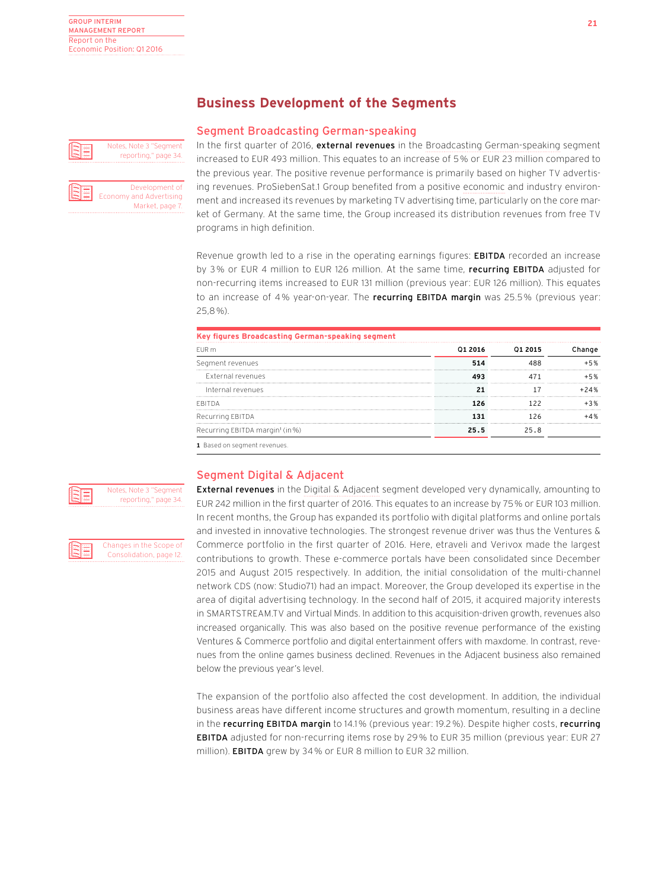## Business Development of the Segments

### Segment Broadcasting German-speaking

Notes, Note 3 "Segment reporting," page 34.

Development of Economy and Advertising Market, page 7.

In the first quarter of 2016, **external revenues** in the Broadcasting German-speaking segment increased to EUR 493 million. This equates to an increase of 5% or EUR 23 million compared to the previous year. The positive revenue performance is primarily based on higher TV advertising revenues. ProSiebenSat.1 Group benefited from a positive economic and industry environment and increased its revenues by marketing TV advertising time, particularly on the core market of Germany. At the same time, the Group increased its distribution revenues from free TV programs in high definition.

Revenue growth led to a rise in the operating earnings figures: **EBITDA** recorded an increase by 3% or EUR 4 million to EUR 126 million. At the same time, **recurring EBITDA** adjusted for non-recurring items increased to EUR 131 million (previous year: EUR 126 million). This equates to an increase of 4% year-on-year. The **recurring EBITDA margin** was 25.5% (previous year: 25,8%).

**Key figures Broadcasting German-speaking segment**

| EUR m | Q1 2016 | Q1 2015 | Change |
|---|---|---|---|
| Segment revenues | **514** | 488 | +5% |
| External revenues | **493** | 471 | +5% |
| Internal revenues | **21** | 17 | +24% |
| EBITDA | **126** | 122 | +3% |
| Recurring EBITDA | **131** | 126 | +4% |
| Recurring EBITDA margin[1] (in %) | **25.5** | 25.8 | |

1 Based on segment revenues.

### Segment Digital & Adjacent

Notes, Note 3 "Segment reporting," page 34.

Changes in the Scope of Consolidation, page 12.

**External revenues** in the Digital & Adjacent segment developed very dynamically, amounting to EUR 242 million in the first quarter of 2016. This equates to an increase by 75% or EUR 103 million. In recent months, the Group has expanded its portfolio with digital platforms and online portals and invested in innovative technologies. The strongest revenue driver was thus the Ventures & Commerce portfolio in the first quarter of 2016. Here, etraveli and Verivox made the largest contributions to growth. These e-commerce portals have been consolidated since December 2015 and August 2015 respectively. In addition, the initial consolidation of the multi-channel network CDS (now: Studio71) had an impact. Moreover, the Group developed its expertise in the area of digital advertising technology. In the second half of 2015, it acquired majority interests in SMARTSTREAM.TV and Virtual Minds. In addition to this acquisition-driven growth, revenues also increased organically. This was also based on the positive revenue performance of the existing Ventures & Commerce portfolio and digital entertainment offers with maxdome. In contrast, revenues from the online games business declined. Revenues in the Adjacent business also remained below the previous year's level.

The expansion of the portfolio also affected the cost development. In addition, the individual business areas have different income structures and growth momentum, resulting in a decline in the **recurring EBITDA margin** to 14.1% (previous year: 19.2%). Despite higher costs, **recurring EBITDA** adjusted for non-recurring items rose by 29% to EUR 35 million (previous year: EUR 27 million). **EBITDA** grew by 34% or EUR 8 million to EUR 32 million.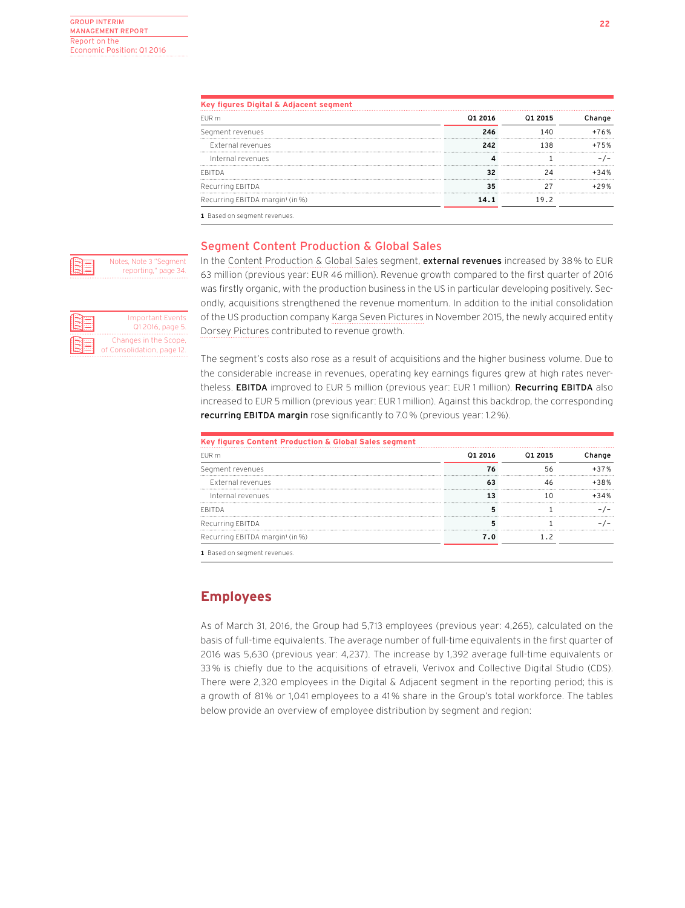**Key figures Digital & Adjacent segment**

| EUR m | Q1 2016 | Q1 2015 | Change |
|---|---|---|---|
| Segment revenues | **246** | 140 | +76% |
| External revenues | **242** | 138 | +75% |
| Internal revenues | **4** | 1 | -/- |
| EBITDA | **32** | 24 | +34% |
| Recurring EBITDA | **35** | 27 | +29% |
| Recurring EBITDA margin[1] (in %) | **14.1** | 19.2 | |

1 Based on segment revenues.

## Segment Content Production & Global Sales

Notes, Note 3 "Segment reporting," page 34.

Important Events Q1 2016, page 5.

Changes in the Scope, of Consolidation, page 12.

In the Content Production & Global Sales segment, **external revenues** increased by 38% to EUR 63 million (previous year: EUR 46 million). Revenue growth compared to the first quarter of 2016 was firstly organic, with the production business in the US in particular developing positively. Secondly, acquisitions strengthened the revenue momentum. In addition to the initial consolidation of the US production company Karga Seven Pictures in November 2015, the newly acquired entity Dorsey Pictures contributed to revenue growth.

The segment's costs also rose as a result of acquisitions and the higher business volume. Due to the considerable increase in revenues, operating key earnings figures grew at high rates nevertheless. **EBITDA** improved to EUR 5 million (previous year: EUR 1 million). **Recurring EBITDA** also increased to EUR 5 million (previous year: EUR 1 million). Against this backdrop, the corresponding **recurring EBITDA margin** rose significantly to 7.0% (previous year: 1.2%).

**Key figures Content Production & Global Sales segment**

| EUR m | Q1 2016 | Q1 2015 | Change |
|---|---|---|---|
| Segment revenues | **76** | 56 | +37% |
| External revenues | **63** | 46 | +38% |
| Internal revenues | **13** | 10 | +34% |
| EBITDA | **5** | 1 | -/- |
| Recurring EBITDA | **5** | 1 | -/- |
| Recurring EBITDA margin[1] (in %) | **7.0** | 1.2 | |

1 Based on segment revenues.

# Employees

As of March 31, 2016, the Group had 5,713 employees (previous year: 4,265), calculated on the basis of full-time equivalents. The average number of full-time equivalents in the first quarter of 2016 was 5,630 (previous year: 4,237). The increase by 1,392 average full-time equivalents or 33% is chiefly due to the acquisitions of etraveli, Verivox and Collective Digital Studio (CDS). There were 2,320 employees in the Digital & Adjacent segment in the reporting period; this is a growth of 81% or 1,041 employees to a 41% share in the Group's total workforce. The tables below provide an overview of employee distribution by segment and region: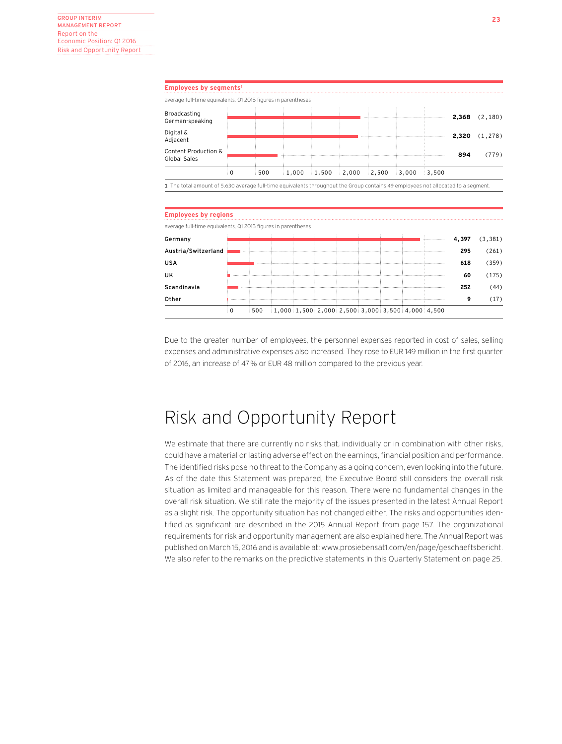**Employees by segments**[1]

average full-time equivalents, Q1 2015 figures in parentheses

| Segment | Q1 2016 | (Q1 2015) |
|---|---|---|
| Broadcasting German-speaking | **2,368** | (2,180) |
| Digital & Adjacent | **2,320** | (1,278) |
| Content Production & Global Sales | **894** | (779) |

**1** The total amount of 5,630 average full-time equivalents throughout the Group contains 49 employees not allocated to a segment.

**Employees by regions**

average full-time equivalents, Q1 2015 figures in parentheses

| Region | Q1 2016 | (Q1 2015) |
|---|---|---|
| Germany | **4,397** | (3,381) |
| Austria/Switzerland | **295** | (261) |
| USA | **618** | (359) |
| UK | **60** | (175) |
| Scandinavia | **252** | (44) |
| Other | **9** | (17) |

Due to the greater number of employees, the personnel expenses reported in cost of sales, selling expenses and administrative expenses also increased. They rose to EUR 149 million in the first quarter of 2016, an increase of 47% or EUR 48 million compared to the previous year.

# Risk and Opportunity Report

We estimate that there are currently no risks that, individually or in combination with other risks, could have a material or lasting adverse effect on the earnings, financial position and performance. The identified risks pose no threat to the Company as a going concern, even looking into the future. As of the date this Statement was prepared, the Executive Board still considers the overall risk situation as limited and manageable for this reason. There were no fundamental changes in the overall risk situation. We still rate the majority of the issues presented in the latest Annual Report as a slight risk. The opportunity situation has not changed either. The risks and opportunities identified as significant are described in the 2015 Annual Report from page 157. The organizational requirements for risk and opportunity management are also explained here. The Annual Report was published on March 15, 2016 and is available at: www.prosiebensat1.com/en/page/geschaeftsbericht. We also refer to the remarks on the predictive statements in this Quarterly Statement on page 25.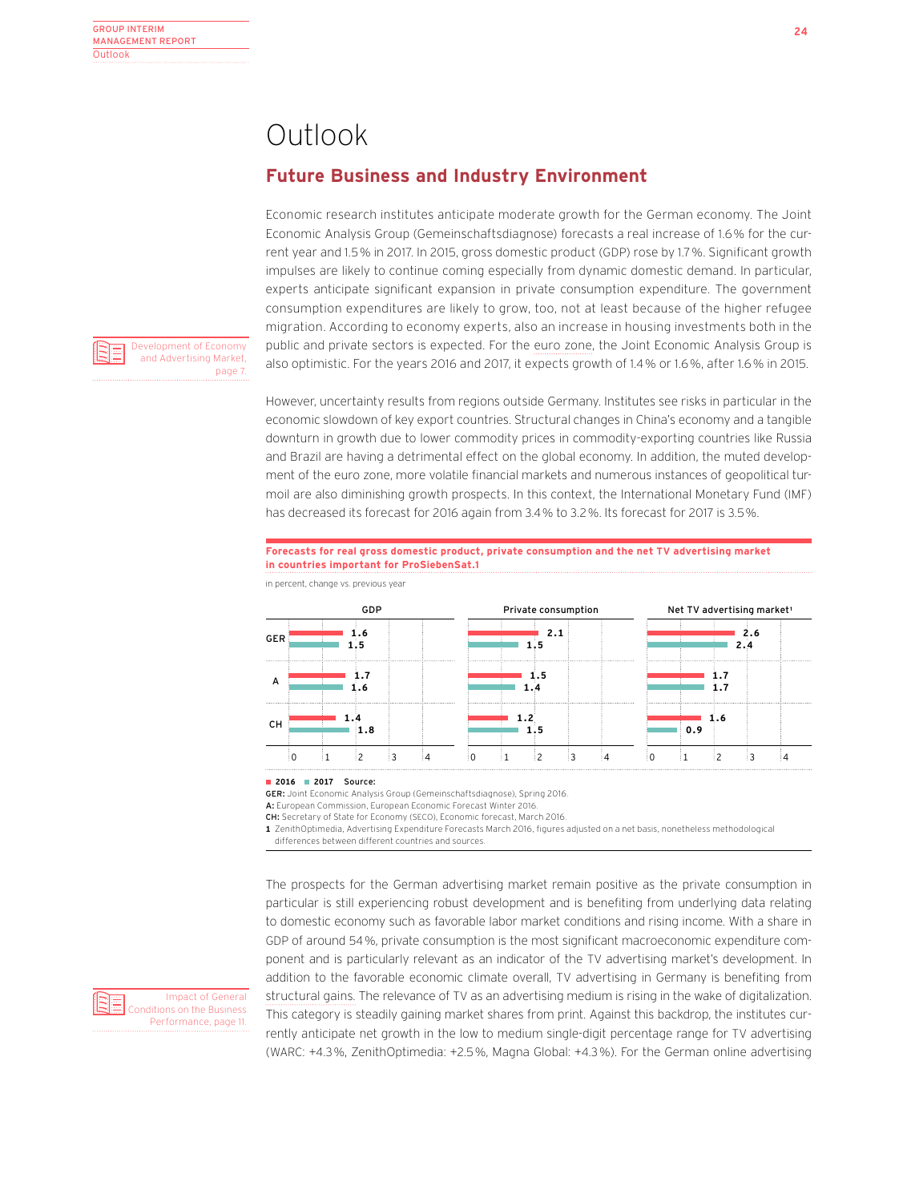# Outlook

## Future Business and Industry Environment

Economic research institutes anticipate moderate growth for the German economy. The Joint Economic Analysis Group (Gemeinschaftsdiagnose) forecasts a real increase of 1.6% for the current year and 1.5% in 2017. In 2015, gross domestic product (GDP) rose by 1.7%. Significant growth impulses are likely to continue coming especially from dynamic domestic demand. In particular, experts anticipate significant expansion in private consumption expenditure. The government consumption expenditures are likely to grow, too, not at least because of the higher refugee migration. According to economy experts, also an increase in housing investments both in the public and private sectors is expected. For the euro zone, the Joint Economic Analysis Group is also optimistic. For the years 2016 and 2017, it expects growth of 1.4% or 1.6%, after 1.6% in 2015.

Development of Economy and Advertising Market, page 7.

However, uncertainty results from regions outside Germany. Institutes see risks in particular in the economic slowdown of key export countries. Structural changes in China's economy and a tangible downturn in growth due to lower commodity prices in commodity-exporting countries like Russia and Brazil are having a detrimental effect on the global economy. In addition, the muted development of the euro zone, more volatile financial markets and numerous instances of geopolitical turmoil are also diminishing growth prospects. In this context, the International Monetary Fund (IMF) has decreased its forecast for 2016 again from 3.4% to 3.2%. Its forecast for 2017 is 3.5%.

**Forecasts for real gross domestic product, private consumption and the net TV advertising market in countries important for ProSiebenSat.1**

in percent, change vs. previous year

| | GDP 2016 | GDP 2017 | Private consumption 2016 | Private consumption 2017 | Net TV advertising market[1] 2016 | Net TV advertising market[1] 2017 |
|---|---|---|---|---|---|---|
| GER | 1.6 | 1.5 | 2.1 | 1.5 | 2.6 | 2.4 |
| A | 1.7 | 1.6 | 1.5 | 1.4 | 1.7 | 1.7 |
| CH | 1.4 | 1.8 | 1.2 | 1.5 | 1.6 | 0.9 |

Source:
**GER:** Joint Economic Analysis Group (Gemeinschaftsdiagnose), Spring 2016.
**A:** European Commission, European Economic Forecast Winter 2016.
**CH:** Secretary of State for Economy (SECO), Economic forecast, March 2016.
**1** ZenithOptimedia, Advertising Expenditure Forecasts March 2016, figures adjusted on a net basis, nonetheless methodological differences between different countries and sources.

The prospects for the German advertising market remain positive as the private consumption in particular is still experiencing robust development and is benefiting from underlying data relating to domestic economy such as favorable labor market conditions and rising income. With a share in GDP of around 54%, private consumption is the most significant macroeconomic expenditure component and is particularly relevant as an indicator of the TV advertising market's development. In addition to the favorable economic climate overall, TV advertising in Germany is benefiting from structural gains. The relevance of TV as an advertising medium is rising in the wake of digitalization. This category is steadily gaining market shares from print. Against this backdrop, the institutes currently anticipate net growth in the low to medium single-digit percentage range for TV advertising (WARC: +4.3%, ZenithOptimedia: +2.5%, Magna Global: +4.3%). For the German online advertising

Impact of General Conditions on the Business Performance, page 11.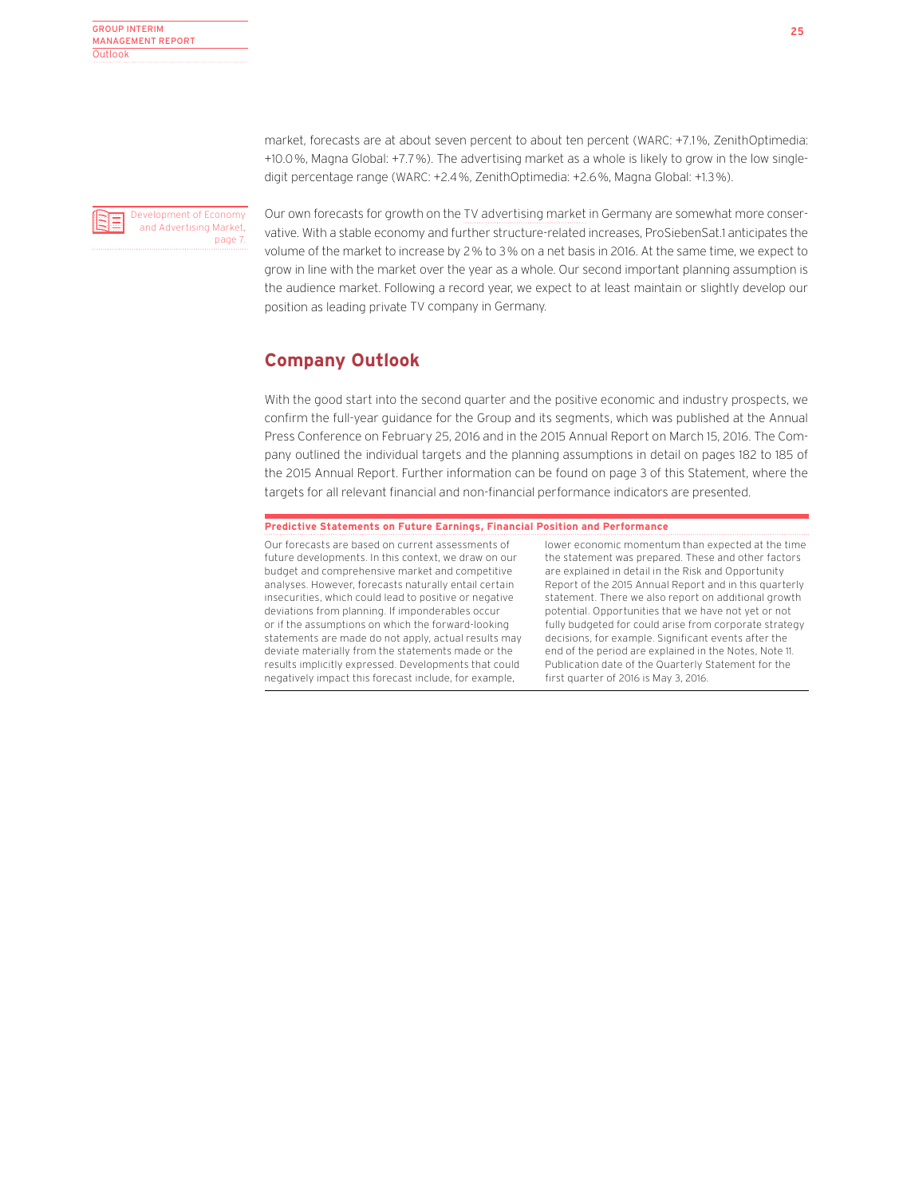market, forecasts are at about seven percent to about ten percent (WARC: +7.1%, ZenithOptimedia: +10.0%, Magna Global: +7.7%). The advertising market as a whole is likely to grow in the low single-digit percentage range (WARC: +2.4%, ZenithOptimedia: +2.6%, Magna Global: +1.3%).

Development of Economy and Advertising Market, page 7.

Our own forecasts for growth on the TV advertising market in Germany are somewhat more conservative. With a stable economy and further structure-related increases, ProSiebenSat.1 anticipates the volume of the market to increase by 2% to 3% on a net basis in 2016. At the same time, we expect to grow in line with the market over the year as a whole. Our second important planning assumption is the audience market. Following a record year, we expect to at least maintain or slightly develop our position as leading private TV company in Germany.

## Company Outlook

With the good start into the second quarter and the positive economic and industry prospects, we confirm the full-year guidance for the Group and its segments, which was published at the Annual Press Conference on February 25, 2016 and in the 2015 Annual Report on March 15, 2016. The Company outlined the individual targets and the planning assumptions in detail on pages 182 to 185 of the 2015 Annual Report. Further information can be found on page 3 of this Statement, where the targets for all relevant financial and non-financial performance indicators are presented.

**Predictive Statements on Future Earnings, Financial Position and Performance**

Our forecasts are based on current assessments of future developments. In this context, we draw on our budget and comprehensive market and competitive analyses. However, forecasts naturally entail certain insecurities, which could lead to positive or negative deviations from planning. If imponderables occur or if the assumptions on which the forward-looking statements are made do not apply, actual results may deviate materially from the statements made or the results implicitly expressed. Developments that could negatively impact this forecast include, for example, lower economic momentum than expected at the time the statement was prepared. These and other factors are explained in detail in the Risk and Opportunity Report of the 2015 Annual Report and in this quarterly statement. There we also report on additional growth potential. Opportunities that we have not yet or not fully budgeted for could arise from corporate strategy decisions, for example. Significant events after the end of the period are explained in the Notes, Note 11. Publication date of the Quarterly Statement for the first quarter of 2016 is May 3, 2016.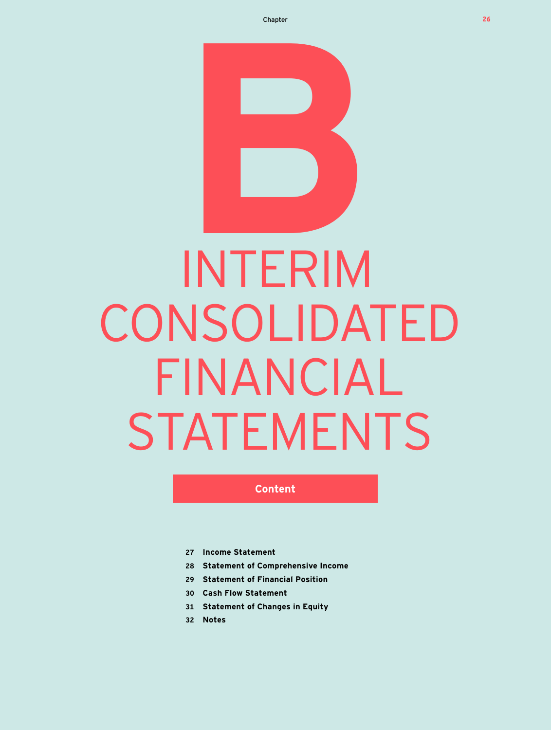# B INTERIM CONSOLIDATED FINANCIAL STATEMENTS

## Content

- 27 **Income Statement**
- 28 **Statement of Comprehensive Income**
- 29 **Statement of Financial Position**
- 30 **Cash Flow Statement**
- 31 **Statement of Changes in Equity**
- 32 **Notes**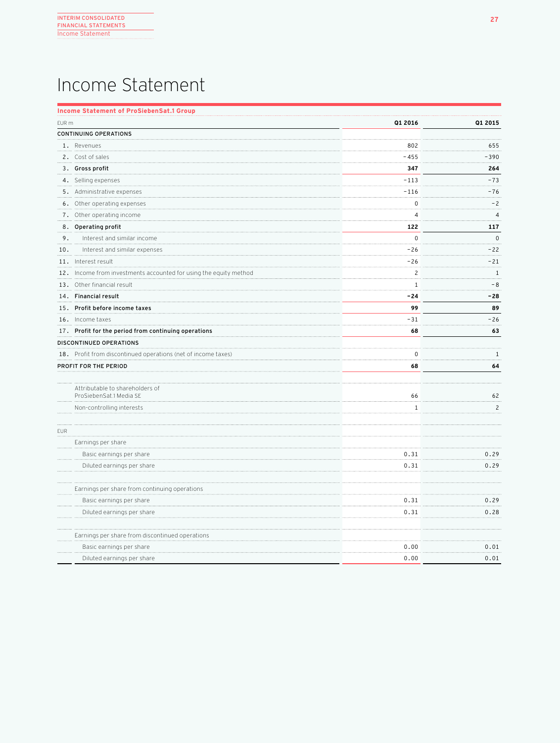# Income Statement

**Income Statement of ProSiebenSat.1 Group**

| EUR m | | Q1 2016 | Q1 2015 |
|---|---|---|---|
| CONTINUING OPERATIONS | | | |
| 1. | Revenues | 802 | 655 |
| 2. | Cost of sales | −455 | −390 |
| 3. | **Gross profit** | **347** | **264** |
| 4. | Selling expenses | −113 | −73 |
| 5. | Administrative expenses | −116 | −76 |
| 6. | Other operating expenses | 0 | −2 |
| 7. | Other operating income | 4 | 4 |
| 8. | **Operating profit** | **122** | **117** |
| 9. | Interest and similar income | 0 | 0 |
| 10. | Interest and similar expenses | −26 | −22 |
| 11. | Interest result | −26 | −21 |
| 12. | Income from investments accounted for using the equity method | 2 | 1 |
| 13. | Other financial result | 1 | −8 |
| 14. | **Financial result** | **−24** | **−28** |
| 15. | **Profit before income taxes** | **99** | **89** |
| 16. | Income taxes | −31 | −26 |
| 17. | **Profit for the period from continuing operations** | **68** | **63** |
| DISCONTINUED OPERATIONS | | | |
| 18. | Profit from discontinued operations (net of income taxes) | 0 | 1 |
| **PROFIT FOR THE PERIOD** | | **68** | **64** |
| | | | |
| | Attributable to shareholders of ProSiebenSat.1 Media SE | 66 | 62 |
| | Non-controlling interests | 1 | 2 |
| | | | |
| EUR | | | |
| | Earnings per share | | |
| | Basic earnings per share | 0.31 | 0.29 |
| | Diluted earnings per share | 0.31 | 0.29 |
| | | | |
| | Earnings per share from continuing operations | | |
| | Basic earnings per share | 0.31 | 0.29 |
| | Diluted earnings per share | 0.31 | 0.28 |
| | | | |
| | Earnings per share from discontinued operations | | |
| | Basic earnings per share | 0.00 | 0.01 |
| | Diluted earnings per share | 0.00 | 0.01 |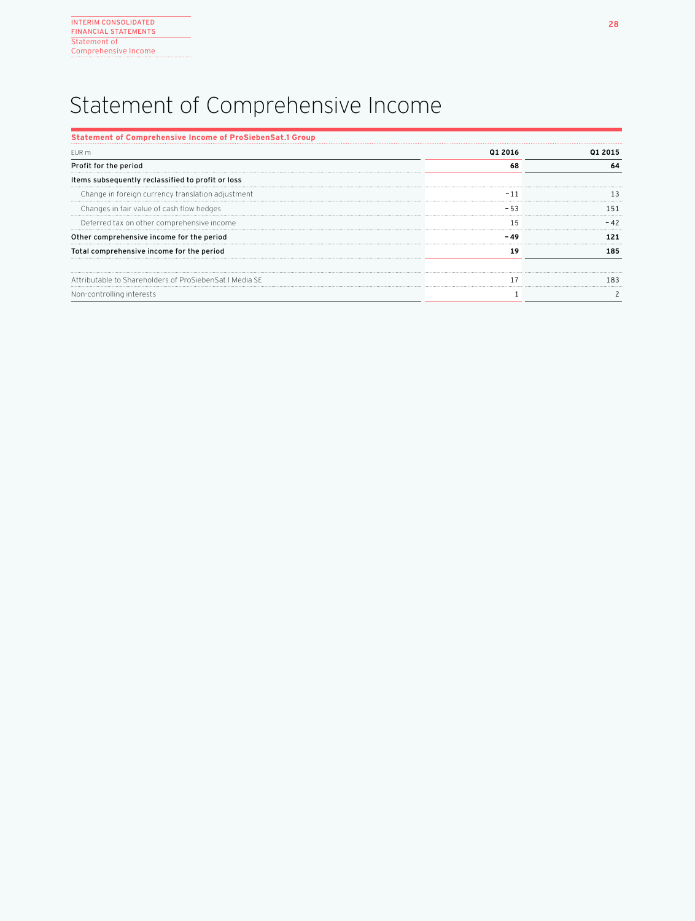# Statement of Comprehensive Income

**Statement of Comprehensive Income of ProSiebenSat.1 Group**

| EUR m | Q1 2016 | Q1 2015 |
|---|---|---|
| **Profit for the period** | **68** | **64** |
| **Items subsequently reclassified to profit or loss** | | |
| Change in foreign currency translation adjustment | −11 | 13 |
| Changes in fair value of cash flow hedges | −53 | 151 |
| Deferred tax on other comprehensive income | 15 | −42 |
| **Other comprehensive income for the period** | **−49** | **121** |
| **Total comprehensive income for the period** | **19** | **185** |
| | | |
| Attributable to Shareholders of ProSiebenSat.1 Media SE | 17 | 183 |
| Non-controlling interests | 1 | 2 |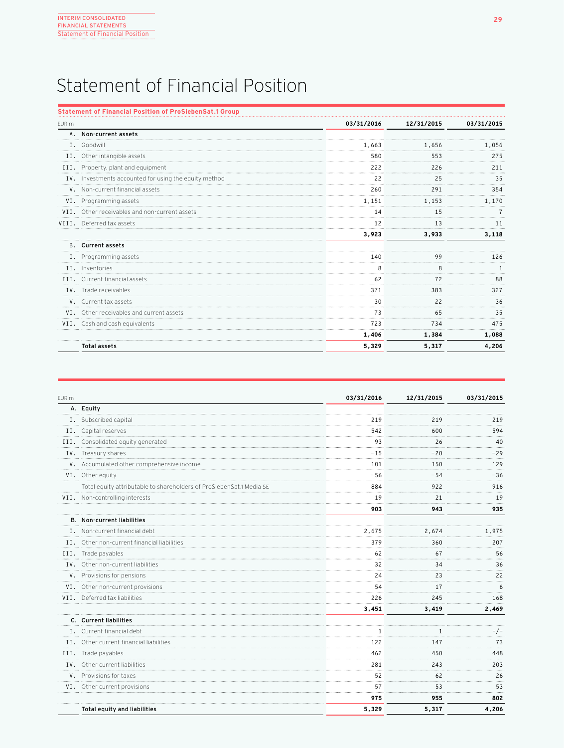# Statement of Financial Position

**Statement of Financial Position of ProSiebenSat.1 Group**

| EUR m | | 03/31/2016 | 12/31/2015 | 03/31/2015 |
|---|---|---|---|---|
| **A.** | **Non-current assets** | | | |
| I. | Goodwill | 1,663 | 1,656 | 1,056 |
| II. | Other intangible assets | 580 | 553 | 275 |
| III. | Property, plant and equipment | 222 | 226 | 211 |
| IV. | Investments accounted for using the equity method | 22 | 25 | 35 |
| V. | Non-current financial assets | 260 | 291 | 354 |
| VI. | Programming assets | 1,151 | 1,153 | 1,170 |
| VII. | Other receivables and non-current assets | 14 | 15 | 7 |
| VIII. | Deferred tax assets | 12 | 13 | 11 |
| | | **3,923** | **3,933** | **3,118** |
| **B.** | **Current assets** | | | |
| I. | Programming assets | 140 | 99 | 126 |
| II. | Inventories | 8 | 8 | 1 |
| III. | Current financial assets | 62 | 72 | 88 |
| IV. | Trade receivables | 371 | 383 | 327 |
| V. | Current tax assets | 30 | 22 | 36 |
| VI. | Other receivables and current assets | 73 | 65 | 35 |
| VII. | Cash and cash equivalents | 723 | 734 | 475 |
| | | **1,406** | **1,384** | **1,088** |
| | **Total assets** | **5,329** | **5,317** | **4,206** |

| EUR m | | 03/31/2016 | 12/31/2015 | 03/31/2015 |
|---|---|---|---|---|
| **A.** | **Equity** | | | |
| I. | Subscribed capital | 219 | 219 | 219 |
| II. | Capital reserves | 542 | 600 | 594 |
| III. | Consolidated equity generated | 93 | 26 | 40 |
| IV. | Treasury shares | -15 | -20 | -29 |
| V. | Accumulated other comprehensive income | 101 | 150 | 129 |
| VI. | Other equity | -56 | -54 | -36 |
| | Total equity attributable to shareholders of ProSiebenSat.1 Media SE | 884 | 922 | 916 |
| VII. | Non-controlling interests | 19 | 21 | 19 |
| | | **903** | **943** | **935** |
| **B.** | **Non-current liabilities** | | | |
| I. | Non-current financial debt | 2,675 | 2,674 | 1,975 |
| II. | Other non-current financial liabilities | 379 | 360 | 207 |
| III. | Trade payables | 62 | 67 | 56 |
| IV. | Other non-current liabilities | 32 | 34 | 36 |
| V. | Provisions for pensions | 24 | 23 | 22 |
| VI. | Other non-current provisions | 54 | 17 | 6 |
| VII. | Deferred tax liabilities | 226 | 245 | 168 |
| | | **3,451** | **3,419** | **2,469** |
| **C.** | **Current liabilities** | | | |
| I. | Current financial debt | 1 | 1 | -/- |
| II. | Other current financial liabilities | 122 | 147 | 73 |
| III. | Trade payables | 462 | 450 | 448 |
| IV. | Other current liabilities | 281 | 243 | 203 |
| V. | Provisions for taxes | 52 | 62 | 26 |
| VI. | Other current provisions | 57 | 53 | 53 |
| | | **975** | **955** | **802** |
| | **Total equity and liabilities** | **5,329** | **5,317** | **4,206** |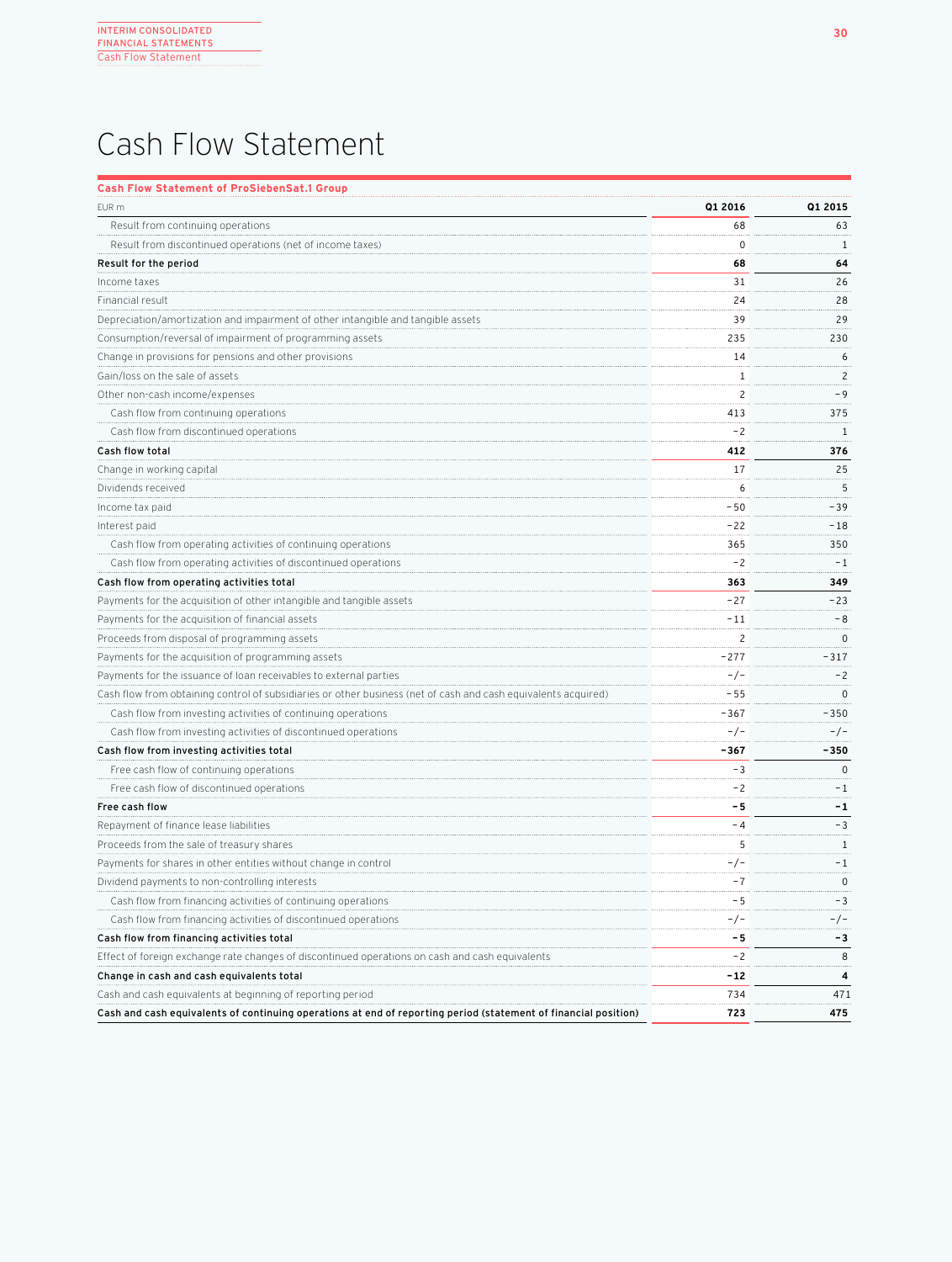# Cash Flow Statement

**Cash Flow Statement of ProSiebenSat.1 Group**

| EUR m | Q1 2016 | Q1 2015 |
|---|---|---|
| Result from continuing operations | 68 | 63 |
| Result from discontinued operations (net of income taxes) | 0 | 1 |
| **Result for the period** | **68** | **64** |
| Income taxes | 31 | 26 |
| Financial result | 24 | 28 |
| Depreciation/amortization and impairment of other intangible and tangible assets | 39 | 29 |
| Consumption/reversal of impairment of programming assets | 235 | 230 |
| Change in provisions for pensions and other provisions | 14 | 6 |
| Gain/loss on the sale of assets | 1 | 2 |
| Other non-cash income/expenses | 2 | -9 |
| Cash flow from continuing operations | 413 | 375 |
| Cash flow from discontinued operations | -2 | 1 |
| **Cash flow total** | **412** | **376** |
| Change in working capital | 17 | 25 |
| Dividends received | 6 | 5 |
| Income tax paid | -50 | -39 |
| Interest paid | -22 | -18 |
| Cash flow from operating activities of continuing operations | 365 | 350 |
| Cash flow from operating activities of discontinued operations | -2 | -1 |
| **Cash flow from operating activities total** | **363** | **349** |
| Payments for the acquisition of other intangible and tangible assets | -27 | -23 |
| Payments for the acquisition of financial assets | -11 | -8 |
| Proceeds from disposal of programming assets | 2 | 0 |
| Payments for the acquisition of programming assets | -277 | -317 |
| Payments for the issuance of loan receivables to external parties | -/- | -2 |
| Cash flow from obtaining control of subsidiaries or other business (net of cash and cash equivalents acquired) | -55 | 0 |
| Cash flow from investing activities of continuing operations | -367 | -350 |
| Cash flow from investing activities of discontinued operations | -/- | -/- |
| **Cash flow from investing activities total** | **-367** | **-350** |
| Free cash flow of continuing operations | -3 | 0 |
| Free cash flow of discontinued operations | -2 | -1 |
| **Free cash flow** | **-5** | **-1** |
| Repayment of finance lease liabilities | -4 | -3 |
| Proceeds from the sale of treasury shares | 5 | 1 |
| Payments for shares in other entities without change in control | -/- | -1 |
| Dividend payments to non-controlling interests | -7 | 0 |
| Cash flow from financing activities of continuing operations | -5 | -3 |
| Cash flow from financing activities of discontinued operations | -/- | -/- |
| **Cash flow from financing activities total** | **-5** | **-3** |
| Effect of foreign exchange rate changes of discontinued operations on cash and cash equivalents | -2 | 8 |
| **Change in cash and cash equivalents total** | **-12** | **4** |
| Cash and cash equivalents at beginning of reporting period | 734 | 471 |
| **Cash and cash equivalents of continuing operations at end of reporting period (statement of financial position)** | **723** | **475** |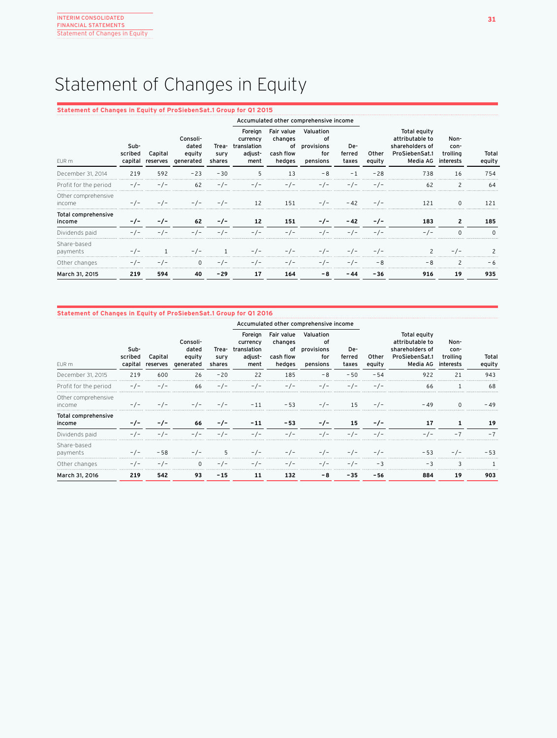# Statement of Changes in Equity

**Statement of Changes in Equity of ProSiebenSat.1 Group for Q1 2015**

| EUR m | Subscribed capital | Capital reserves | Consolidated equity generated | Treasury shares | Accumulated other comprehensive income | | | | Other equity | Total equity attributable to shareholders of ProSiebenSat.1 Media AG | Non-controlling interests | Total equity |
|---|---|---|---|---|---|---|---|---|---|---|---|---|
| | | | | | Foreign currency translation adjustment | Fair value changes of cash flow hedges | Valuation of provisions for pensions | Deferred taxes | | | | |
| December 31, 2014 | 219 | 592 | −23 | −30 | 5 | 13 | −8 | −1 | −28 | 738 | 16 | 754 |
| Profit for the period | -/- | -/- | 62 | -/- | -/- | -/- | -/- | -/- | -/- | 62 | 2 | 64 |
| Other comprehensive income | -/- | -/- | -/- | -/- | 12 | 151 | -/- | −42 | -/- | 121 | 0 | 121 |
| **Total comprehensive income** | **-/-** | **-/-** | **62** | **-/-** | **12** | **151** | **-/-** | **−42** | **-/-** | **183** | **2** | **185** |
| Dividends paid | -/- | -/- | -/- | -/- | -/- | -/- | -/- | -/- | -/- | -/- | 0 | 0 |
| Share-based payments | -/- | 1 | -/- | 1 | -/- | -/- | -/- | -/- | -/- | 2 | -/- | 2 |
| Other changes | -/- | -/- | 0 | -/- | -/- | -/- | -/- | -/- | −8 | −8 | 2 | −6 |
| **March 31, 2015** | **219** | **594** | **40** | **−29** | **17** | **164** | **−8** | **−44** | **−36** | **916** | **19** | **935** |

**Statement of Changes in Equity of ProSiebenSat.1 Group for Q1 2016**

| EUR m | Subscribed capital | Capital reserves | Consolidated equity generated | Treasury shares | Accumulated other comprehensive income | | | | Other equity | Total equity attributable to shareholders of ProSiebenSat.1 Media AG | Non-controlling interests | Total equity |
|---|---|---|---|---|---|---|---|---|---|---|---|---|
| | | | | | Foreign currency translation adjustment | Fair value changes of cash flow hedges | Valuation of provisions for pensions | Deferred taxes | | | | |
| December 31, 2015 | 219 | 600 | 26 | −20 | 22 | 185 | −8 | −50 | −54 | 922 | 21 | 943 |
| Profit for the period | -/- | -/- | 66 | -/- | -/- | -/- | -/- | -/- | -/- | 66 | 1 | 68 |
| Other comprehensive income | -/- | -/- | -/- | -/- | −11 | −53 | -/- | 15 | -/- | −49 | 0 | −49 |
| **Total comprehensive income** | **-/-** | **-/-** | **66** | **-/-** | **−11** | **−53** | **-/-** | **15** | **-/-** | **17** | **1** | **19** |
| Dividends paid | -/- | -/- | -/- | -/- | -/- | -/- | -/- | -/- | -/- | -/- | −7 | −7 |
| Share-based payments | -/- | −58 | -/- | 5 | -/- | -/- | -/- | -/- | -/- | −53 | -/- | −53 |
| Other changes | -/- | -/- | 0 | -/- | -/- | -/- | -/- | -/- | −3 | −3 | 3 | 1 |
| **March 31, 2016** | **219** | **542** | **93** | **−15** | **11** | **132** | **−8** | **−35** | **−56** | **884** | **19** | **903** |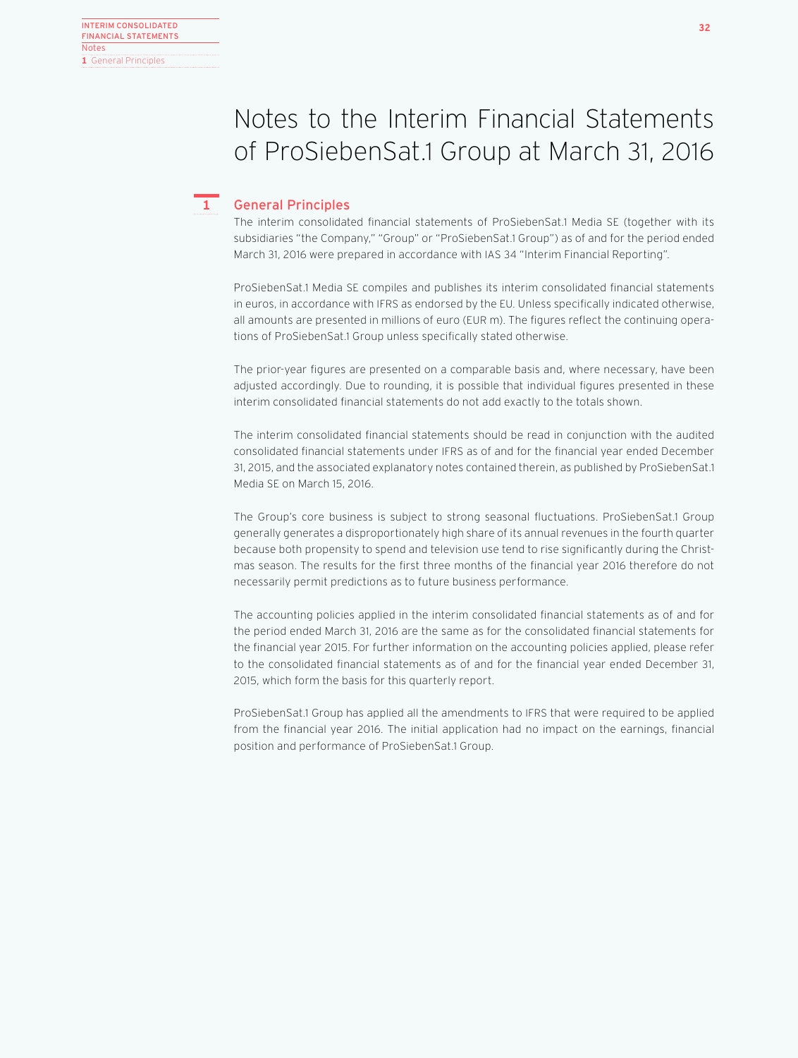# Notes to the Interim Financial Statements of ProSiebenSat.1 Group at March 31, 2016

## 1 General Principles

The interim consolidated financial statements of ProSiebenSat.1 Media SE (together with its subsidiaries "the Company," "Group" or "ProSiebenSat.1 Group") as of and for the period ended March 31, 2016 were prepared in accordance with IAS 34 "Interim Financial Reporting".

ProSiebenSat.1 Media SE compiles and publishes its interim consolidated financial statements in euros, in accordance with IFRS as endorsed by the EU. Unless specifically indicated otherwise, all amounts are presented in millions of euro (EUR m). The figures reflect the continuing operations of ProSiebenSat.1 Group unless specifically stated otherwise.

The prior-year figures are presented on a comparable basis and, where necessary, have been adjusted accordingly. Due to rounding, it is possible that individual figures presented in these interim consolidated financial statements do not add exactly to the totals shown.

The interim consolidated financial statements should be read in conjunction with the audited consolidated financial statements under IFRS as of and for the financial year ended December 31, 2015, and the associated explanatory notes contained therein, as published by ProSiebenSat.1 Media SE on March 15, 2016.

The Group's core business is subject to strong seasonal fluctuations. ProSiebenSat.1 Group generally generates a disproportionately high share of its annual revenues in the fourth quarter because both propensity to spend and television use tend to rise significantly during the Christmas season. The results for the first three months of the financial year 2016 therefore do not necessarily permit predictions as to future business performance.

The accounting policies applied in the interim consolidated financial statements as of and for the period ended March 31, 2016 are the same as for the consolidated financial statements for the financial year 2015. For further information on the accounting policies applied, please refer to the consolidated financial statements as of and for the financial year ended December 31, 2015, which form the basis for this quarterly report.

ProSiebenSat.1 Group has applied all the amendments to IFRS that were required to be applied from the financial year 2016. The initial application had no impact on the earnings, financial position and performance of ProSiebenSat.1 Group.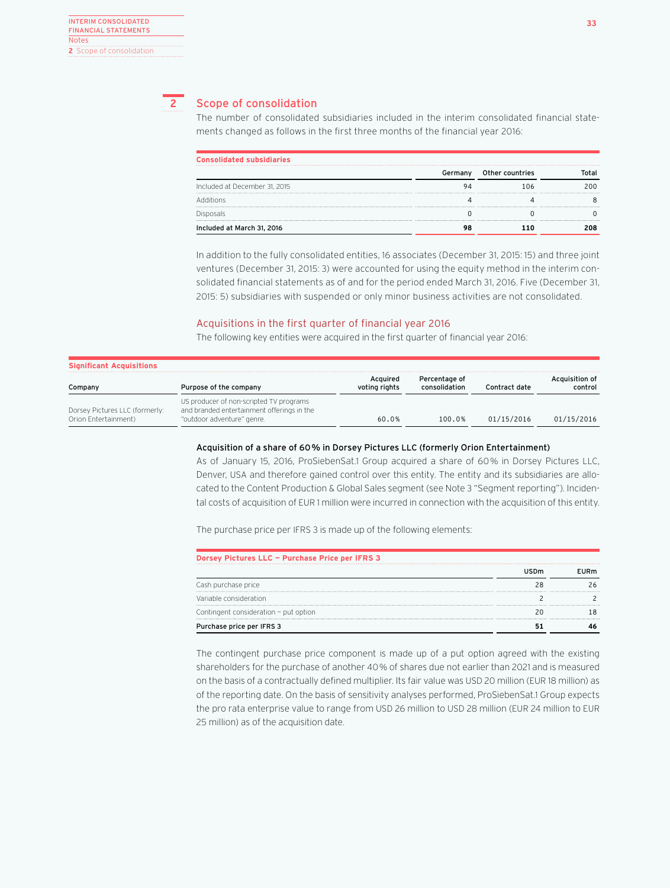## 2 Scope of consolidation

The number of consolidated subsidiaries included in the interim consolidated financial statements changed as follows in the first three months of the financial year 2016:

**Consolidated subsidiaries**

| | Germany | Other countries | Total |
|---|---|---|---|
| Included at December 31, 2015 | 94 | 106 | 200 |
| Additions | 4 | 4 | 8 |
| Disposals | 0 | 0 | 0 |
| **Included at March 31, 2016** | **98** | **110** | **208** |

In addition to the fully consolidated entities, 16 associates (December 31, 2015: 15) and three joint ventures (December 31, 2015: 3) were accounted for using the equity method in the interim consolidated financial statements as of and for the period ended March 31, 2016. Five (December 31, 2015: 5) subsidiaries with suspended or only minor business activities are not consolidated.

### Acquisitions in the first quarter of financial year 2016

The following key entities were acquired in the first quarter of financial year 2016:

**Significant Acquisitions**

| Company | Purpose of the company | Acquired voting rights | Percentage of consolidation | Contract date | Acquisition of control |
|---|---|---|---|---|---|
| Dorsey Pictures LLC (formerly: Orion Entertainment) | US producer of non-scripted TV programs and branded entertainment offerings in the "outdoor adventure" genre. | 60.0% | 100.0% | 01/15/2016 | 01/15/2016 |

**Acquisition of a share of 60% in Dorsey Pictures LLC (formerly Orion Entertainment)**

As of January 15, 2016, ProSiebenSat.1 Group acquired a share of 60% in Dorsey Pictures LLC, Denver, USA and therefore gained control over this entity. The entity and its subsidiaries are allocated to the Content Production & Global Sales segment (see Note 3 "Segment reporting"). Incidental costs of acquisition of EUR 1 million were incurred in connection with the acquisition of this entity.

The purchase price per IFRS 3 is made up of the following elements:

**Dorsey Pictures LLC – Purchase Price per IFRS 3**

| | USDm | EURm |
|---|---|---|
| Cash purchase price | 28 | 26 |
| Variable consideration | 2 | 2 |
| Contingent consideration – put option | 20 | 18 |
| **Purchase price per IFRS 3** | **51** | **46** |

The contingent purchase price component is made up of a put option agreed with the existing shareholders for the purchase of another 40% of shares due not earlier than 2021 and is measured on the basis of a contractually defined multiplier. Its fair value was USD 20 million (EUR 18 million) as of the reporting date. On the basis of sensitivity analyses performed, ProSiebenSat.1 Group expects the pro rata enterprise value to range from USD 26 million to USD 28 million (EUR 24 million to EUR 25 million) as of the acquisition date.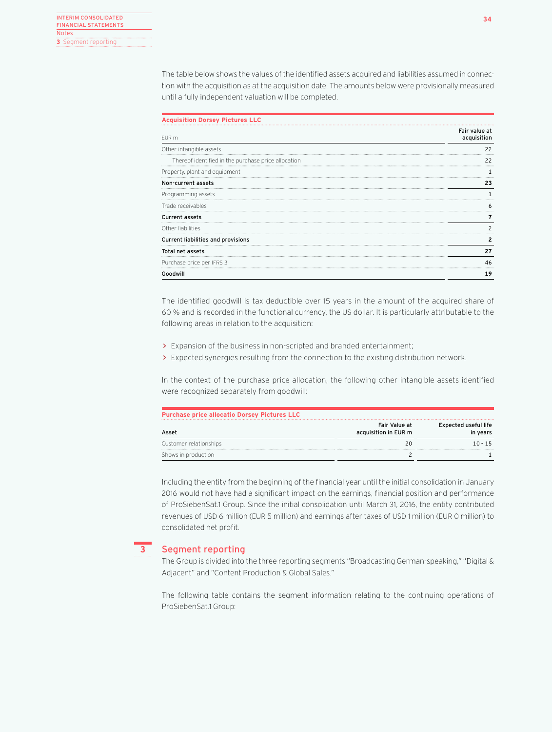The table below shows the values of the identified assets acquired and liabilities assumed in connection with the acquisition as at the acquisition date. The amounts below were provisionally measured until a fully independent valuation will be completed.

**Acquisition Dorsey Pictures LLC**

| EUR m | Fair value at acquisition |
|---|---|
| Other intangible assets | 22 |
| Thereof identified in the purchase price allocation | 22 |
| Property, plant and equipment | 1 |
| **Non-current assets** | **23** |
| Programming assets | 1 |
| Trade receivables | 6 |
| **Current assets** | **7** |
| Other liabilities | 2 |
| **Current liabilities and provisions** | **2** |
| **Total net assets** | **27** |
| Purchase price per IFRS 3 | 46 |
| **Goodwill** | **19** |

The identified goodwill is tax deductible over 15 years in the amount of the acquired share of 60 % and is recorded in the functional currency, the US dollar. It is particularly attributable to the following areas in relation to the acquisition:

- Expansion of the business in non-scripted and branded entertainment;
- Expected synergies resulting from the connection to the existing distribution network.

In the context of the purchase price allocation, the following other intangible assets identified were recognized separately from goodwill:

**Purchase price allocatio Dorsey Pictures LLC**

| Asset | Fair Value at acquisition in EUR m | Expected useful life in years |
|---|---|---|
| Customer relationships | 20 | 10 - 15 |
| Shows in production | 2 | 1 |

Including the entity from the beginning of the financial year until the initial consolidation in January 2016 would not have had a significant impact on the earnings, financial position and performance of ProSiebenSat.1 Group. Since the initial consolidation until March 31, 2016, the entity contributed revenues of USD 6 million (EUR 5 million) and earnings after taxes of USD 1 million (EUR 0 million) to consolidated net profit.

## 3 Segment reporting

The Group is divided into the three reporting segments "Broadcasting German-speaking," "Digital & Adjacent" and "Content Production & Global Sales."

The following table contains the segment information relating to the continuing operations of ProSiebenSat.1 Group: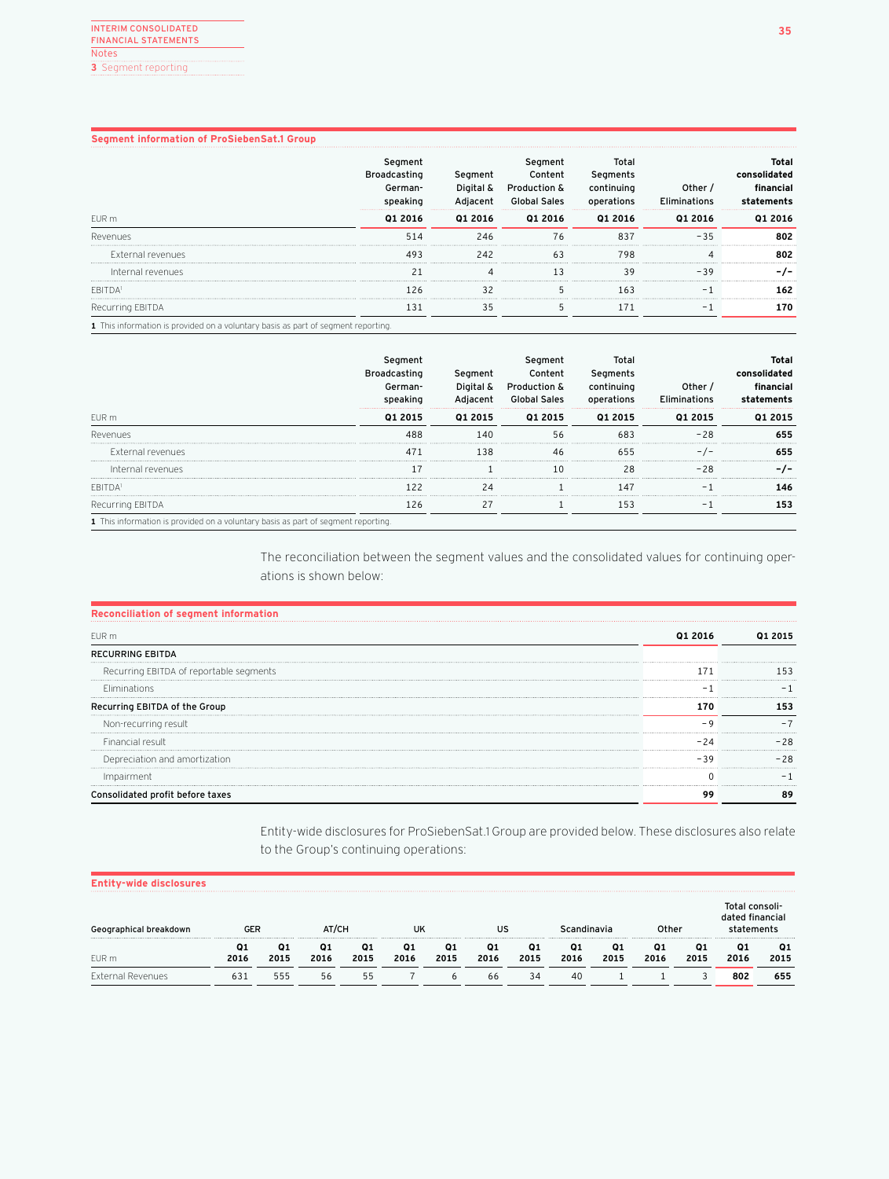### Segment information of ProSiebenSat.1 Group

| EUR m | Segment Broadcasting German-speaking Q1 2016 | Segment Digital & Adjacent Q1 2016 | Segment Content Production & Global Sales Q1 2016 | Total Segments continuing operations Q1 2016 | Other / Eliminations Q1 2016 | Total consolidated financial statements Q1 2016 |
|---|---|---|---|---|---|---|
| Revenues | 514 | 246 | 76 | 837 | −35 | **802** |
| External revenues | 493 | 242 | 63 | 798 | 4 | **802** |
| Internal revenues | 21 | 4 | 13 | 39 | −39 | **-/-** |
| EBITDA[1] | 126 | 32 | 5 | 163 | −1 | **162** |
| Recurring EBITDA | 131 | 35 | 5 | 171 | −1 | **170** |

1 This information is provided on a voluntary basis as part of segment reporting.

| EUR m | Segment Broadcasting German-speaking Q1 2015 | Segment Digital & Adjacent Q1 2015 | Segment Content Production & Global Sales Q1 2015 | Total Segments continuing operations Q1 2015 | Other / Eliminations Q1 2015 | Total consolidated financial statements Q1 2015 |
|---|---|---|---|---|---|---|
| Revenues | 488 | 140 | 56 | 683 | −28 | **655** |
| External revenues | 471 | 138 | 46 | 655 | -/- | **655** |
| Internal revenues | 17 | 1 | 10 | 28 | −28 | **-/-** |
| EBITDA[1] | 122 | 24 | 1 | 147 | −1 | **146** |
| Recurring EBITDA | 126 | 27 | 1 | 153 | −1 | **153** |

1 This information is provided on a voluntary basis as part of segment reporting.

The reconciliation between the segment values and the consolidated values for continuing operations is shown below:

### Reconciliation of segment information

| EUR m | Q1 2016 | Q1 2015 |
|---|---|---|
| **RECURRING EBITDA** | | |
| Recurring EBITDA of reportable segments | 171 | 153 |
| Eliminations | −1 | −1 |
| **Recurring EBITDA of the Group** | **170** | **153** |
| Non-recurring result | −9 | −7 |
| Financial result | −24 | −28 |
| Depreciation and amortization | −39 | −28 |
| Impairment | 0 | −1 |
| **Consolidated profit before taxes** | **99** | **89** |

Entity-wide disclosures for ProSiebenSat.1 Group are provided below. These disclosures also relate to the Group's continuing operations:

### Entity-wide disclosures

| Geographical breakdown | GER | | AT/CH | | UK | | US | | Scandinavia | | Other | | Total consolidated financial statements | |
|---|---|---|---|---|---|---|---|---|---|---|---|---|---|---|
| EUR m | Q1 2016 | Q1 2015 | Q1 2016 | Q1 2015 | Q1 2016 | Q1 2015 | Q1 2016 | Q1 2015 | Q1 2016 | Q1 2015 | Q1 2016 | Q1 2015 | Q1 2016 | Q1 2015 |
| External Revenues | 631 | 555 | 56 | 55 | 7 | 6 | 66 | 34 | 40 | 1 | 1 | 3 | **802** | **655** |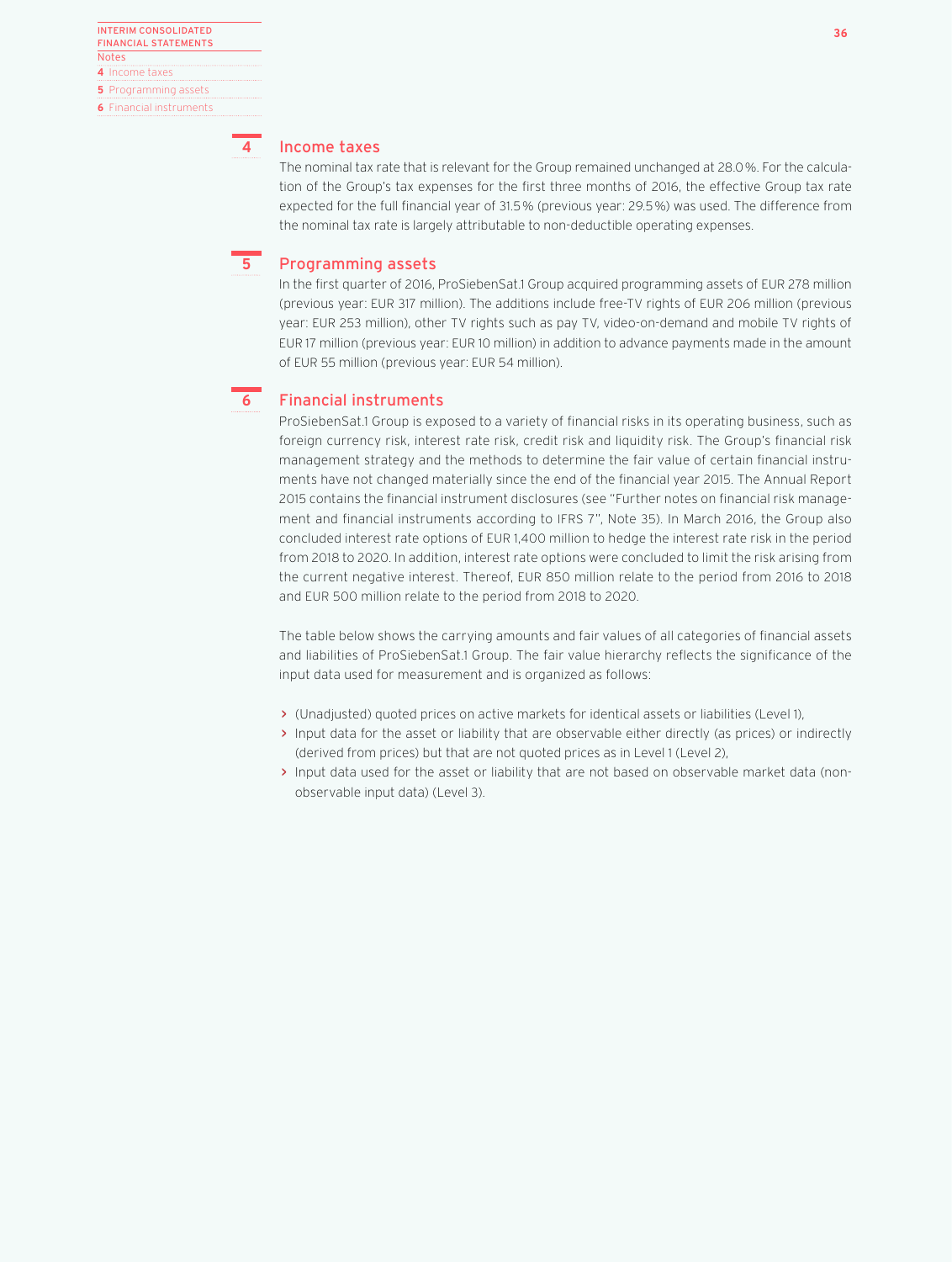## 4 Income taxes

The nominal tax rate that is relevant for the Group remained unchanged at 28.0%. For the calculation of the Group's tax expenses for the first three months of 2016, the effective Group tax rate expected for the full financial year of 31.5% (previous year: 29.5%) was used. The difference from the nominal tax rate is largely attributable to non-deductible operating expenses.

## 5 Programming assets

In the first quarter of 2016, ProSiebenSat.1 Group acquired programming assets of EUR 278 million (previous year: EUR 317 million). The additions include free-TV rights of EUR 206 million (previous year: EUR 253 million), other TV rights such as pay TV, video-on-demand and mobile TV rights of EUR 17 million (previous year: EUR 10 million) in addition to advance payments made in the amount of EUR 55 million (previous year: EUR 54 million).

## 6 Financial instruments

ProSiebenSat.1 Group is exposed to a variety of financial risks in its operating business, such as foreign currency risk, interest rate risk, credit risk and liquidity risk. The Group's financial risk management strategy and the methods to determine the fair value of certain financial instruments have not changed materially since the end of the financial year 2015. The Annual Report 2015 contains the financial instrument disclosures (see "Further notes on financial risk management and financial instruments according to IFRS 7", Note 35). In March 2016, the Group also concluded interest rate options of EUR 1,400 million to hedge the interest rate risk in the period from 2018 to 2020. In addition, interest rate options were concluded to limit the risk arising from the current negative interest. Thereof, EUR 850 million relate to the period from 2016 to 2018 and EUR 500 million relate to the period from 2018 to 2020.

The table below shows the carrying amounts and fair values of all categories of financial assets and liabilities of ProSiebenSat.1 Group. The fair value hierarchy reflects the significance of the input data used for measurement and is organized as follows:

- (Unadjusted) quoted prices on active markets for identical assets or liabilities (Level 1),
- Input data for the asset or liability that are observable either directly (as prices) or indirectly (derived from prices) but that are not quoted prices as in Level 1 (Level 2),
- Input data used for the asset or liability that are not based on observable market data (non-observable input data) (Level 3).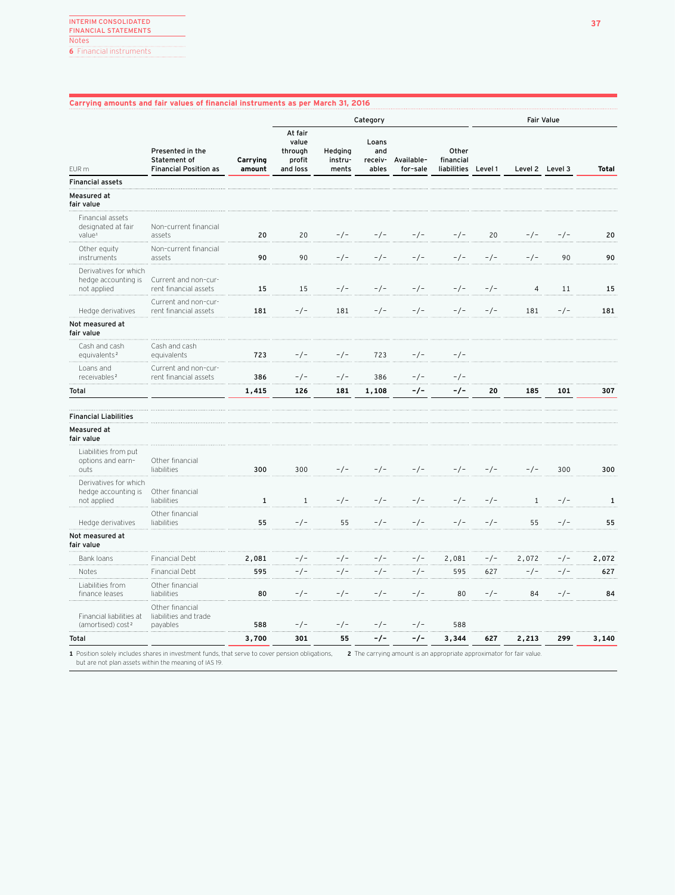## Carrying amounts and fair values of financial instruments as per March 31, 2016

| EUR m | Presented in the Statement of Financial Position as | Carrying amount | Category | | | | | Fair Value | | | |
|---|---|---|---|---|---|---|---|---|---|---|---|
| | | | At fair value through profit and loss | Hedging instru-ments | Loans and receiv-ables | Available-for-sale | Other financial liabilities | Level 1 | Level 2 | Level 3 | Total |
| **Financial assets** | | | | | | | | | | | |
| **Measured at fair value** | | | | | | | | | | | |
| Financial assets designated at fair value[1] | Non-current financial assets | 20 | 20 | -/- | -/- | -/- | -/- | 20 | -/- | -/- | 20 |
| Other equity instruments | Non-current financial assets | 90 | 90 | -/- | -/- | -/- | -/- | -/- | -/- | 90 | 90 |
| Derivatives for which hedge accounting is not applied | Current and non-current financial assets | 15 | 15 | -/- | -/- | -/- | -/- | -/- | 4 | 11 | 15 |
| Hedge derivatives | Current and non-current financial assets | 181 | -/- | 181 | -/- | -/- | -/- | -/- | 181 | -/- | 181 |
| **Not measured at fair value** | | | | | | | | | | | |
| Cash and cash equivalents[2] | Cash and cash equivalents | 723 | -/- | -/- | 723 | -/- | -/- | | | | |
| Loans and receivables[2] | Current and non-current financial assets | 386 | -/- | -/- | 386 | -/- | -/- | | | | |
| **Total** | | **1,415** | **126** | **181** | **1,108** | **-/-** | **-/-** | **20** | **185** | **101** | **307** |
| **Financial Liabilities** | | | | | | | | | | | |
| **Measured at fair value** | | | | | | | | | | | |
| Liabilities from put options and earn-outs | Other financial liabilities | 300 | 300 | -/- | -/- | -/- | -/- | -/- | -/- | 300 | 300 |
| Derivatives for which hedge accounting is not applied | Other financial liabilities | 1 | 1 | -/- | -/- | -/- | -/- | -/- | 1 | -/- | 1 |
| Hedge derivatives | Other financial liabilities | 55 | -/- | 55 | -/- | -/- | -/- | -/- | 55 | -/- | 55 |
| **Not measured at fair value** | | | | | | | | | | | |
| Bank loans | Financial Debt | 2,081 | -/- | -/- | -/- | -/- | 2,081 | -/- | 2,072 | -/- | 2,072 |
| Notes | Financial Debt | 595 | -/- | -/- | -/- | -/- | 595 | 627 | -/- | -/- | 627 |
| Liabilities from finance leases | Other financial liabilities | 80 | -/- | -/- | -/- | -/- | 80 | -/- | 84 | -/- | 84 |
| Financial liabilities at (amortised) cost[2] | Other financial liabilities and trade payables | 588 | -/- | -/- | -/- | -/- | 588 | | | | |
| **Total** | | **3,700** | **301** | **55** | **-/-** | **-/-** | **3,344** | **627** | **2,213** | **299** | **3,140** |

1 Position solely includes shares in investment funds, that serve to cover pension obligations, but are not plan assets within the meaning of IAS 19.

2 The carrying amount is an appropriate approximator for fair value.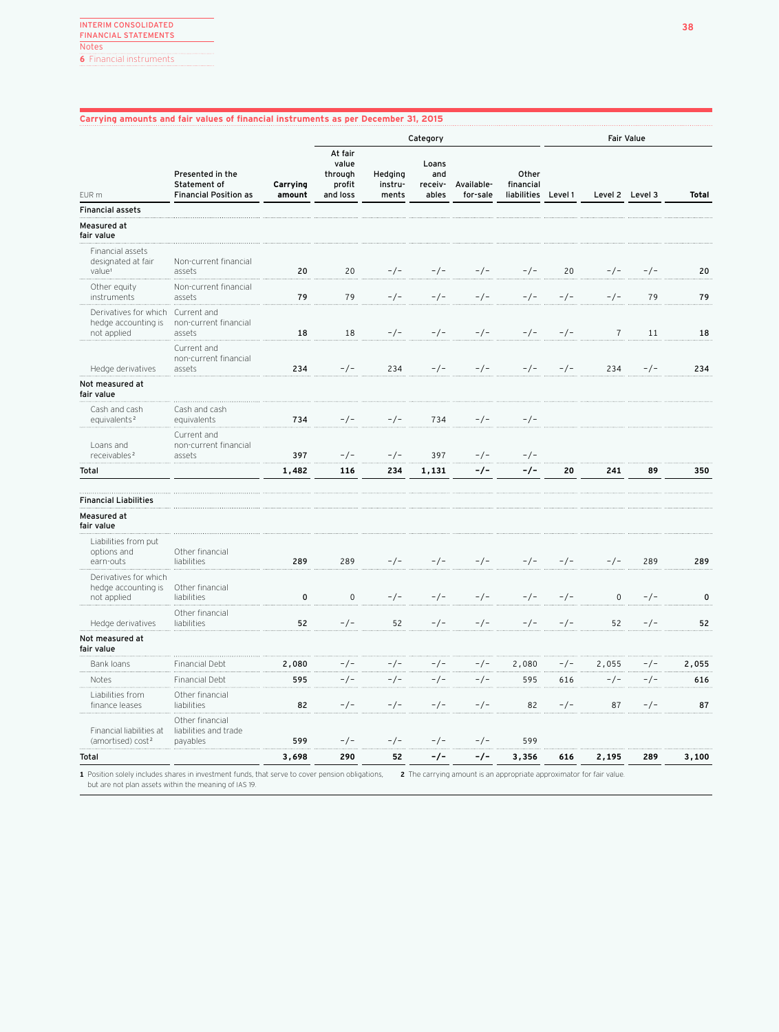**Carrying amounts and fair values of financial instruments as per December 31, 2015**

| EUR m | Presented in the Statement of Financial Position as | Carrying amount | Category | | | | | Fair Value | | | |
|---|---|---|---|---|---|---|---|---|---|---|---|
| | | | At fair value through profit and loss | Hedging instru­ments | Loans and receiv­ables | Available-for-sale | Other financial liabilities | Level 1 | Level 2 | Level 3 | Total |
| **Financial assets** | | | | | | | | | | | |
| **Measured at fair value** | | | | | | | | | | | |
| Financial assets designated at fair value[1] | Non-current financial assets | 20 | 20 | -/- | -/- | -/- | -/- | 20 | -/- | -/- | 20 |
| Other equity instruments | Non-current financial assets | 79 | 79 | -/- | -/- | -/- | -/- | -/- | -/- | 79 | 79 |
| Derivatives for which hedge accounting is not applied | Current and non-current financial assets | 18 | 18 | -/- | -/- | -/- | -/- | -/- | 7 | 11 | 18 |
| Hedge derivatives | Current and non-current financial assets | 234 | -/- | 234 | -/- | -/- | -/- | -/- | 234 | -/- | 234 |
| **Not measured at fair value** | | | | | | | | | | | |
| Cash and cash equivalents[2] | Cash and cash equivalents | 734 | -/- | -/- | 734 | -/- | -/- | | | | |
| Loans and receivables[2] | Current and non-current financial assets | 397 | -/- | -/- | 397 | -/- | -/- | | | | |
| **Total** | | **1,482** | **116** | **234** | **1,131** | **-/-** | **-/-** | **20** | **241** | **89** | **350** |
| **Financial Liabilities** | | | | | | | | | | | |
| **Measured at fair value** | | | | | | | | | | | |
| Liabilities from put options and earn-outs | Other financial liabilities | 289 | 289 | -/- | -/- | -/- | -/- | -/- | -/- | 289 | 289 |
| Derivatives for which hedge accounting is not applied | Other financial liabilities | 0 | 0 | -/- | -/- | -/- | -/- | -/- | 0 | -/- | 0 |
| Hedge derivatives | Other financial liabilities | 52 | -/- | 52 | -/- | -/- | -/- | -/- | 52 | -/- | 52 |
| **Not measured at fair value** | | | | | | | | | | | |
| Bank loans | Financial Debt | 2,080 | -/- | -/- | -/- | -/- | 2,080 | -/- | 2,055 | -/- | 2,055 |
| Notes | Financial Debt | 595 | -/- | -/- | -/- | -/- | 595 | 616 | -/- | -/- | 616 |
| Liabilities from finance leases | Other financial liabilities | 82 | -/- | -/- | -/- | -/- | 82 | -/- | 87 | -/- | 87 |
| Financial liabilities at (amortised) cost[2] | Other financial liabilities and trade payables | 599 | -/- | -/- | -/- | -/- | 599 | | | | |
| **Total** | | **3,698** | **290** | **52** | **-/-** | **-/-** | **3,356** | **616** | **2,195** | **289** | **3,100** |

1 Position solely includes shares in investment funds, that serve to cover pension obligations, but are not plan assets within the meaning of IAS 19.

2 The carrying amount is an appropriate approximator for fair value.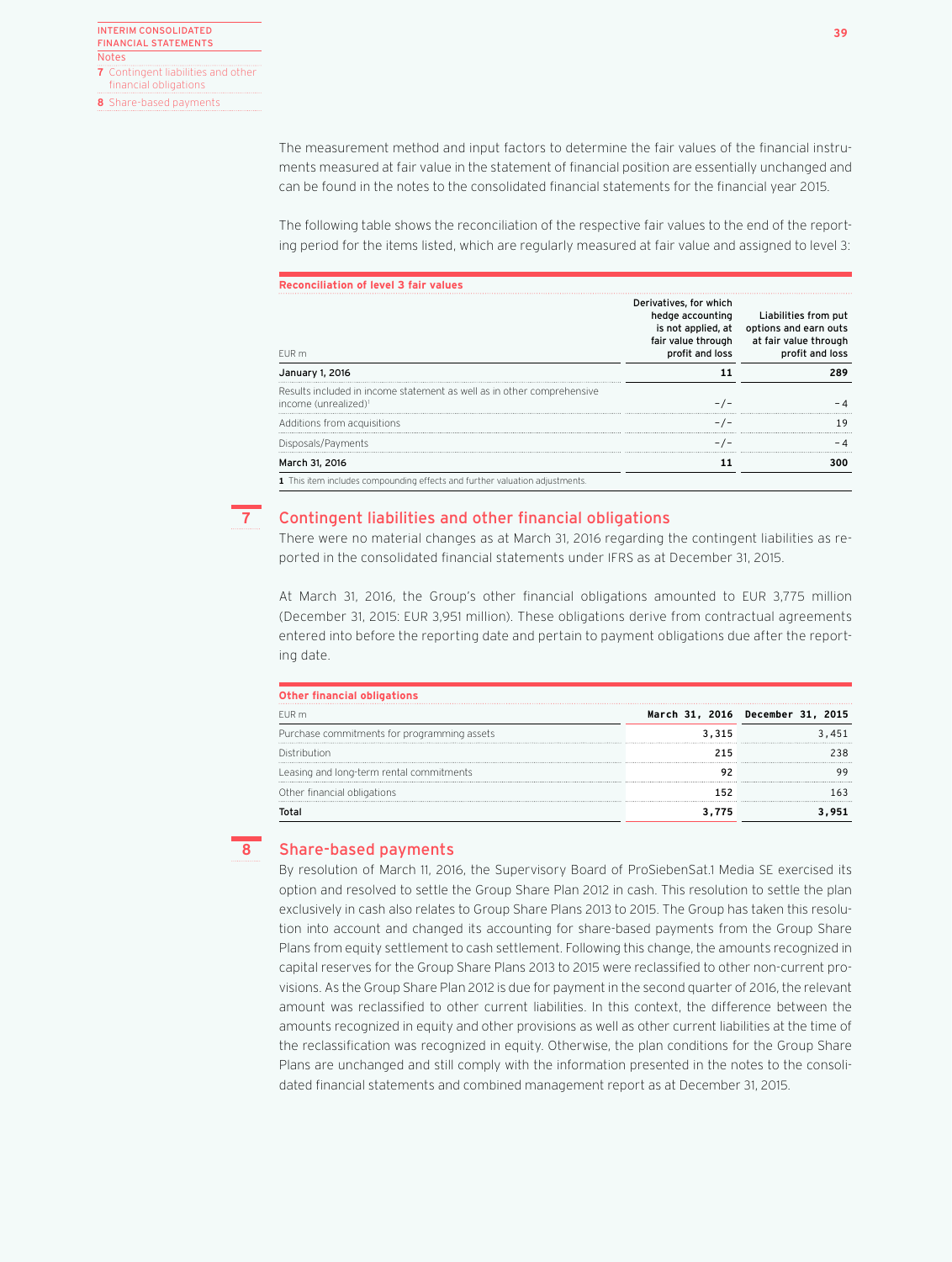The measurement method and input factors to determine the fair values of the financial instruments measured at fair value in the statement of financial position are essentially unchanged and can be found in the notes to the consolidated financial statements for the financial year 2015.

The following table shows the reconciliation of the respective fair values to the end of the reporting period for the items listed, which are regularly measured at fair value and assigned to level 3:

**Reconciliation of level 3 fair values**

| EUR m | Derivatives, for which hedge accounting is not applied, at fair value through profit and loss | Liabilities from put options and earn outs at fair value through profit and loss |
|---|---|---|
| **January 1, 2016** | **11** | **289** |
| Results included in income statement as well as in other comprehensive income (unrealized)[1] | -/- | -4 |
| Additions from acquisitions | -/- | 19 |
| Disposals/Payments | -/- | -4 |
| **March 31, 2016** | **11** | **300** |

1 This item includes compounding effects and further valuation adjustments.

## 7 Contingent liabilities and other financial obligations

There were no material changes as at March 31, 2016 regarding the contingent liabilities as reported in the consolidated financial statements under IFRS as at December 31, 2015.

At March 31, 2016, the Group's other financial obligations amounted to EUR 3,775 million (December 31, 2015: EUR 3,951 million). These obligations derive from contractual agreements entered into before the reporting date and pertain to payment obligations due after the reporting date.

**Other financial obligations**

| EUR m | March 31, 2016 | December 31, 2015 |
|---|---|---|
| Purchase commitments for programming assets | 3,315 | 3,451 |
| Distribution | 215 | 238 |
| Leasing and long-term rental commitments | 92 | 99 |
| Other financial obligations | 152 | 163 |
| **Total** | **3,775** | **3,951** |

## 8 Share-based payments

By resolution of March 11, 2016, the Supervisory Board of ProSiebenSat.1 Media SE exercised its option and resolved to settle the Group Share Plan 2012 in cash. This resolution to settle the plan exclusively in cash also relates to Group Share Plans 2013 to 2015. The Group has taken this resolution into account and changed its accounting for share-based payments from the Group Share Plans from equity settlement to cash settlement. Following this change, the amounts recognized in capital reserves for the Group Share Plans 2013 to 2015 were reclassified to other non-current provisions. As the Group Share Plan 2012 is due for payment in the second quarter of 2016, the relevant amount was reclassified to other current liabilities. In this context, the difference between the amounts recognized in equity and other provisions as well as other current liabilities at the time of the reclassification was recognized in equity. Otherwise, the plan conditions for the Group Share Plans are unchanged and still comply with the information presented in the notes to the consolidated financial statements and combined management report as at December 31, 2015.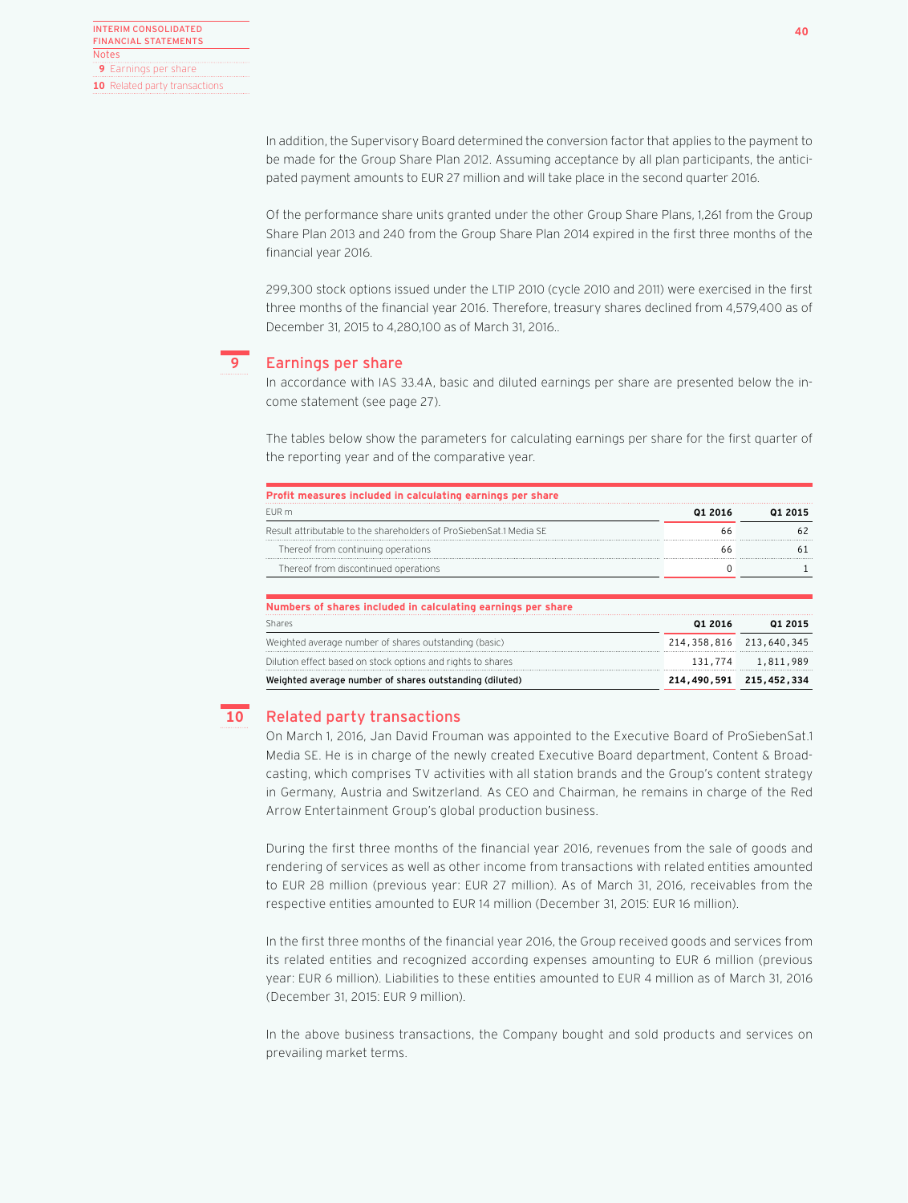In addition, the Supervisory Board determined the conversion factor that applies to the payment to be made for the Group Share Plan 2012. Assuming acceptance by all plan participants, the anticipated payment amounts to EUR 27 million and will take place in the second quarter 2016.

Of the performance share units granted under the other Group Share Plans, 1,261 from the Group Share Plan 2013 and 240 from the Group Share Plan 2014 expired in the first three months of the financial year 2016.

299,300 stock options issued under the LTIP 2010 (cycle 2010 and 2011) were exercised in the first three months of the financial year 2016. Therefore, treasury shares declined from 4,579,400 as of December 31, 2015 to 4,280,100 as of March 31, 2016..

## 9 Earnings per share

In accordance with IAS 33.4A, basic and diluted earnings per share are presented below the income statement (see page 27).

The tables below show the parameters for calculating earnings per share for the first quarter of the reporting year and of the comparative year.

**Profit measures included in calculating earnings per share**

| EUR m | Q1 2016 | Q1 2015 |
|---|---|---|
| Result attributable to the shareholders of ProSiebenSat.1 Media SE | 66 | 62 |
| Thereof from continuing operations | 66 | 61 |
| Thereof from discontinued operations | 0 | 1 |

**Numbers of shares included in calculating earnings per share**

| Shares | Q1 2016 | Q1 2015 |
|---|---|---|
| Weighted average number of shares outstanding (basic) | 214,358,816 | 213,640,345 |
| Dilution effect based on stock options and rights to shares | 131,774 | 1,811,989 |
| **Weighted average number of shares outstanding (diluted)** | **214,490,591** | **215,452,334** |

## 10 Related party transactions

On March 1, 2016, Jan David Frouman was appointed to the Executive Board of ProSiebenSat.1 Media SE. He is in charge of the newly created Executive Board department, Content & Broadcasting, which comprises TV activities with all station brands and the Group's content strategy in Germany, Austria and Switzerland. As CEO and Chairman, he remains in charge of the Red Arrow Entertainment Group's global production business.

During the first three months of the financial year 2016, revenues from the sale of goods and rendering of services as well as other income from transactions with related entities amounted to EUR 28 million (previous year: EUR 27 million). As of March 31, 2016, receivables from the respective entities amounted to EUR 14 million (December 31, 2015: EUR 16 million).

In the first three months of the financial year 2016, the Group received goods and services from its related entities and recognized according expenses amounting to EUR 6 million (previous year: EUR 6 million). Liabilities to these entities amounted to EUR 4 million as of March 31, 2016 (December 31, 2015: EUR 9 million).

In the above business transactions, the Company bought and sold products and services on prevailing market terms.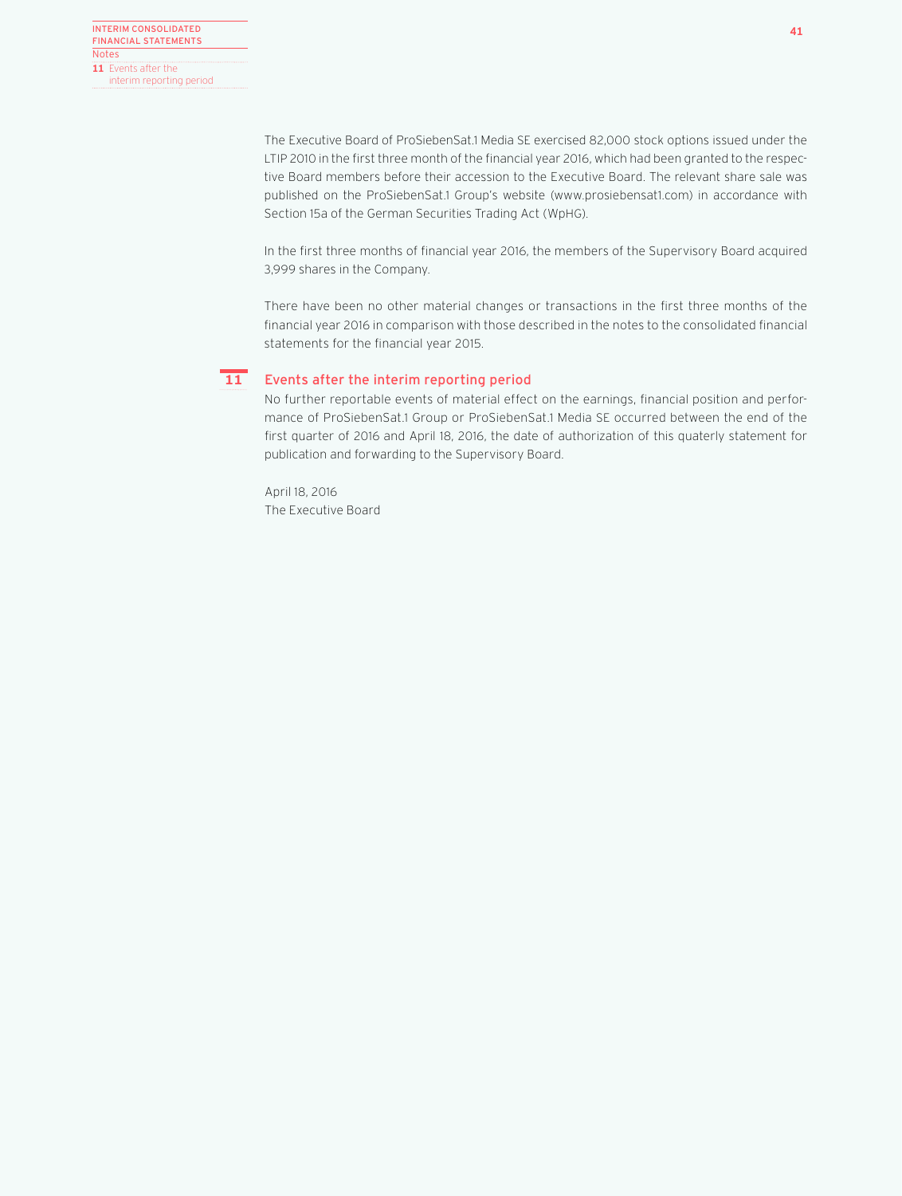The Executive Board of ProSiebenSat.1 Media SE exercised 82,000 stock options issued under the LTIP 2010 in the first three month of the financial year 2016, which had been granted to the respective Board members before their accession to the Executive Board. The relevant share sale was published on the ProSiebenSat.1 Group's website (www.prosiebensat1.com) in accordance with Section 15a of the German Securities Trading Act (WpHG).

In the first three months of financial year 2016, the members of the Supervisory Board acquired 3,999 shares in the Company.

There have been no other material changes or transactions in the first three months of the financial year 2016 in comparison with those described in the notes to the consolidated financial statements for the financial year 2015.

## 11 Events after the interim reporting period

No further reportable events of material effect on the earnings, financial position and performance of ProSiebenSat.1 Group or ProSiebenSat.1 Media SE occurred between the end of the first quarter of 2016 and April 18, 2016, the date of authorization of this quaterly statement for publication and forwarding to the Supervisory Board.

April 18, 2016
The Executive Board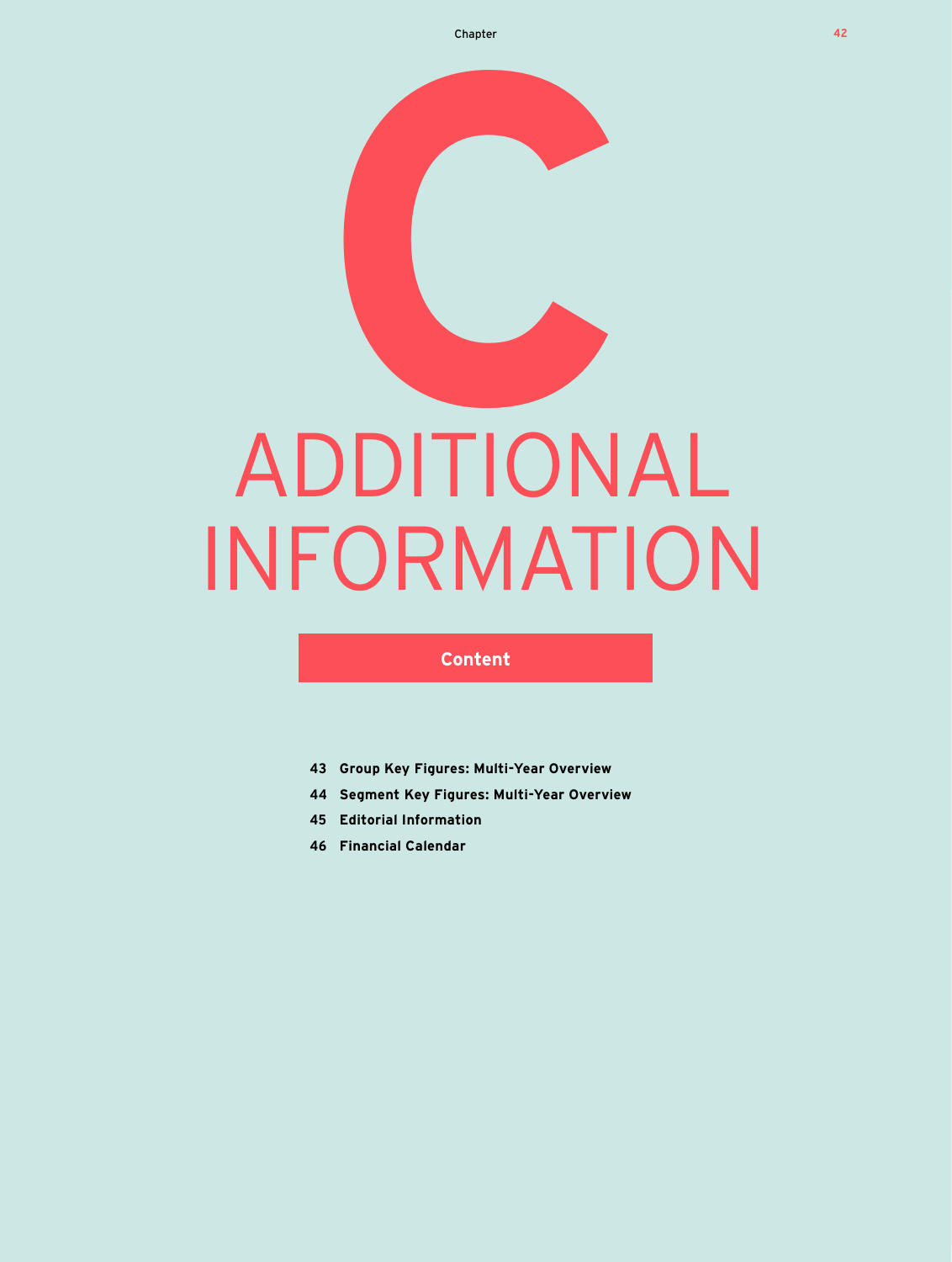# C ADDITIONAL INFORMATION

**Content**

- **43 Group Key Figures: Multi-Year Overview**
- **44 Segment Key Figures: Multi-Year Overview**
- **45 Editorial Information**
- **46 Financial Calendar**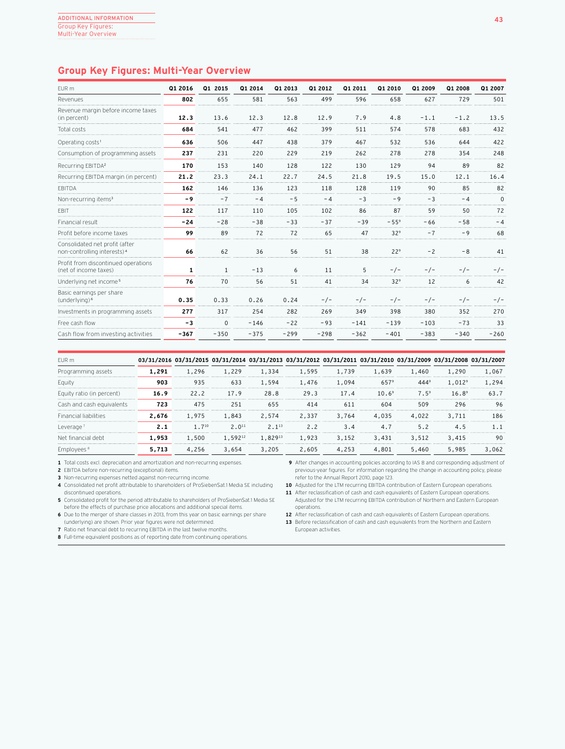## Group Key Figures: Multi-Year Overview

| EUR m | Q1 2016 | Q1 2015 | Q1 2014 | Q1 2013 | Q1 2012 | Q1 2011 | Q1 2010 | Q1 2009 | Q1 2008 | Q1 2007 |
|---|---|---|---|---|---|---|---|---|---|---|
| Revenues | **802** | 655 | 581 | 563 | 499 | 596 | 658 | 627 | 729 | 501 |
| Revenue margin before income taxes (in percent) | **12.3** | 13.6 | 12.3 | 12.8 | 12.9 | 7.9 | 4.8 | -1.1 | -1.2 | 13.5 |
| Total costs | **684** | 541 | 477 | 462 | 399 | 511 | 574 | 578 | 683 | 432 |
| Operating costs[1] | **636** | 506 | 447 | 438 | 379 | 467 | 532 | 536 | 644 | 422 |
| Consumption of programming assets | **237** | 231 | 220 | 229 | 219 | 262 | 278 | 278 | 354 | 248 |
| Recurring EBITDA[2] | **170** | 153 | 140 | 128 | 122 | 130 | 129 | 94 | 89 | 82 |
| Recurring EBITDA margin (in percent) | **21.2** | 23.3 | 24.1 | 22.7 | 24.5 | 21.8 | 19.5 | 15.0 | 12.1 | 16.4 |
| EBITDA | **162** | 146 | 136 | 123 | 118 | 128 | 119 | 90 | 85 | 82 |
| Non-recurring items[3] | **-9** | -7 | -4 | -5 | -4 | -3 | -9 | -3 | -4 | 0 |
| EBIT | **122** | 117 | 110 | 105 | 102 | 86 | 87 | 59 | 50 | 72 |
| Financial result | **-24** | -28 | -38 | -33 | -37 | -39 | -55[9] | -66 | -58 | -4 |
| Profit before income taxes | **99** | 89 | 72 | 72 | 65 | 47 | 32[9] | -7 | -9 | 68 |
| Consolidated net profit (after non-controlling interests)[4] | **66** | 62 | 36 | 56 | 51 | 38 | 22[9] | -2 | -8 | 41 |
| Profit from discontinued operations (net of income taxes) | **1** | 1 | -13 | 6 | 11 | 5 | -/- | -/- | -/- | -/- |
| Underlying net income[5] | **76** | 70 | 56 | 51 | 41 | 34 | 32[9] | 12 | 6 | 42 |
| Basic earnings per share (underlying)[6] | **0.35** | 0.33 | 0.26 | 0.24 | -/- | -/- | -/- | -/- | -/- | -/- |
| Investments in programming assets | **277** | 317 | 254 | 282 | 269 | 349 | 398 | 380 | 352 | 270 |
| Free cash flow | **-3** | 0 | -146 | -22 | -93 | -141 | -139 | -103 | -73 | 33 |
| Cash flow from investing activities | **-367** | -350 | -375 | -299 | -298 | -362 | -401 | -383 | -340 | -260 |

| EUR m | 03/31/2016 | 03/31/2015 | 03/31/2014 | 03/31/2013 | 03/31/2012 | 03/31/2011 | 03/31/2010 | 03/31/2009 | 03/31/2008 | 03/31/2007 |
|---|---|---|---|---|---|---|---|---|---|---|
| Programming assets | **1,291** | 1,296 | 1,229 | 1,334 | 1,595 | 1,739 | 1,639 | 1,460 | 1,290 | 1,067 |
| Equity | **903** | 935 | 633 | 1,594 | 1,476 | 1,094 | 657[9] | 444[9] | 1,012[9] | 1,294 |
| Equity ratio (in percent) | **16.9** | 22.2 | 17.9 | 28.8 | 29.3 | 17.4 | 10.6[9] | 7.5[9] | 16.8[9] | 63.7 |
| Cash and cash equivalents | **723** | 475 | 251 | 655 | 414 | 611 | 604 | 509 | 296 | 96 |
| Financial liabilities | **2,676** | 1,975 | 1,843 | 2,574 | 2,337 | 3,764 | 4,035 | 4,022 | 3,711 | 186 |
| Leverage[7] | **2.1** | 1.7[10] | 2.0[11] | 2.1[13] | 2.2 | 3.4 | 4.7 | 5.2 | 4.5 | 1.1 |
| Net financial debt | **1,953** | 1,500 | 1,592[12] | 1,829[13] | 1,923 | 3,152 | 3,431 | 3,512 | 3,415 | 90 |
| Employees[8] | **5,713** | 4,256 | 3,654 | 3,205 | 2,605 | 4,253 | 4,801 | 5,460 | 5,985 | 3,062 |

**1** Total costs excl. depreciation and amortization and non-recurring expenses.
**2** EBITDA before non-recurring (exceptional) items.
**3** Non-recurring expenses netted against non-recurring income.
**4** Consolidated net profit attributable to shareholders of ProSiebenSat.1 Media SE including discontinued operations.
**5** Consolidated profit for the period attributable to shareholders of ProSiebenSat.1 Media SE before the effects of purchase price allocations and additional special items.
**6** Due to the merger of share classes in 2013, from this year on basic earnings per share (underlying) are shown. Prior year figures were not determined.
**7** Ratio net financial debt to recurring EBITDA in the last twelve months.
**8** Full-time equivalent positions as of reporting date from continuing operations.
**9** After changes in accounting policies according to IAS 8 and corresponding adjustment of previous-year figures. For information regarding the change in accounting policy, please refer to the Annual Report 2010, page 123.
**10** Adjusted for the LTM recurring EBITDA contribution of Eastern European operations.
**11** After reclassification of cash and cash equivalents of Eastern European operations. Adjusted for the LTM recurring EBITDA contribution of Northern and Eastern European operations.
**12** After reclassification of cash and cash equivalents of Eastern European operations.
**13** Before reclassification of cash and cash equivalents from the Northern and Eastern European activities.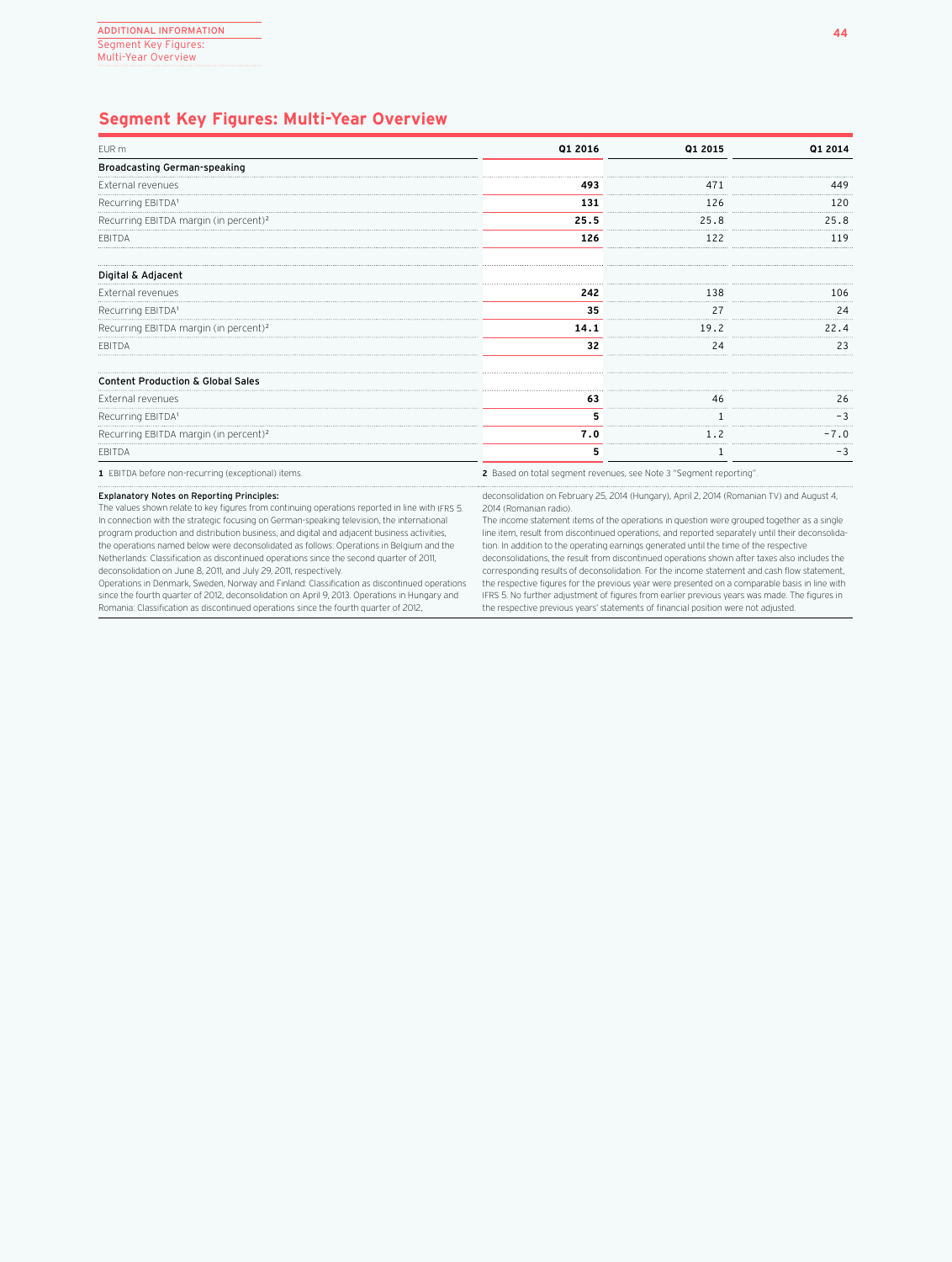# Segment Key Figures: Multi-Year Overview

| EUR m | Q1 2016 | Q1 2015 | Q1 2014 |
|---|---|---|---|
| **Broadcasting German-speaking** | | | |
| External revenues | **493** | 471 | 449 |
| Recurring EBITDA[1] | **131** | 126 | 120 |
| Recurring EBITDA margin (in percent)[2] | **25.5** | 25.8 | 25.8 |
| EBITDA | **126** | 122 | 119 |
| | | | |
| **Digital & Adjacent** | | | |
| External revenues | **242** | 138 | 106 |
| Recurring EBITDA[1] | **35** | 27 | 24 |
| Recurring EBITDA margin (in percent)[2] | **14.1** | 19.2 | 22.4 |
| EBITDA | **32** | 24 | 23 |
| | | | |
| **Content Production & Global Sales** | | | |
| External revenues | **63** | 46 | 26 |
| Recurring EBITDA[1] | **5** | 1 | -3 |
| Recurring EBITDA margin (in percent)[2] | **7.0** | 1.2 | -7.0 |
| EBITDA | **5** | 1 | -3 |

**1** EBITDA before non-recurring (exceptional) items.

**2** Based on total segment revenues, see Note 3 "Segment reporting".

**Explanatory Notes on Reporting Principles:**
The values shown relate to key figures from continuing operations reported in line with IFRS 5. In connection with the strategic focusing on German-speaking television, the international program production and distribution business, and digital and adjacent business activities, the operations named below were deconsolidated as follows: Operations in Belgium and the Netherlands: Classification as discontinued operations since the second quarter of 2011, deconsolidation on June 8, 2011, and July 29, 2011, respectively.
Operations in Denmark, Sweden, Norway and Finland: Classification as discontinued operations since the fourth quarter of 2012, deconsolidation on April 9, 2013. Operations in Hungary and Romania: Classification as discontinued operations since the fourth quarter of 2012, deconsolidation on February 25, 2014 (Hungary), April 2, 2014 (Romanian TV) and August 4, 2014 (Romanian radio).
The income statement items of the operations in question were grouped together as a single line item, result from discontinued operations, and reported separately until their deconsolidation. In addition to the operating earnings generated until the time of the respective deconsolidations, the result from discontinued operations shown after taxes also includes the corresponding results of deconsolidation. For the income statement and cash flow statement, the respective figures for the previous year were presented on a comparable basis in line with IFRS 5. No further adjustment of figures from earlier previous years was made. The figures in the respective previous years' statements of financial position were not adjusted.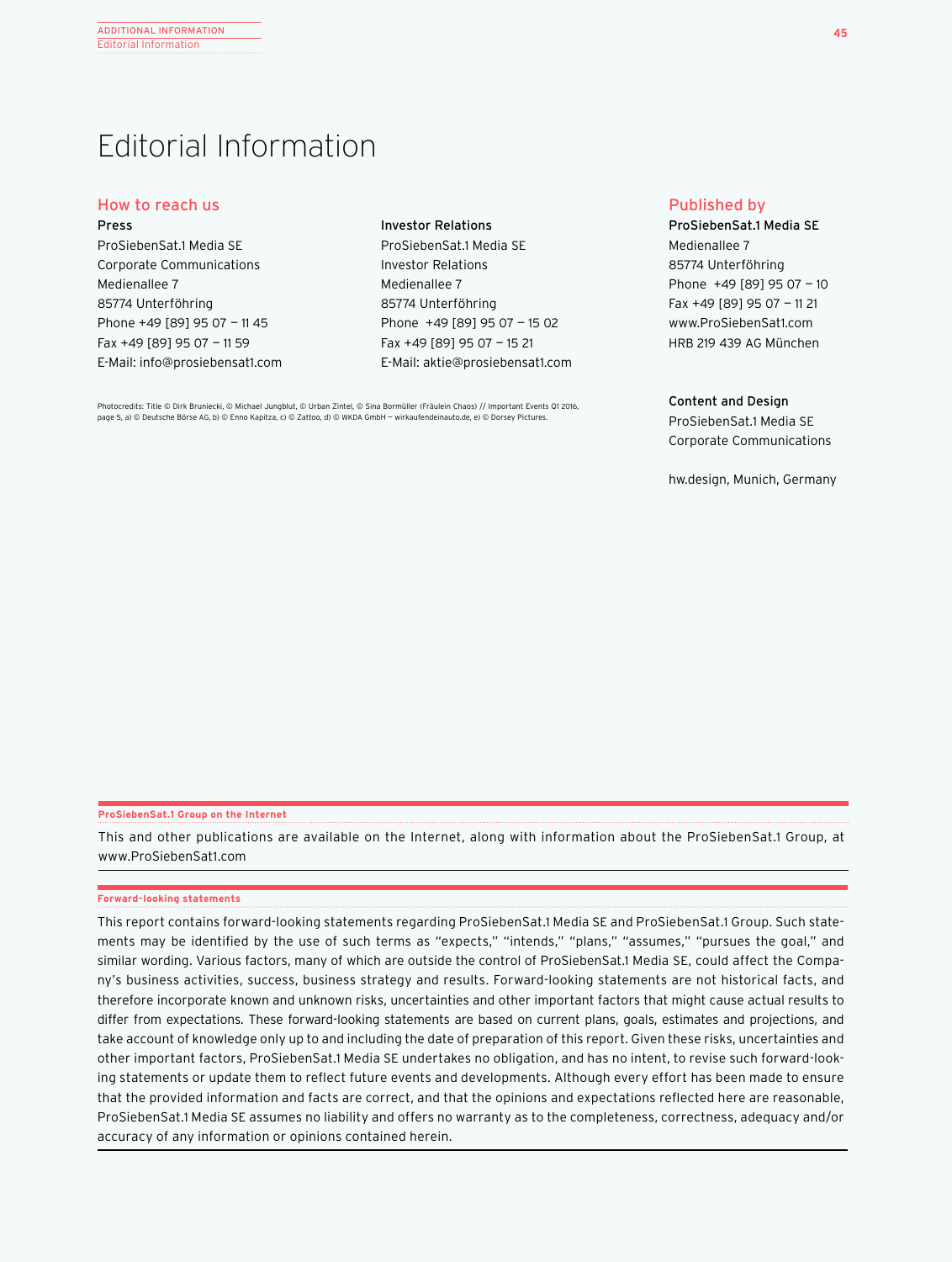# Editorial Information

## How to reach us

**Press**
ProSiebenSat.1 Media SE
Corporate Communications
Medienallee 7
85774 Unterföhring
Phone +49 [89] 95 07 – 11 45
Fax +49 [89] 95 07 – 11 59
E-Mail: info@prosiebensat1.com

**Investor Relations**
ProSiebenSat.1 Media SE
Investor Relations
Medienallee 7
85774 Unterföhring
Phone +49 [89] 95 07 – 15 02
Fax +49 [89] 95 07 – 15 21
E-Mail: aktie@prosiebensat1.com

Photocredits: Title © Dirk Bruniecki, © Michael Jungblut, © Urban Zintel, © Sina Bormüller (Fräulein Chaos) // Important Events Q1 2016, page 5, a) © Deutsche Börse AG, b) © Enno Kapitza, c) © Zattoo, d) © WKDA GmbH – wirkaufendeinauto.de, e) © Dorsey Pictures.

## Published by

**ProSiebenSat.1 Media SE**
Medienallee 7
85774 Unterföhring
Phone +49 [89] 95 07 – 10
Fax +49 [89] 95 07 – 11 21
www.ProSiebenSat1.com
HRB 219 439 AG München

**Content and Design**
ProSiebenSat.1 Media SE
Corporate Communications

hw.design, Munich, Germany

**ProSiebenSat.1 Group on the Internet**

This and other publications are available on the Internet, along with information about the ProSiebenSat.1 Group, at www.ProSiebenSat1.com

**Forward-looking statements**

This report contains forward-looking statements regarding ProSiebenSat.1 Media SE and ProSiebenSat.1 Group. Such statements may be identified by the use of such terms as "expects," "intends," "plans," "assumes," "pursues the goal," and similar wording. Various factors, many of which are outside the control of ProSiebenSat.1 Media SE, could affect the Company's business activities, success, business strategy and results. Forward-looking statements are not historical facts, and therefore incorporate known and unknown risks, uncertainties and other important factors that might cause actual results to differ from expectations. These forward-looking statements are based on current plans, goals, estimates and projections, and take account of knowledge only up to and including the date of preparation of this report. Given these risks, uncertainties and other important factors, ProSiebenSat.1 Media SE undertakes no obligation, and has no intent, to revise such forward-looking statements or update them to reflect future events and developments. Although every effort has been made to ensure that the provided information and facts are correct, and that the opinions and expectations reflected here are reasonable, ProSiebenSat.1 Media SE assumes no liability and offers no warranty as to the completeness, correctness, adequacy and/or accuracy of any information or opinions contained herein.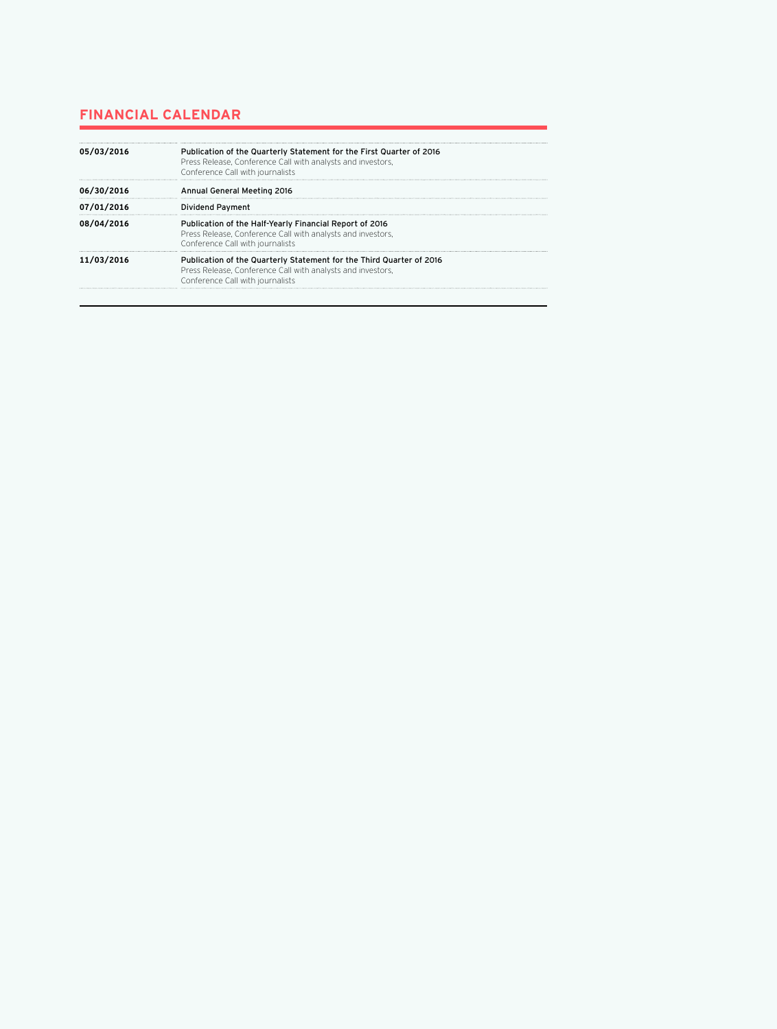## FINANCIAL CALENDAR

| | |
|---|---|
| **05/03/2016** | Publication of the Quarterly Statement for the First Quarter of 2016<br>Press Release, Conference Call with analysts and investors,<br>Conference Call with journalists |
| **06/30/2016** | Annual General Meeting 2016 |
| **07/01/2016** | Dividend Payment |
| **08/04/2016** | Publication of the Half-Yearly Financial Report of 2016<br>Press Release, Conference Call with analysts and investors,<br>Conference Call with journalists |
| **11/03/2016** | Publication of the Quarterly Statement for the Third Quarter of 2016<br>Press Release, Conference Call with analysts and investors,<br>Conference Call with journalists |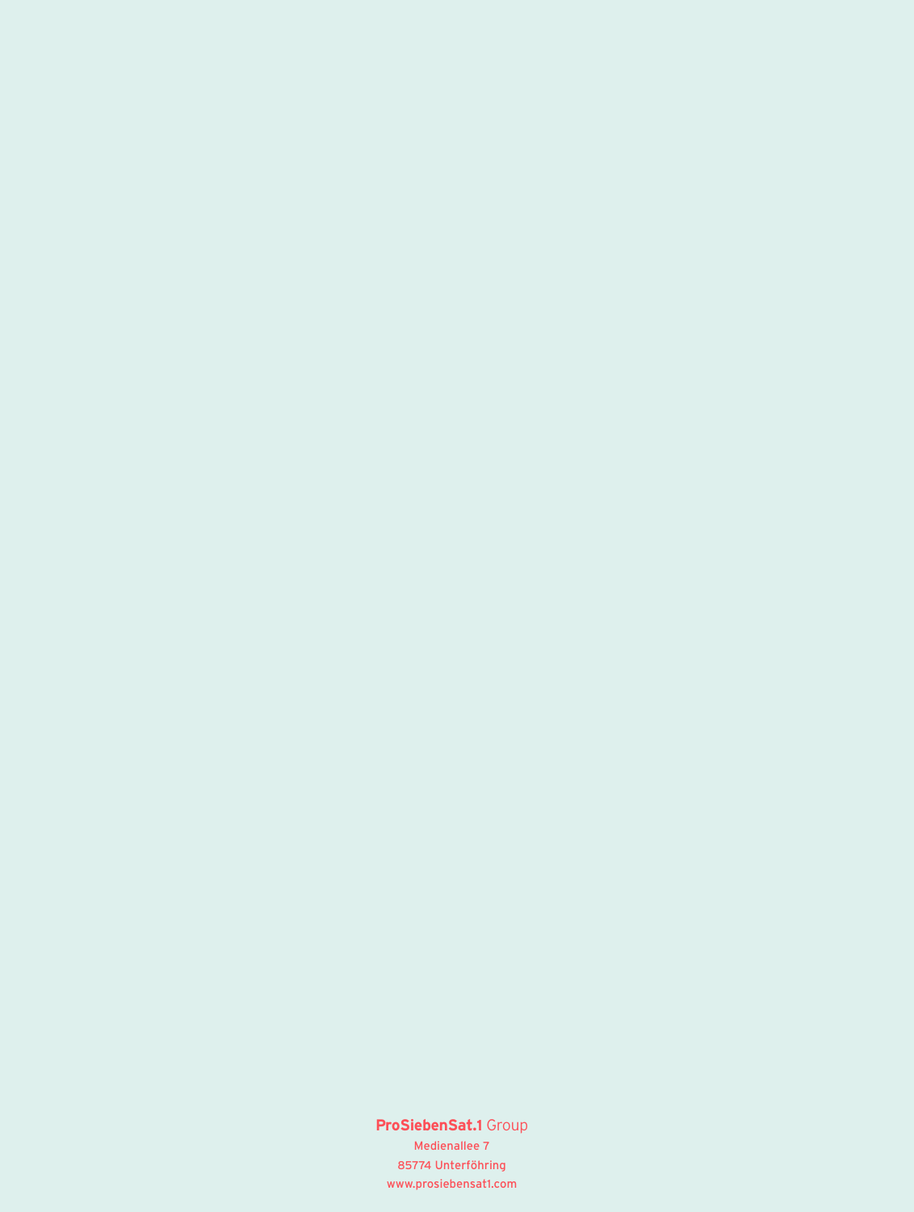**ProSiebenSat.1** Group

Medienallee 7

85774 Unterföhring

www.prosiebensat1.com